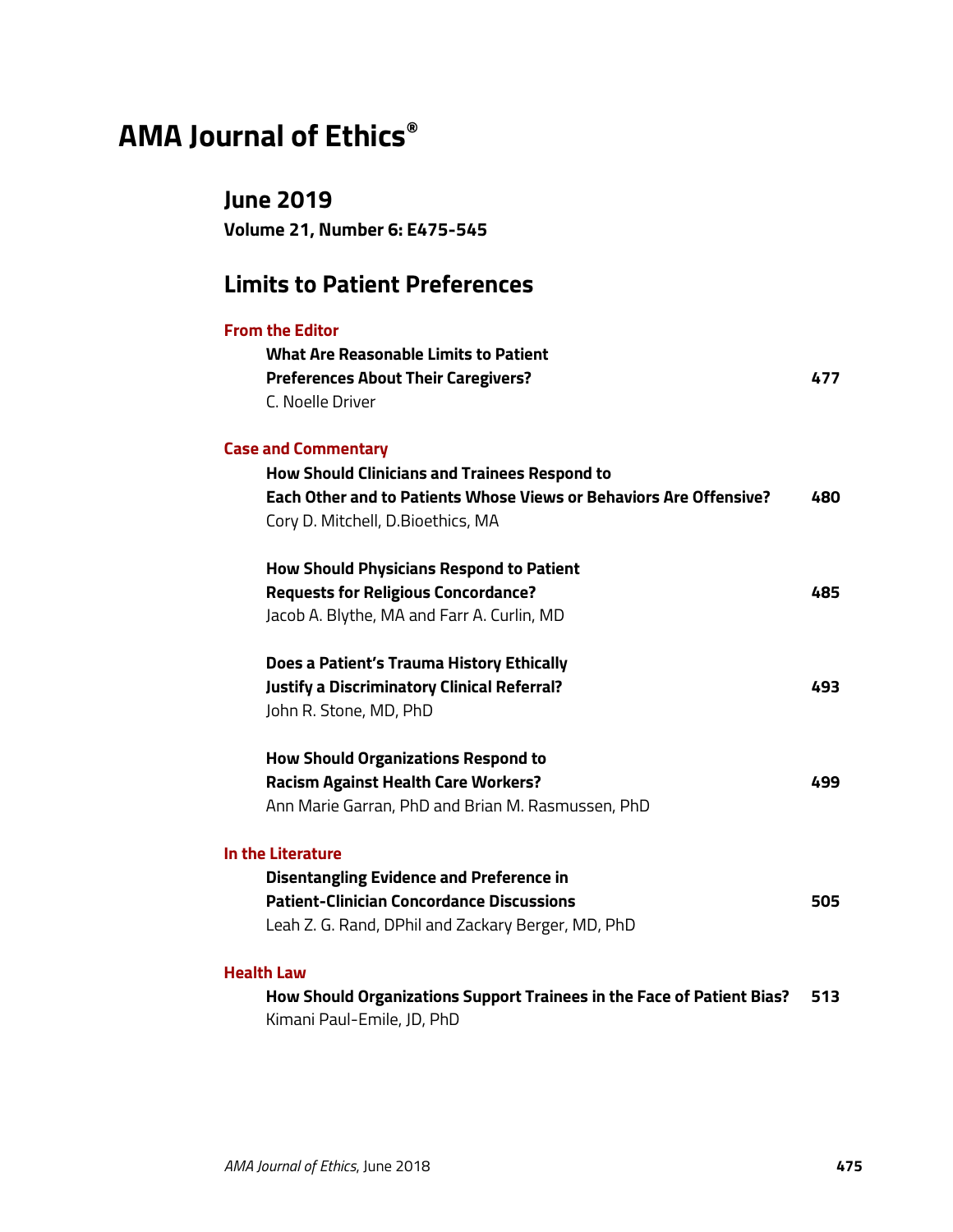# AMA Journal of Ethics®

## June 2019

**Volume 21, Number 6: E475-545**

## Limits to Patient Preferences

### From the Editor

**What Are Reasonable Limits to Patient Preferences About Their Caregivers?** 477
C. Noelle Driver

### Case and Commentary

**How Should Clinicians and Trainees Respond to Each Other and to Patients Whose Views or Behaviors Are Offensive?** 480
Cory D. Mitchell, D.Bioethics, MA

**How Should Physicians Respond to Patient Requests for Religious Concordance?** 485
Jacob A. Blythe, MA and Farr A. Curlin, MD

**Does a Patient's Trauma History Ethically Justify a Discriminatory Clinical Referral?** 493
John R. Stone, MD, PhD

**How Should Organizations Respond to Racism Against Health Care Workers?** 499
Ann Marie Garran, PhD and Brian M. Rasmussen, PhD

### In the Literature

**Disentangling Evidence and Preference in Patient-Clinician Concordance Discussions** 505
Leah Z. G. Rand, DPhil and Zackary Berger, MD, PhD

### Health Law

**How Should Organizations Support Trainees in the Face of Patient Bias?** 513
Kimani Paul-Emile, JD, PhD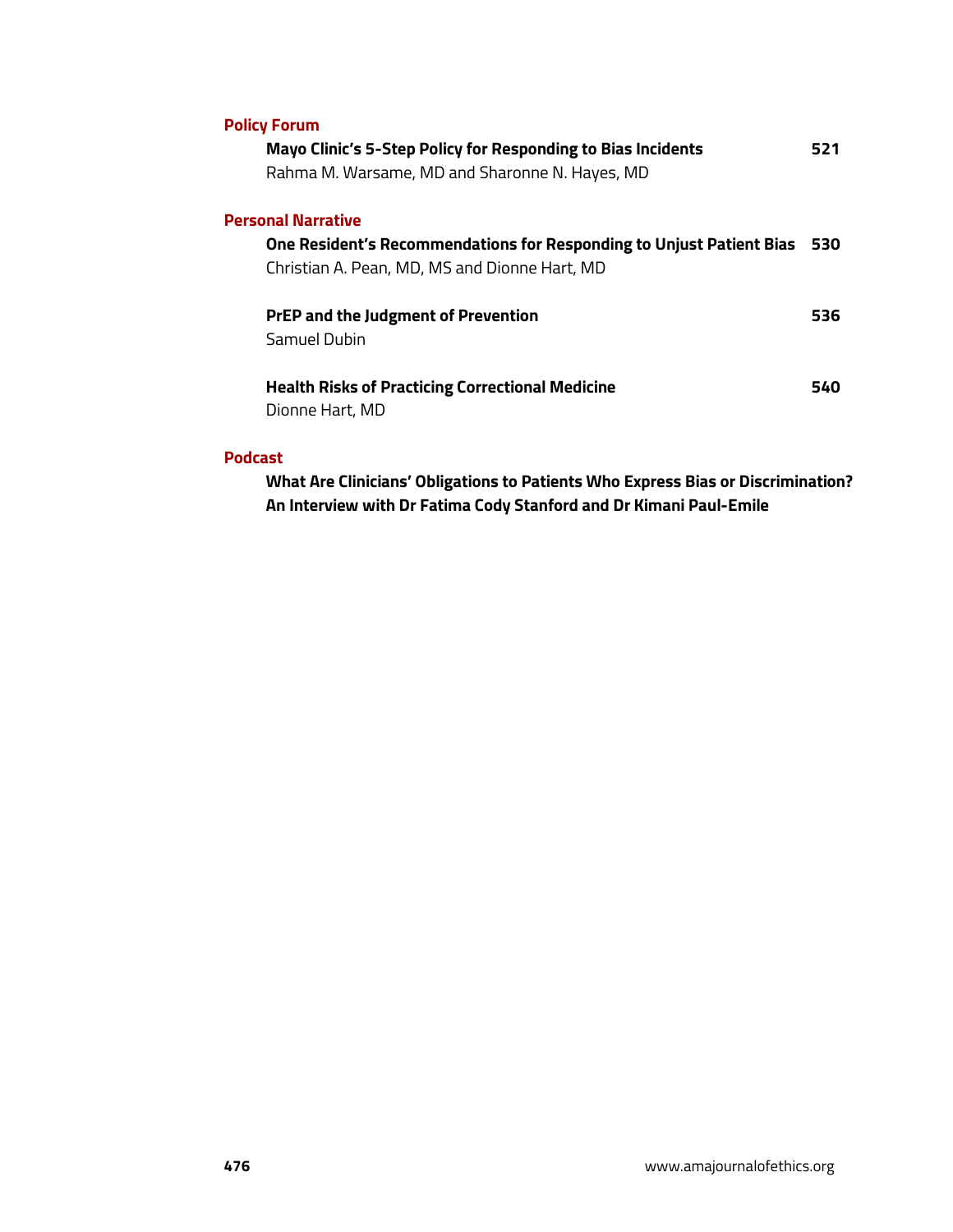## Policy Forum

**Mayo Clinic's 5-Step Policy for Responding to Bias Incidents** **521**
Rahma M. Warsame, MD and Sharonne N. Hayes, MD

## Personal Narrative

**One Resident's Recommendations for Responding to Unjust Patient Bias** **530**
Christian A. Pean, MD, MS and Dionne Hart, MD

**PrEP and the Judgment of Prevention** **536**
Samuel Dubin

**Health Risks of Practicing Correctional Medicine** **540**
Dionne Hart, MD

## Podcast

**What Are Clinicians' Obligations to Patients Who Express Bias or Discrimination? An Interview with Dr Fatima Cody Stanford and Dr Kimani Paul-Emile**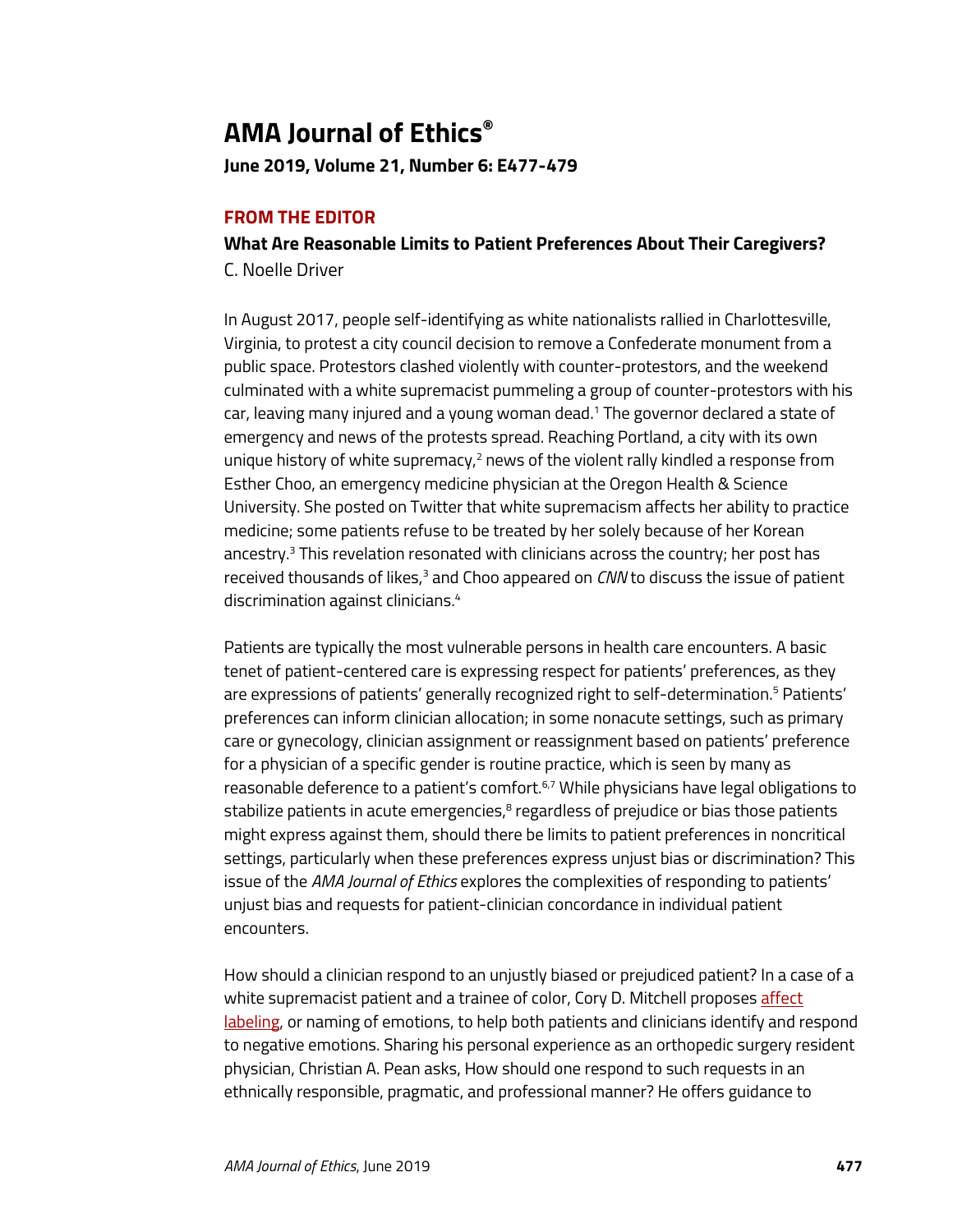# AMA Journal of Ethics®

**June 2019, Volume 21, Number 6: E477-479**

## FROM THE EDITOR

### What Are Reasonable Limits to Patient Preferences About Their Caregivers?

C. Noelle Driver

In August 2017, people self-identifying as white nationalists rallied in Charlottesville, Virginia, to protest a city council decision to remove a Confederate monument from a public space. Protestors clashed violently with counter-protestors, and the weekend culminated with a white supremacist pummeling a group of counter-protestors with his car, leaving many injured and a young woman dead.[1] The governor declared a state of emergency and news of the protests spread. Reaching Portland, a city with its own unique history of white supremacy,[2] news of the violent rally kindled a response from Esther Choo, an emergency medicine physician at the Oregon Health & Science University. She posted on Twitter that white supremacism affects her ability to practice medicine; some patients refuse to be treated by her solely because of her Korean ancestry.[3] This revelation resonated with clinicians across the country; her post has received thousands of likes,[3] and Choo appeared on *CNN* to discuss the issue of patient discrimination against clinicians.[4]

Patients are typically the most vulnerable persons in health care encounters. A basic tenet of patient-centered care is expressing respect for patients' preferences, as they are expressions of patients' generally recognized right to self-determination.[5] Patients' preferences can inform clinician allocation; in some nonacute settings, such as primary care or gynecology, clinician assignment or reassignment based on patients' preference for a physician of a specific gender is routine practice, which is seen by many as reasonable deference to a patient's comfort.[6,7] While physicians have legal obligations to stabilize patients in acute emergencies,[8] regardless of prejudice or bias those patients might express against them, should there be limits to patient preferences in noncritical settings, particularly when these preferences express unjust bias or discrimination? This issue of the *AMA Journal of Ethics* explores the complexities of responding to patients' unjust bias and requests for patient-clinician concordance in individual patient encounters.

How should a clinician respond to an unjustly biased or prejudiced patient? In a case of a white supremacist patient and a trainee of color, Cory D. Mitchell proposes affect labeling, or naming of emotions, to help both patients and clinicians identify and respond to negative emotions. Sharing his personal experience as an orthopedic surgery resident physician, Christian A. Pean asks, How should one respond to such requests in an ethnically responsible, pragmatic, and professional manner? He offers guidance to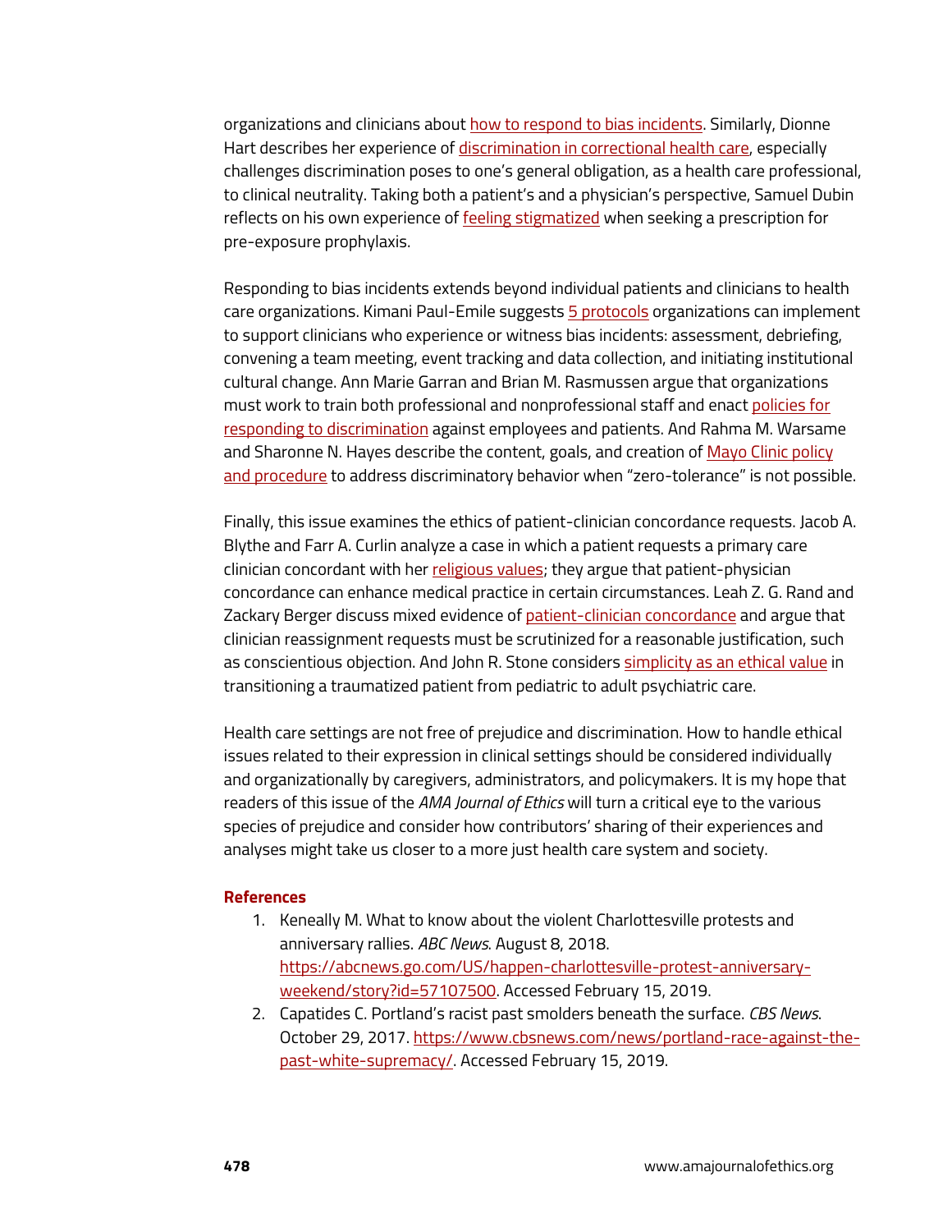organizations and clinicians about how to respond to bias incidents. Similarly, Dionne Hart describes her experience of discrimination in correctional health care, especially challenges discrimination poses to one's general obligation, as a health care professional, to clinical neutrality. Taking both a patient's and a physician's perspective, Samuel Dubin reflects on his own experience of feeling stigmatized when seeking a prescription for pre-exposure prophylaxis.

Responding to bias incidents extends beyond individual patients and clinicians to health care organizations. Kimani Paul-Emile suggests 5 protocols organizations can implement to support clinicians who experience or witness bias incidents: assessment, debriefing, convening a team meeting, event tracking and data collection, and initiating institutional cultural change. Ann Marie Garran and Brian M. Rasmussen argue that organizations must work to train both professional and nonprofessional staff and enact policies for responding to discrimination against employees and patients. And Rahma M. Warsame and Sharonne N. Hayes describe the content, goals, and creation of Mayo Clinic policy and procedure to address discriminatory behavior when "zero-tolerance" is not possible.

Finally, this issue examines the ethics of patient-clinician concordance requests. Jacob A. Blythe and Farr A. Curlin analyze a case in which a patient requests a primary care clinician concordant with her religious values; they argue that patient-physician concordance can enhance medical practice in certain circumstances. Leah Z. G. Rand and Zackary Berger discuss mixed evidence of patient-clinician concordance and argue that clinician reassignment requests must be scrutinized for a reasonable justification, such as conscientious objection. And John R. Stone considers simplicity as an ethical value in transitioning a traumatized patient from pediatric to adult psychiatric care.

Health care settings are not free of prejudice and discrimination. How to handle ethical issues related to their expression in clinical settings should be considered individually and organizationally by caregivers, administrators, and policymakers. It is my hope that readers of this issue of the *AMA Journal of Ethics* will turn a critical eye to the various species of prejudice and consider how contributors' sharing of their experiences and analyses might take us closer to a more just health care system and society.

## References

1. Keneally M. What to know about the violent Charlottesville protests and anniversary rallies. *ABC News*. August 8, 2018. https://abcnews.go.com/US/happen-charlottesville-protest-anniversary-weekend/story?id=57107500. Accessed February 15, 2019.
2. Capatides C. Portland's racist past smolders beneath the surface. *CBS News*. October 29, 2017. https://www.cbsnews.com/news/portland-race-against-the-past-white-supremacy/. Accessed February 15, 2019.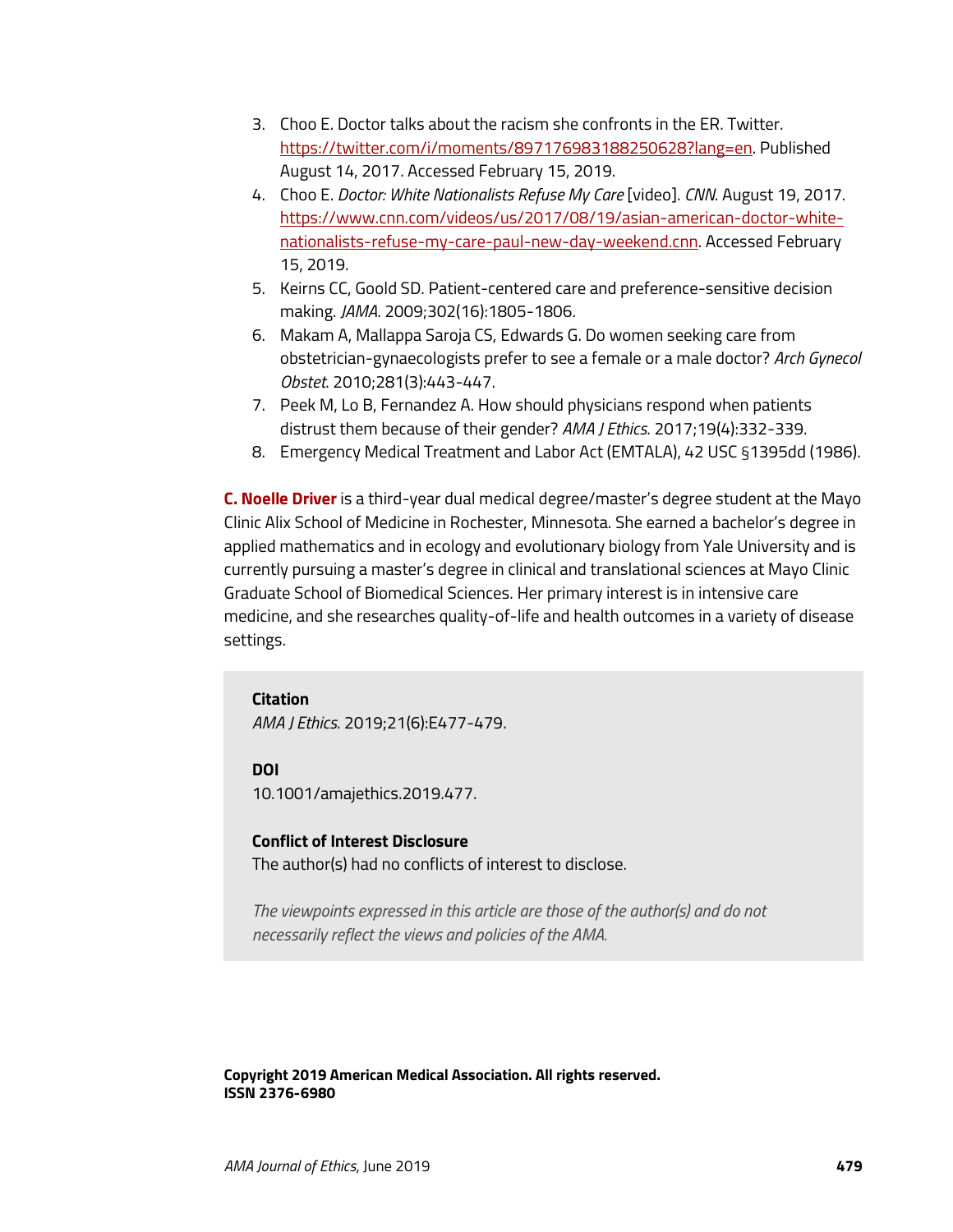3. Choo E. Doctor talks about the racism she confronts in the ER. Twitter. https://twitter.com/i/moments/897176983188250628?lang=en. Published August 14, 2017. Accessed February 15, 2019.
4. Choo E. *Doctor: White Nationalists Refuse My Care* [video]. *CNN*. August 19, 2017. https://www.cnn.com/videos/us/2017/08/19/asian-american-doctor-white-nationalists-refuse-my-care-paul-new-day-weekend.cnn. Accessed February 15, 2019.
5. Keirns CC, Goold SD. Patient-centered care and preference-sensitive decision making. *JAMA*. 2009;302(16):1805-1806.
6. Makam A, Mallappa Saroja CS, Edwards G. Do women seeking care from obstetrician-gynaecologists prefer to see a female or a male doctor? *Arch Gynecol Obstet*. 2010;281(3):443-447.
7. Peek M, Lo B, Fernandez A. How should physicians respond when patients distrust them because of their gender? *AMA J Ethics*. 2017;19(4):332-339.
8. Emergency Medical Treatment and Labor Act (EMTALA), 42 USC §1395dd (1986).

**C. Noelle Driver** is a third-year dual medical degree/master's degree student at the Mayo Clinic Alix School of Medicine in Rochester, Minnesota. She earned a bachelor's degree in applied mathematics and in ecology and evolutionary biology from Yale University and is currently pursuing a master's degree in clinical and translational sciences at Mayo Clinic Graduate School of Biomedical Sciences. Her primary interest is in intensive care medicine, and she researches quality-of-life and health outcomes in a variety of disease settings.

**Citation**
*AMA J Ethics*. 2019;21(6):E477-479.

**DOI**
10.1001/amajethics.2019.477.

**Conflict of Interest Disclosure**
The author(s) had no conflicts of interest to disclose.

*The viewpoints expressed in this article are those of the author(s) and do not necessarily reflect the views and policies of the AMA.*

**Copyright 2019 American Medical Association. All rights reserved.**
**ISSN 2376-6980**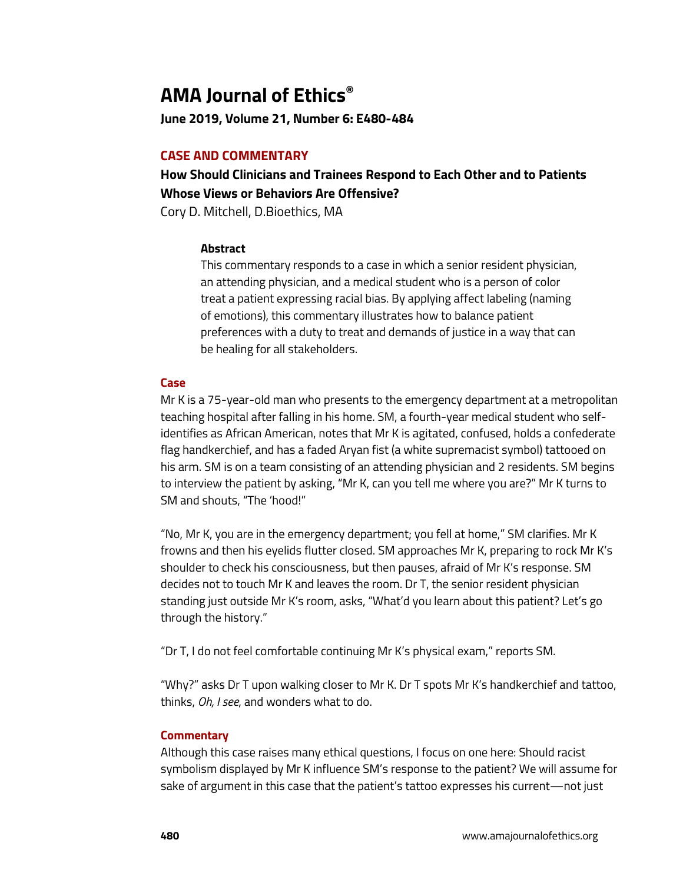# AMA Journal of Ethics®

**June 2019, Volume 21, Number 6: E480-484**

## CASE AND COMMENTARY

### How Should Clinicians and Trainees Respond to Each Other and to Patients Whose Views or Behaviors Are Offensive?

Cory D. Mitchell, D.Bioethics, MA

> **Abstract**
>
> This commentary responds to a case in which a senior resident physician, an attending physician, and a medical student who is a person of color treat a patient expressing racial bias. By applying affect labeling (naming of emotions), this commentary illustrates how to balance patient preferences with a duty to treat and demands of justice in a way that can be healing for all stakeholders.

## Case

Mr K is a 75-year-old man who presents to the emergency department at a metropolitan teaching hospital after falling in his home. SM, a fourth-year medical student who self-identifies as African American, notes that Mr K is agitated, confused, holds a confederate flag handkerchief, and has a faded Aryan fist (a white supremacist symbol) tattooed on his arm. SM is on a team consisting of an attending physician and 2 residents. SM begins to interview the patient by asking, "Mr K, can you tell me where you are?" Mr K turns to SM and shouts, "The 'hood!"

"No, Mr K, you are in the emergency department; you fell at home," SM clarifies. Mr K frowns and then his eyelids flutter closed. SM approaches Mr K, preparing to rock Mr K's shoulder to check his consciousness, but then pauses, afraid of Mr K's response. SM decides not to touch Mr K and leaves the room. Dr T, the senior resident physician standing just outside Mr K's room, asks, "What'd you learn about this patient? Let's go through the history."

"Dr T, I do not feel comfortable continuing Mr K's physical exam," reports SM.

"Why?" asks Dr T upon walking closer to Mr K. Dr T spots Mr K's handkerchief and tattoo, thinks, *Oh, I see*, and wonders what to do.

## Commentary

Although this case raises many ethical questions, I focus on one here: Should racist symbolism displayed by Mr K influence SM's response to the patient? We will assume for sake of argument in this case that the patient's tattoo expresses his current—not just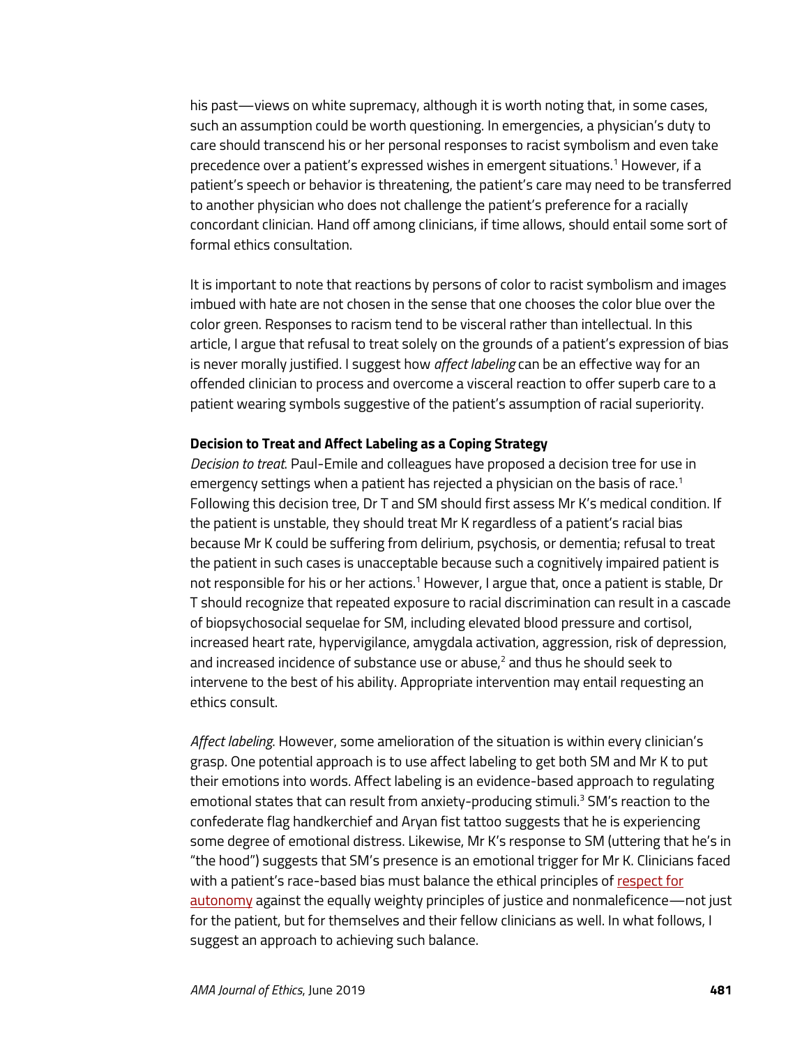his past—views on white supremacy, although it is worth noting that, in some cases, such an assumption could be worth questioning. In emergencies, a physician's duty to care should transcend his or her personal responses to racist symbolism and even take precedence over a patient's expressed wishes in emergent situations.[1] However, if a patient's speech or behavior is threatening, the patient's care may need to be transferred to another physician who does not challenge the patient's preference for a racially concordant clinician. Hand off among clinicians, if time allows, should entail some sort of formal ethics consultation.

It is important to note that reactions by persons of color to racist symbolism and images imbued with hate are not chosen in the sense that one chooses the color blue over the color green. Responses to racism tend to be visceral rather than intellectual. In this article, I argue that refusal to treat solely on the grounds of a patient's expression of bias is never morally justified. I suggest how *affect labeling* can be an effective way for an offended clinician to process and overcome a visceral reaction to offer superb care to a patient wearing symbols suggestive of the patient's assumption of racial superiority.

**Decision to Treat and Affect Labeling as a Coping Strategy**

*Decision to treat.* Paul-Emile and colleagues have proposed a decision tree for use in emergency settings when a patient has rejected a physician on the basis of race.[1] Following this decision tree, Dr T and SM should first assess Mr K's medical condition. If the patient is unstable, they should treat Mr K regardless of a patient's racial bias because Mr K could be suffering from delirium, psychosis, or dementia; refusal to treat the patient in such cases is unacceptable because such a cognitively impaired patient is not responsible for his or her actions.[1] However, I argue that, once a patient is stable, Dr T should recognize that repeated exposure to racial discrimination can result in a cascade of biopsychosocial sequelae for SM, including elevated blood pressure and cortisol, increased heart rate, hypervigilance, amygdala activation, aggression, risk of depression, and increased incidence of substance use or abuse,[2] and thus he should seek to intervene to the best of his ability. Appropriate intervention may entail requesting an ethics consult.

*Affect labeling.* However, some amelioration of the situation is within every clinician's grasp. One potential approach is to use affect labeling to get both SM and Mr K to put their emotions into words. Affect labeling is an evidence-based approach to regulating emotional states that can result from anxiety-producing stimuli.[3] SM's reaction to the confederate flag handkerchief and Aryan fist tattoo suggests that he is experiencing some degree of emotional distress. Likewise, Mr K's response to SM (uttering that he's in "the hood") suggests that SM's presence is an emotional trigger for Mr K. Clinicians faced with a patient's race-based bias must balance the ethical principles of respect for autonomy against the equally weighty principles of justice and nonmaleficence—not just for the patient, but for themselves and their fellow clinicians as well. In what follows, I suggest an approach to achieving such balance.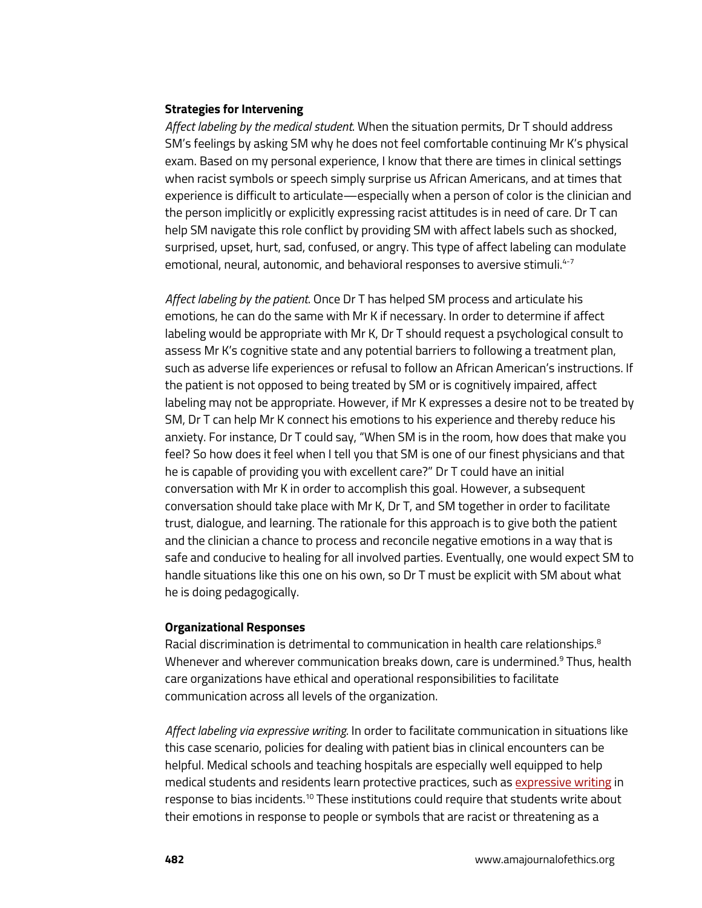### Strategies for Intervening

*Affect labeling by the medical student*. When the situation permits, Dr T should address SM's feelings by asking SM why he does not feel comfortable continuing Mr K's physical exam. Based on my personal experience, I know that there are times in clinical settings when racist symbols or speech simply surprise us African Americans, and at times that experience is difficult to articulate—especially when a person of color is the clinician and the person implicitly or explicitly expressing racist attitudes is in need of care. Dr T can help SM navigate this role conflict by providing SM with affect labels such as shocked, surprised, upset, hurt, sad, confused, or angry. This type of affect labeling can modulate emotional, neural, autonomic, and behavioral responses to aversive stimuli.[4-7]

*Affect labeling by the patient*. Once Dr T has helped SM process and articulate his emotions, he can do the same with Mr K if necessary. In order to determine if affect labeling would be appropriate with Mr K, Dr T should request a psychological consult to assess Mr K's cognitive state and any potential barriers to following a treatment plan, such as adverse life experiences or refusal to follow an African American's instructions. If the patient is not opposed to being treated by SM or is cognitively impaired, affect labeling may not be appropriate. However, if Mr K expresses a desire not to be treated by SM, Dr T can help Mr K connect his emotions to his experience and thereby reduce his anxiety. For instance, Dr T could say, "When SM is in the room, how does that make you feel? So how does it feel when I tell you that SM is one of our finest physicians and that he is capable of providing you with excellent care?" Dr T could have an initial conversation with Mr K in order to accomplish this goal. However, a subsequent conversation should take place with Mr K, Dr T, and SM together in order to facilitate trust, dialogue, and learning. The rationale for this approach is to give both the patient and the clinician a chance to process and reconcile negative emotions in a way that is safe and conducive to healing for all involved parties. Eventually, one would expect SM to handle situations like this one on his own, so Dr T must be explicit with SM about what he is doing pedagogically.

### Organizational Responses

Racial discrimination is detrimental to communication in health care relationships.[8] Whenever and wherever communication breaks down, care is undermined.[9] Thus, health care organizations have ethical and operational responsibilities to facilitate communication across all levels of the organization.

*Affect labeling via expressive writing*. In order to facilitate communication in situations like this case scenario, policies for dealing with patient bias in clinical encounters can be helpful. Medical schools and teaching hospitals are especially well equipped to help medical students and residents learn protective practices, such as expressive writing in response to bias incidents.[10] These institutions could require that students write about their emotions in response to people or symbols that are racist or threatening as a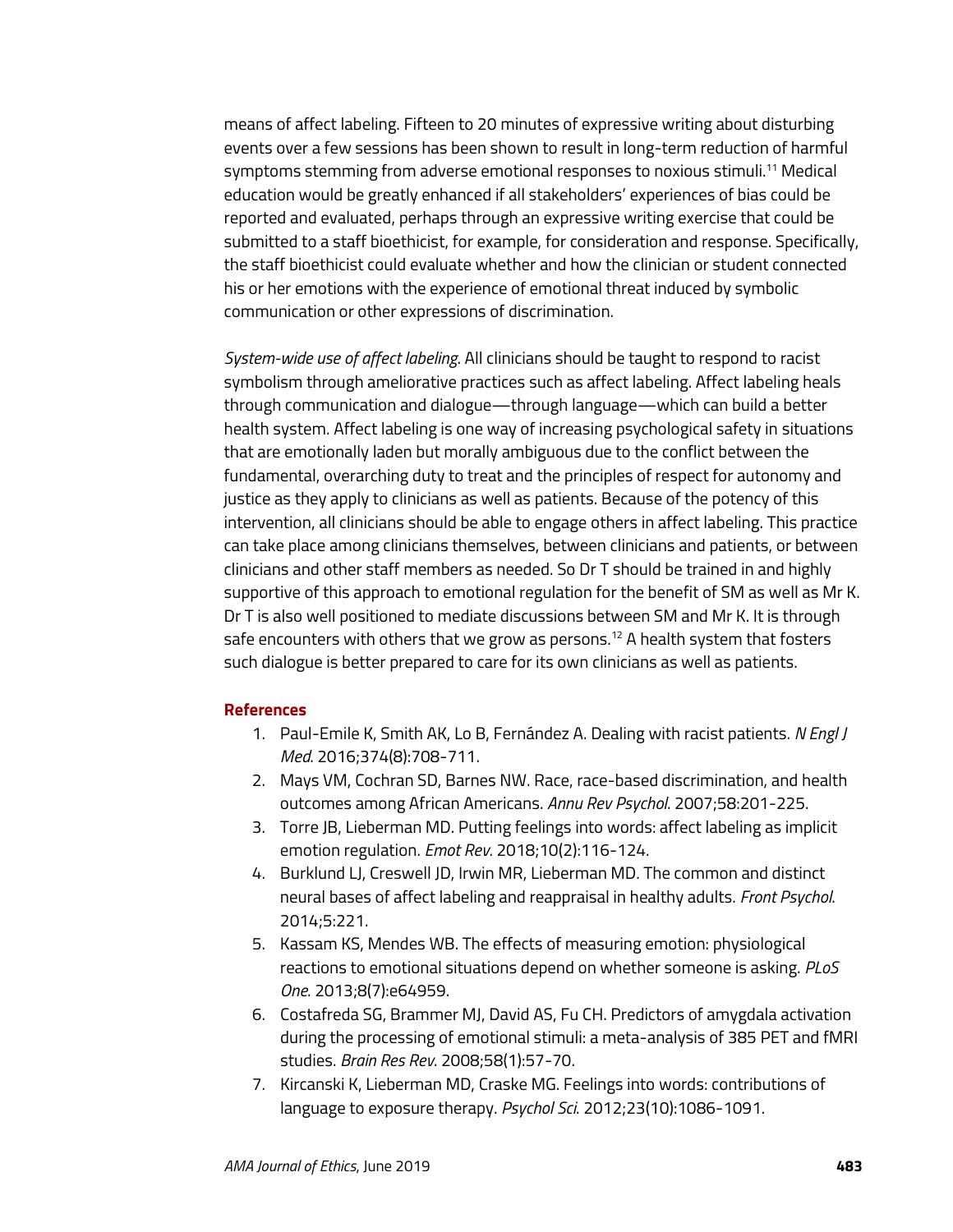means of affect labeling. Fifteen to 20 minutes of expressive writing about disturbing events over a few sessions has been shown to result in long-term reduction of harmful symptoms stemming from adverse emotional responses to noxious stimuli.[11] Medical education would be greatly enhanced if all stakeholders' experiences of bias could be reported and evaluated, perhaps through an expressive writing exercise that could be submitted to a staff bioethicist, for example, for consideration and response. Specifically, the staff bioethicist could evaluate whether and how the clinician or student connected his or her emotions with the experience of emotional threat induced by symbolic communication or other expressions of discrimination.

*System-wide use of affect labeling.* All clinicians should be taught to respond to racist symbolism through ameliorative practices such as affect labeling. Affect labeling heals through communication and dialogue—through language—which can build a better health system. Affect labeling is one way of increasing psychological safety in situations that are emotionally laden but morally ambiguous due to the conflict between the fundamental, overarching duty to treat and the principles of respect for autonomy and justice as they apply to clinicians as well as patients. Because of the potency of this intervention, all clinicians should be able to engage others in affect labeling. This practice can take place among clinicians themselves, between clinicians and patients, or between clinicians and other staff members as needed. So Dr T should be trained in and highly supportive of this approach to emotional regulation for the benefit of SM as well as Mr K. Dr T is also well positioned to mediate discussions between SM and Mr K. It is through safe encounters with others that we grow as persons.[12] A health system that fosters such dialogue is better prepared to care for its own clinicians as well as patients.

## References

1. Paul-Emile K, Smith AK, Lo B, Fernández A. Dealing with racist patients. *N Engl J Med*. 2016;374(8):708-711.
2. Mays VM, Cochran SD, Barnes NW. Race, race-based discrimination, and health outcomes among African Americans. *Annu Rev Psychol*. 2007;58:201-225.
3. Torre JB, Lieberman MD. Putting feelings into words: affect labeling as implicit emotion regulation. *Emot Rev*. 2018;10(2):116-124.
4. Burklund LJ, Creswell JD, Irwin MR, Lieberman MD. The common and distinct neural bases of affect labeling and reappraisal in healthy adults. *Front Psychol*. 2014;5:221.
5. Kassam KS, Mendes WB. The effects of measuring emotion: physiological reactions to emotional situations depend on whether someone is asking. *PLoS One*. 2013;8(7):e64959.
6. Costafreda SG, Brammer MJ, David AS, Fu CH. Predictors of amygdala activation during the processing of emotional stimuli: a meta-analysis of 385 PET and fMRI studies. *Brain Res Rev*. 2008;58(1):57-70.
7. Kircanski K, Lieberman MD, Craske MG. Feelings into words: contributions of language to exposure therapy. *Psychol Sci*. 2012;23(10):1086-1091.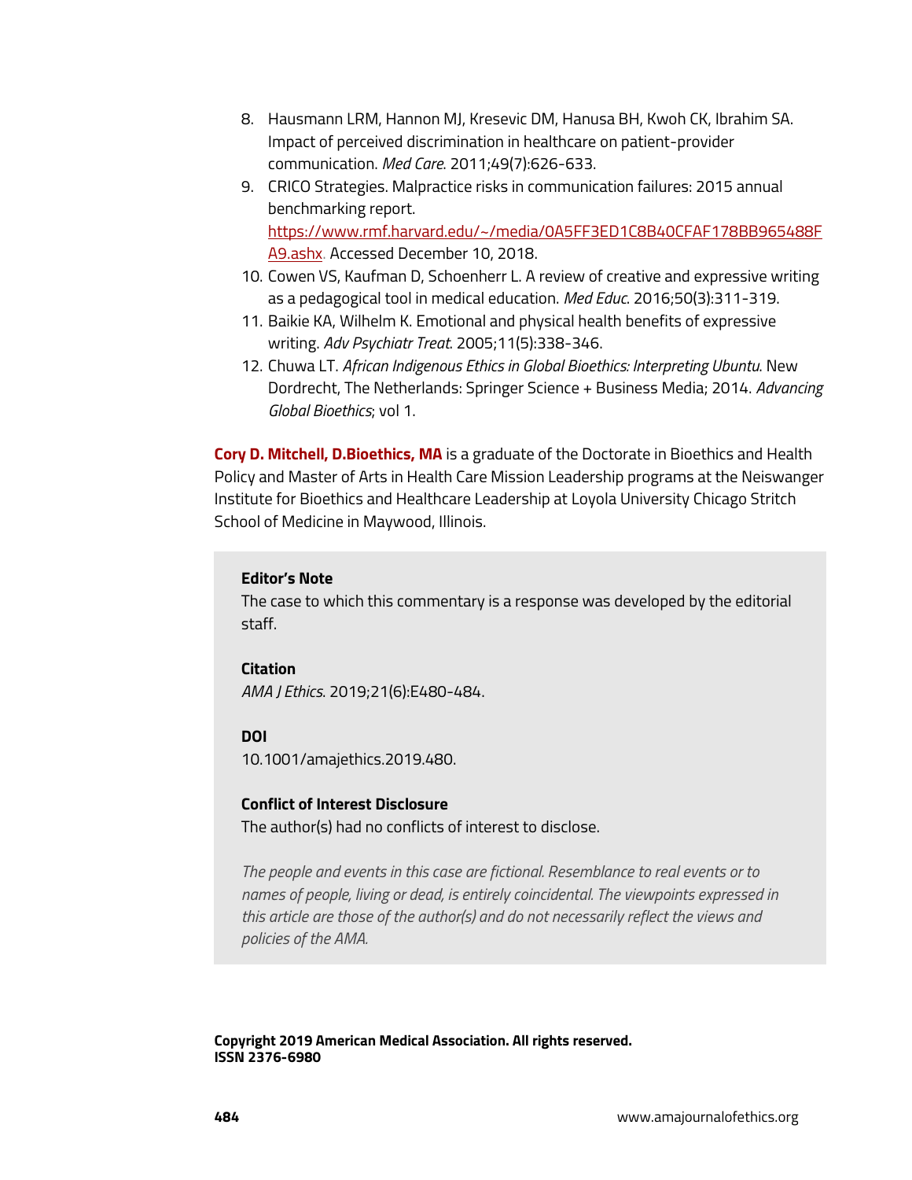8. Hausmann LRM, Hannon MJ, Kresevic DM, Hanusa BH, Kwoh CK, Ibrahim SA. Impact of perceived discrimination in healthcare on patient-provider communication. *Med Care*. 2011;49(7):626-633.
9. CRICO Strategies. Malpractice risks in communication failures: 2015 annual benchmarking report. https://www.rmf.harvard.edu/~/media/0A5FF3ED1C8B40CFAF178BB965488FA9.ashx. Accessed December 10, 2018.
10. Cowen VS, Kaufman D, Schoenherr L. A review of creative and expressive writing as a pedagogical tool in medical education. *Med Educ*. 2016;50(3):311-319.
11. Baikie KA, Wilhelm K. Emotional and physical health benefits of expressive writing. *Adv Psychiatr Treat*. 2005;11(5):338-346.
12. Chuwa LT. *African Indigenous Ethics in Global Bioethics: Interpreting Ubuntu*. New Dordrecht, The Netherlands: Springer Science + Business Media; 2014. *Advancing Global Bioethics*; vol 1.

**Cory D. Mitchell, D.Bioethics, MA** is a graduate of the Doctorate in Bioethics and Health Policy and Master of Arts in Health Care Mission Leadership programs at the Neiswanger Institute for Bioethics and Healthcare Leadership at Loyola University Chicago Stritch School of Medicine in Maywood, Illinois.

**Editor's Note**

The case to which this commentary is a response was developed by the editorial staff.

**Citation**

*AMA J Ethics*. 2019;21(6):E480-484.

**DOI**

10.1001/amajethics.2019.480.

**Conflict of Interest Disclosure**

The author(s) had no conflicts of interest to disclose.

*The people and events in this case are fictional. Resemblance to real events or to names of people, living or dead, is entirely coincidental. The viewpoints expressed in this article are those of the author(s) and do not necessarily reflect the views and policies of the AMA.*

**Copyright 2019 American Medical Association. All rights reserved.**
**ISSN 2376-6980**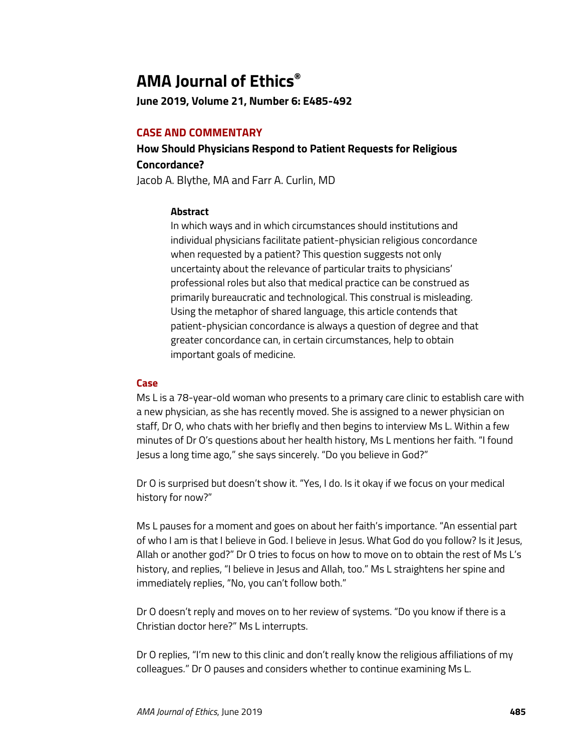# AMA Journal of Ethics®

**June 2019, Volume 21, Number 6: E485-492**

## CASE AND COMMENTARY

### How Should Physicians Respond to Patient Requests for Religious Concordance?

Jacob A. Blythe, MA and Farr A. Curlin, MD

> **Abstract**
>
> In which ways and in which circumstances should institutions and individual physicians facilitate patient-physician religious concordance when requested by a patient? This question suggests not only uncertainty about the relevance of particular traits to physicians' professional roles but also that medical practice can be construed as primarily bureaucratic and technological. This construal is misleading. Using the metaphor of shared language, this article contends that patient-physician concordance is always a question of degree and that greater concordance can, in certain circumstances, help to obtain important goals of medicine.

## Case

Ms L is a 78-year-old woman who presents to a primary care clinic to establish care with a new physician, as she has recently moved. She is assigned to a newer physician on staff, Dr O, who chats with her briefly and then begins to interview Ms L. Within a few minutes of Dr O's questions about her health history, Ms L mentions her faith. "I found Jesus a long time ago," she says sincerely. "Do you believe in God?"

Dr O is surprised but doesn't show it. "Yes, I do. Is it okay if we focus on your medical history for now?"

Ms L pauses for a moment and goes on about her faith's importance. "An essential part of who I am is that I believe in God. I believe in Jesus. What God do you follow? Is it Jesus, Allah or another god?" Dr O tries to focus on how to move on to obtain the rest of Ms L's history, and replies, "I believe in Jesus and Allah, too." Ms L straightens her spine and immediately replies, "No, you can't follow both."

Dr O doesn't reply and moves on to her review of systems. "Do you know if there is a Christian doctor here?" Ms L interrupts.

Dr O replies, "I'm new to this clinic and don't really know the religious affiliations of my colleagues." Dr O pauses and considers whether to continue examining Ms L.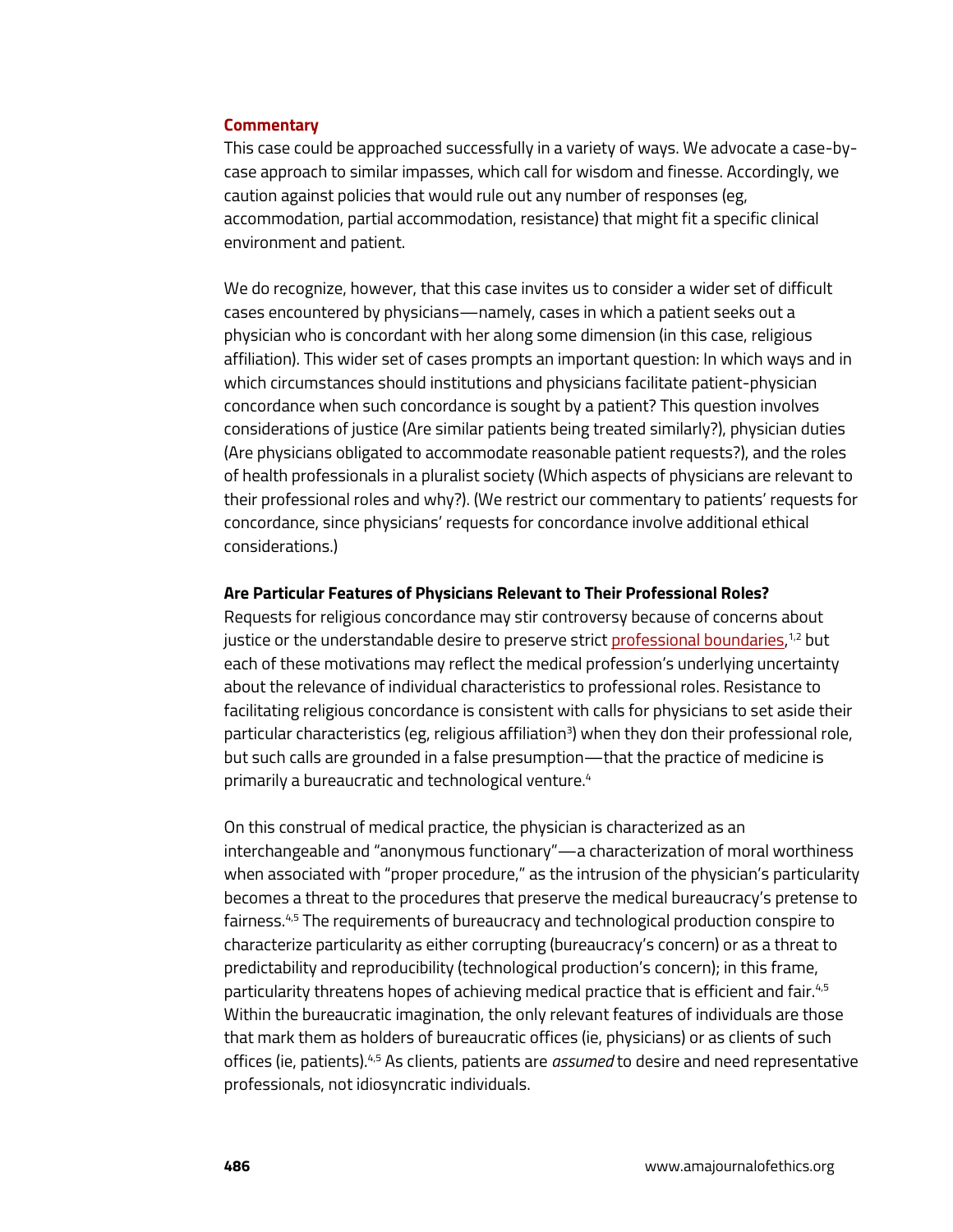## Commentary

This case could be approached successfully in a variety of ways. We advocate a case-by-case approach to similar impasses, which call for wisdom and finesse. Accordingly, we caution against policies that would rule out any number of responses (eg, accommodation, partial accommodation, resistance) that might fit a specific clinical environment and patient.

We do recognize, however, that this case invites us to consider a wider set of difficult cases encountered by physicians—namely, cases in which a patient seeks out a physician who is concordant with her along some dimension (in this case, religious affiliation). This wider set of cases prompts an important question: In which ways and in which circumstances should institutions and physicians facilitate patient-physician concordance when such concordance is sought by a patient? This question involves considerations of justice (Are similar patients being treated similarly?), physician duties (Are physicians obligated to accommodate reasonable patient requests?), and the roles of health professionals in a pluralist society (Which aspects of physicians are relevant to their professional roles and why?). (We restrict our commentary to patients' requests for concordance, since physicians' requests for concordance involve additional ethical considerations.)

### Are Particular Features of Physicians Relevant to Their Professional Roles?

Requests for religious concordance may stir controversy because of concerns about justice or the understandable desire to preserve strict professional boundaries,[1,2] but each of these motivations may reflect the medical profession's underlying uncertainty about the relevance of individual characteristics to professional roles. Resistance to facilitating religious concordance is consistent with calls for physicians to set aside their particular characteristics (eg, religious affiliation[3]) when they don their professional role, but such calls are grounded in a false presumption—that the practice of medicine is primarily a bureaucratic and technological venture.[4]

On this construal of medical practice, the physician is characterized as an interchangeable and "anonymous functionary"—a characterization of moral worthiness when associated with "proper procedure," as the intrusion of the physician's particularity becomes a threat to the procedures that preserve the medical bureaucracy's pretense to fairness.[4,5] The requirements of bureaucracy and technological production conspire to characterize particularity as either corrupting (bureaucracy's concern) or as a threat to predictability and reproducibility (technological production's concern); in this frame, particularity threatens hopes of achieving medical practice that is efficient and fair.[4,5] Within the bureaucratic imagination, the only relevant features of individuals are those that mark them as holders of bureaucratic offices (ie, physicians) or as clients of such offices (ie, patients).[4,5] As clients, patients are *assumed* to desire and need representative professionals, not idiosyncratic individuals.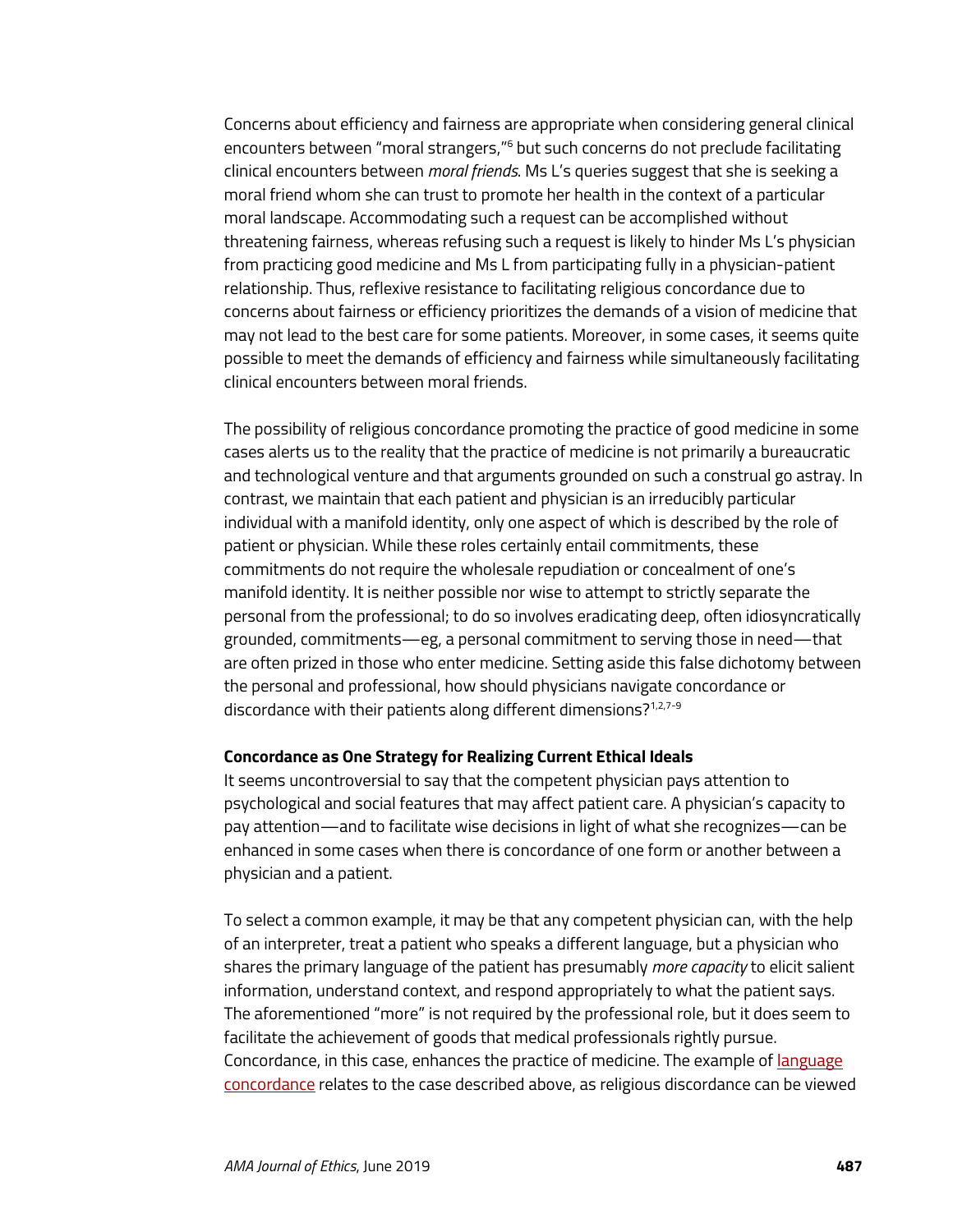Concerns about efficiency and fairness are appropriate when considering general clinical encounters between "moral strangers,"[6] but such concerns do not preclude facilitating clinical encounters between *moral friends*. Ms L's queries suggest that she is seeking a moral friend whom she can trust to promote her health in the context of a particular moral landscape. Accommodating such a request can be accomplished without threatening fairness, whereas refusing such a request is likely to hinder Ms L's physician from practicing good medicine and Ms L from participating fully in a physician-patient relationship. Thus, reflexive resistance to facilitating religious concordance due to concerns about fairness or efficiency prioritizes the demands of a vision of medicine that may not lead to the best care for some patients. Moreover, in some cases, it seems quite possible to meet the demands of efficiency and fairness while simultaneously facilitating clinical encounters between moral friends.

The possibility of religious concordance promoting the practice of good medicine in some cases alerts us to the reality that the practice of medicine is not primarily a bureaucratic and technological venture and that arguments grounded on such a construal go astray. In contrast, we maintain that each patient and physician is an irreducibly particular individual with a manifold identity, only one aspect of which is described by the role of patient or physician. While these roles certainly entail commitments, these commitments do not require the wholesale repudiation or concealment of one's manifold identity. It is neither possible nor wise to attempt to strictly separate the personal from the professional; to do so involves eradicating deep, often idiosyncratically grounded, commitments—eg, a personal commitment to serving those in need—that are often prized in those who enter medicine. Setting aside this false dichotomy between the personal and professional, how should physicians navigate concordance or discordance with their patients along different dimensions?[1,2,7-9]

**Concordance as One Strategy for Realizing Current Ethical Ideals**

It seems uncontroversial to say that the competent physician pays attention to psychological and social features that may affect patient care. A physician's capacity to pay attention—and to facilitate wise decisions in light of what she recognizes—can be enhanced in some cases when there is concordance of one form or another between a physician and a patient.

To select a common example, it may be that any competent physician can, with the help of an interpreter, treat a patient who speaks a different language, but a physician who shares the primary language of the patient has presumably *more capacity* to elicit salient information, understand context, and respond appropriately to what the patient says. The aforementioned "more" is not required by the professional role, but it does seem to facilitate the achievement of goods that medical professionals rightly pursue. Concordance, in this case, enhances the practice of medicine. The example of language concordance relates to the case described above, as religious discordance can be viewed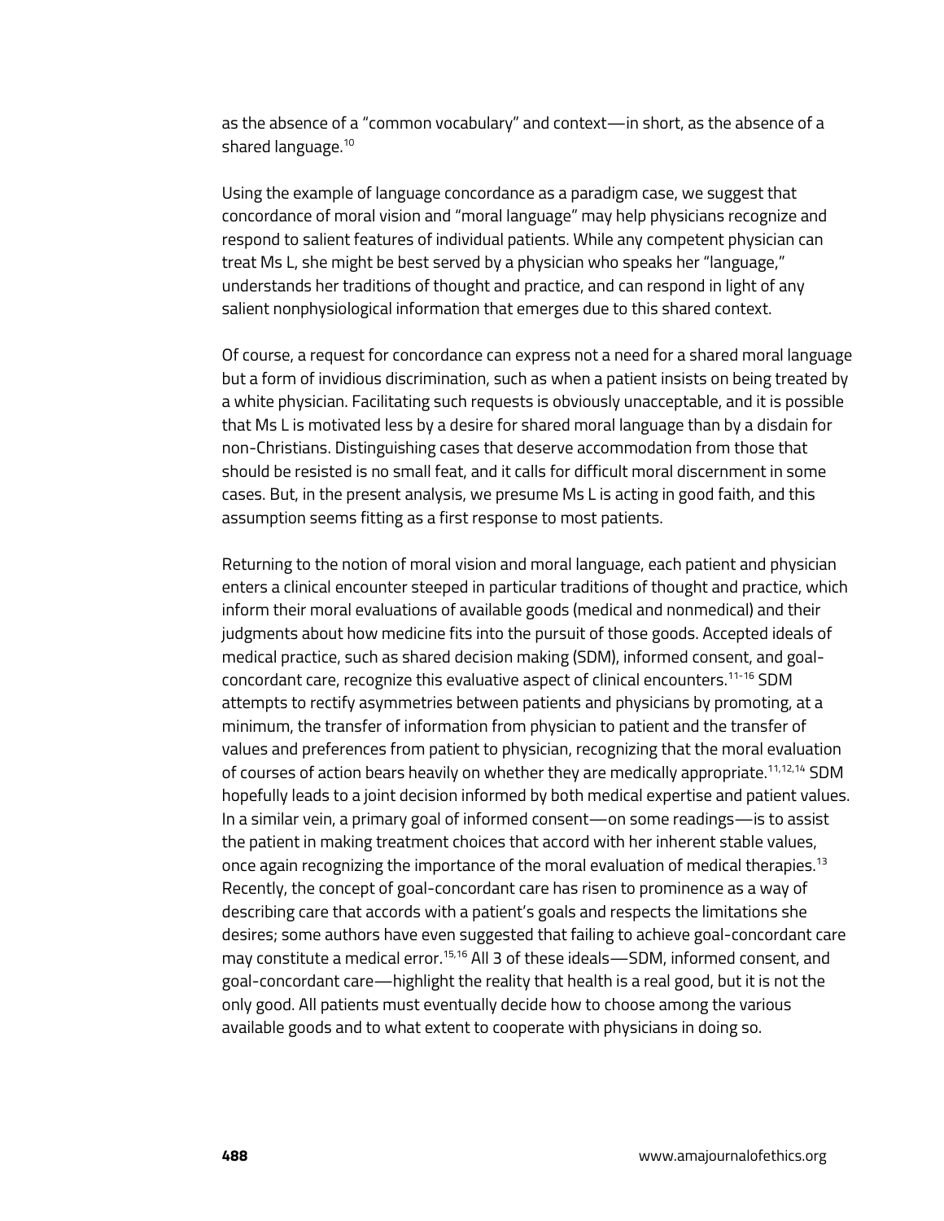as the absence of a "common vocabulary" and context—in short, as the absence of a shared language.[10]

Using the example of language concordance as a paradigm case, we suggest that concordance of moral vision and "moral language" may help physicians recognize and respond to salient features of individual patients. While any competent physician can treat Ms L, she might be best served by a physician who speaks her "language," understands her traditions of thought and practice, and can respond in light of any salient nonphysiological information that emerges due to this shared context.

Of course, a request for concordance can express not a need for a shared moral language but a form of invidious discrimination, such as when a patient insists on being treated by a white physician. Facilitating such requests is obviously unacceptable, and it is possible that Ms L is motivated less by a desire for shared moral language than by a disdain for non-Christians. Distinguishing cases that deserve accommodation from those that should be resisted is no small feat, and it calls for difficult moral discernment in some cases. But, in the present analysis, we presume Ms L is acting in good faith, and this assumption seems fitting as a first response to most patients.

Returning to the notion of moral vision and moral language, each patient and physician enters a clinical encounter steeped in particular traditions of thought and practice, which inform their moral evaluations of available goods (medical and nonmedical) and their judgments about how medicine fits into the pursuit of those goods. Accepted ideals of medical practice, such as shared decision making (SDM), informed consent, and goal-concordant care, recognize this evaluative aspect of clinical encounters.[11-16] SDM attempts to rectify asymmetries between patients and physicians by promoting, at a minimum, the transfer of information from physician to patient and the transfer of values and preferences from patient to physician, recognizing that the moral evaluation of courses of action bears heavily on whether they are medically appropriate.[11,12,14] SDM hopefully leads to a joint decision informed by both medical expertise and patient values. In a similar vein, a primary goal of informed consent—on some readings—is to assist the patient in making treatment choices that accord with her inherent stable values, once again recognizing the importance of the moral evaluation of medical therapies.[13] Recently, the concept of goal-concordant care has risen to prominence as a way of describing care that accords with a patient's goals and respects the limitations she desires; some authors have even suggested that failing to achieve goal-concordant care may constitute a medical error.[15,16] All 3 of these ideals—SDM, informed consent, and goal-concordant care—highlight the reality that health is a real good, but it is not the only good. All patients must eventually decide how to choose among the various available goods and to what extent to cooperate with physicians in doing so.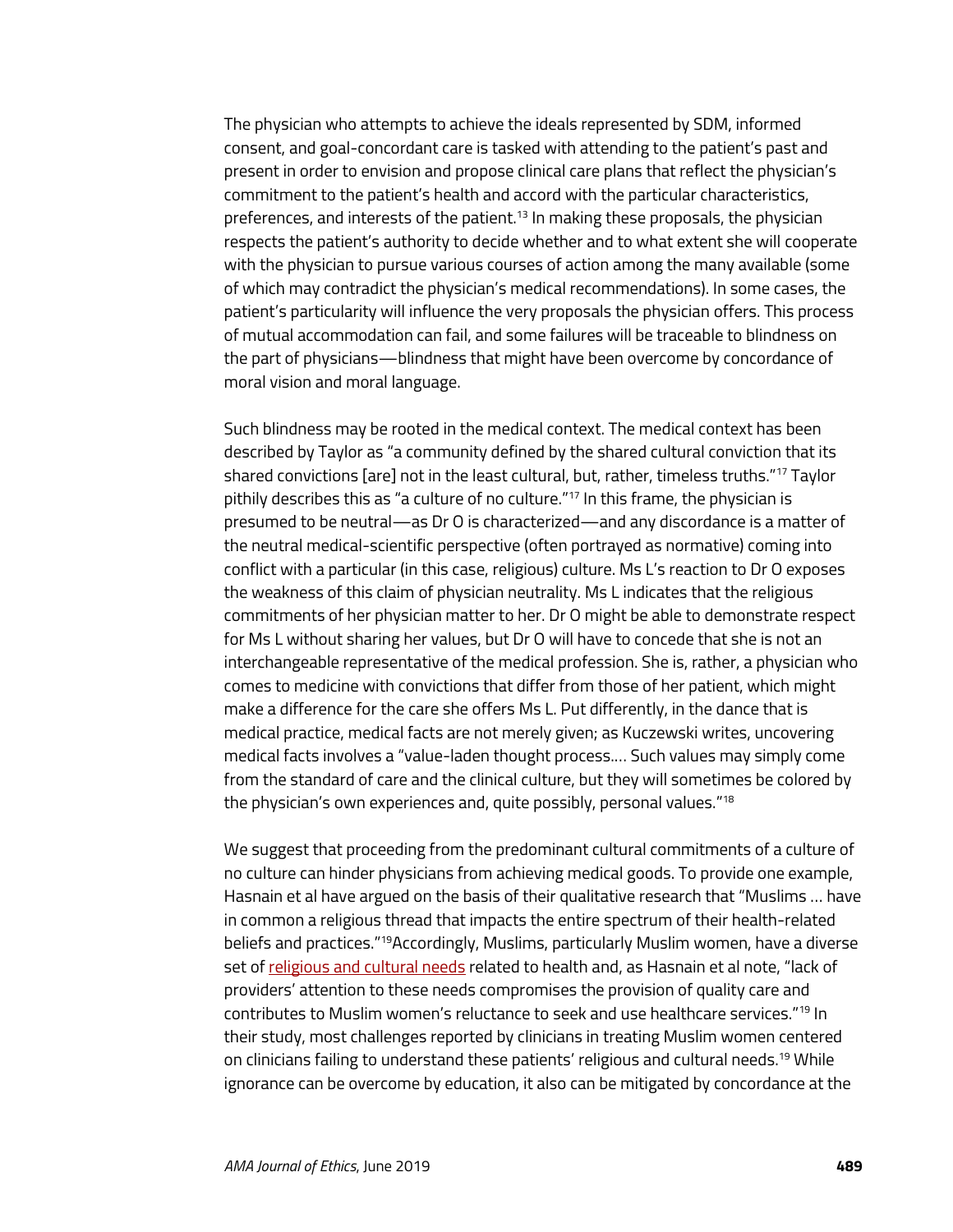The physician who attempts to achieve the ideals represented by SDM, informed consent, and goal-concordant care is tasked with attending to the patient's past and present in order to envision and propose clinical care plans that reflect the physician's commitment to the patient's health and accord with the particular characteristics, preferences, and interests of the patient.[13] In making these proposals, the physician respects the patient's authority to decide whether and to what extent she will cooperate with the physician to pursue various courses of action among the many available (some of which may contradict the physician's medical recommendations). In some cases, the patient's particularity will influence the very proposals the physician offers. This process of mutual accommodation can fail, and some failures will be traceable to blindness on the part of physicians—blindness that might have been overcome by concordance of moral vision and moral language.

Such blindness may be rooted in the medical context. The medical context has been described by Taylor as "a community defined by the shared cultural conviction that its shared convictions [are] not in the least cultural, but, rather, timeless truths."[17] Taylor pithily describes this as "a culture of no culture."[17] In this frame, the physician is presumed to be neutral—as Dr O is characterized—and any discordance is a matter of the neutral medical-scientific perspective (often portrayed as normative) coming into conflict with a particular (in this case, religious) culture. Ms L's reaction to Dr O exposes the weakness of this claim of physician neutrality. Ms L indicates that the religious commitments of her physician matter to her. Dr O might be able to demonstrate respect for Ms L without sharing her values, but Dr O will have to concede that she is not an interchangeable representative of the medical profession. She is, rather, a physician who comes to medicine with convictions that differ from those of her patient, which might make a difference for the care she offers Ms L. Put differently, in the dance that is medical practice, medical facts are not merely given; as Kuczewski writes, uncovering medical facts involves a "value-laden thought process.... Such values may simply come from the standard of care and the clinical culture, but they will sometimes be colored by the physician's own experiences and, quite possibly, personal values."[18]

We suggest that proceeding from the predominant cultural commitments of a culture of no culture can hinder physicians from achieving medical goods. To provide one example, Hasnain et al have argued on the basis of their qualitative research that "Muslims ... have in common a religious thread that impacts the entire spectrum of their health-related beliefs and practices."[19] Accordingly, Muslims, particularly Muslim women, have a diverse set of religious and cultural needs related to health and, as Hasnain et al note, "lack of providers' attention to these needs compromises the provision of quality care and contributes to Muslim women's reluctance to seek and use healthcare services."[19] In their study, most challenges reported by clinicians in treating Muslim women centered on clinicians failing to understand these patients' religious and cultural needs.[19] While ignorance can be overcome by education, it also can be mitigated by concordance at the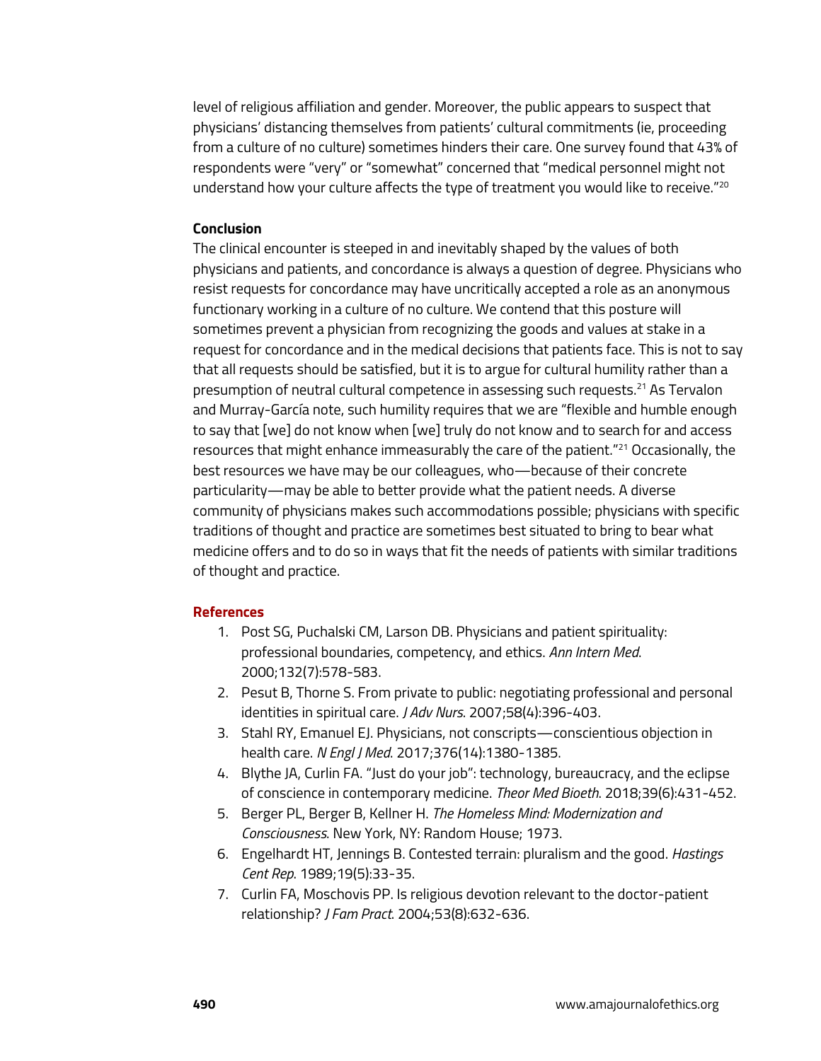level of religious affiliation and gender. Moreover, the public appears to suspect that physicians' distancing themselves from patients' cultural commitments (ie, proceeding from a culture of no culture) sometimes hinders their care. One survey found that 43% of respondents were "very" or "somewhat" concerned that "medical personnel might not understand how your culture affects the type of treatment you would like to receive."[20]

**Conclusion**

The clinical encounter is steeped in and inevitably shaped by the values of both physicians and patients, and concordance is always a question of degree. Physicians who resist requests for concordance may have uncritically accepted a role as an anonymous functionary working in a culture of no culture. We contend that this posture will sometimes prevent a physician from recognizing the goods and values at stake in a request for concordance and in the medical decisions that patients face. This is not to say that all requests should be satisfied, but it is to argue for cultural humility rather than a presumption of neutral cultural competence in assessing such requests.[21] As Tervalon and Murray-García note, such humility requires that we are "flexible and humble enough to say that [we] do not know when [we] truly do not know and to search for and access resources that might enhance immeasurably the care of the patient."[21] Occasionally, the best resources we have may be our colleagues, who—because of their concrete particularity—may be able to better provide what the patient needs. A diverse community of physicians makes such accommodations possible; physicians with specific traditions of thought and practice are sometimes best situated to bring to bear what medicine offers and to do so in ways that fit the needs of patients with similar traditions of thought and practice.

**References**

1. Post SG, Puchalski CM, Larson DB. Physicians and patient spirituality: professional boundaries, competency, and ethics. *Ann Intern Med*. 2000;132(7):578-583.
2. Pesut B, Thorne S. From private to public: negotiating professional and personal identities in spiritual care. *J Adv Nurs*. 2007;58(4):396-403.
3. Stahl RY, Emanuel EJ. Physicians, not conscripts—conscientious objection in health care. *N Engl J Med*. 2017;376(14):1380-1385.
4. Blythe JA, Curlin FA. "Just do your job": technology, bureaucracy, and the eclipse of conscience in contemporary medicine. *Theor Med Bioeth*. 2018;39(6):431-452.
5. Berger PL, Berger B, Kellner H. *The Homeless Mind: Modernization and Consciousness*. New York, NY: Random House; 1973.
6. Engelhardt HT, Jennings B. Contested terrain: pluralism and the good. *Hastings Cent Rep*. 1989;19(5):33-35.
7. Curlin FA, Moschovis PP. Is religious devotion relevant to the doctor-patient relationship? *J Fam Pract*. 2004;53(8):632-636.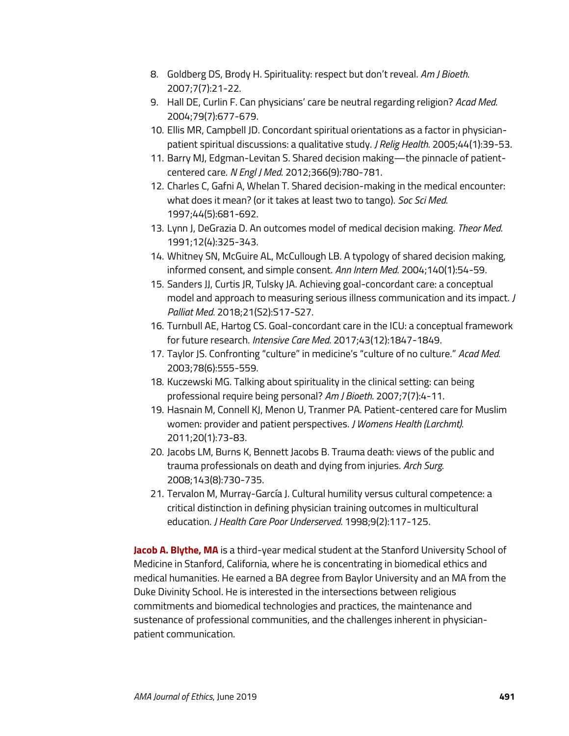8. Goldberg DS, Brody H. Spirituality: respect but don't reveal. *Am J Bioeth*. 2007;7(7):21-22.
9. Hall DE, Curlin F. Can physicians' care be neutral regarding religion? *Acad Med*. 2004;79(7):677-679.
10. Ellis MR, Campbell JD. Concordant spiritual orientations as a factor in physician-patient spiritual discussions: a qualitative study. *J Relig Health*. 2005;44(1):39-53.
11. Barry MJ, Edgman-Levitan S. Shared decision making—the pinnacle of patient-centered care. *N Engl J Med*. 2012;366(9):780-781.
12. Charles C, Gafni A, Whelan T. Shared decision-making in the medical encounter: what does it mean? (or it takes at least two to tango). *Soc Sci Med*. 1997;44(5):681-692.
13. Lynn J, DeGrazia D. An outcomes model of medical decision making. *Theor Med*. 1991;12(4):325-343.
14. Whitney SN, McGuire AL, McCullough LB. A typology of shared decision making, informed consent, and simple consent. *Ann Intern Med*. 2004;140(1):54-59.
15. Sanders JJ, Curtis JR, Tulsky JA. Achieving goal-concordant care: a conceptual model and approach to measuring serious illness communication and its impact. *J Palliat Med*. 2018;21(S2):S17-S27.
16. Turnbull AE, Hartog CS. Goal-concordant care in the ICU: a conceptual framework for future research. *Intensive Care Med*. 2017;43(12):1847-1849.
17. Taylor JS. Confronting "culture" in medicine's "culture of no culture." *Acad Med*. 2003;78(6):555-559.
18. Kuczewski MG. Talking about spirituality in the clinical setting: can being professional require being personal? *Am J Bioeth*. 2007;7(7):4-11.
19. Hasnain M, Connell KJ, Menon U, Tranmer PA. Patient-centered care for Muslim women: provider and patient perspectives. *J Womens Health (Larchmt)*. 2011;20(1):73-83.
20. Jacobs LM, Burns K, Bennett Jacobs B. Trauma death: views of the public and trauma professionals on death and dying from injuries. *Arch Surg*. 2008;143(8):730-735.
21. Tervalon M, Murray-García J. Cultural humility versus cultural competence: a critical distinction in defining physician training outcomes in multicultural education. *J Health Care Poor Underserved*. 1998;9(2):117-125.

**Jacob A. Blythe, MA** is a third-year medical student at the Stanford University School of Medicine in Stanford, California, where he is concentrating in biomedical ethics and medical humanities. He earned a BA degree from Baylor University and an MA from the Duke Divinity School. He is interested in the intersections between religious commitments and biomedical technologies and practices, the maintenance and sustenance of professional communities, and the challenges inherent in physician-patient communication.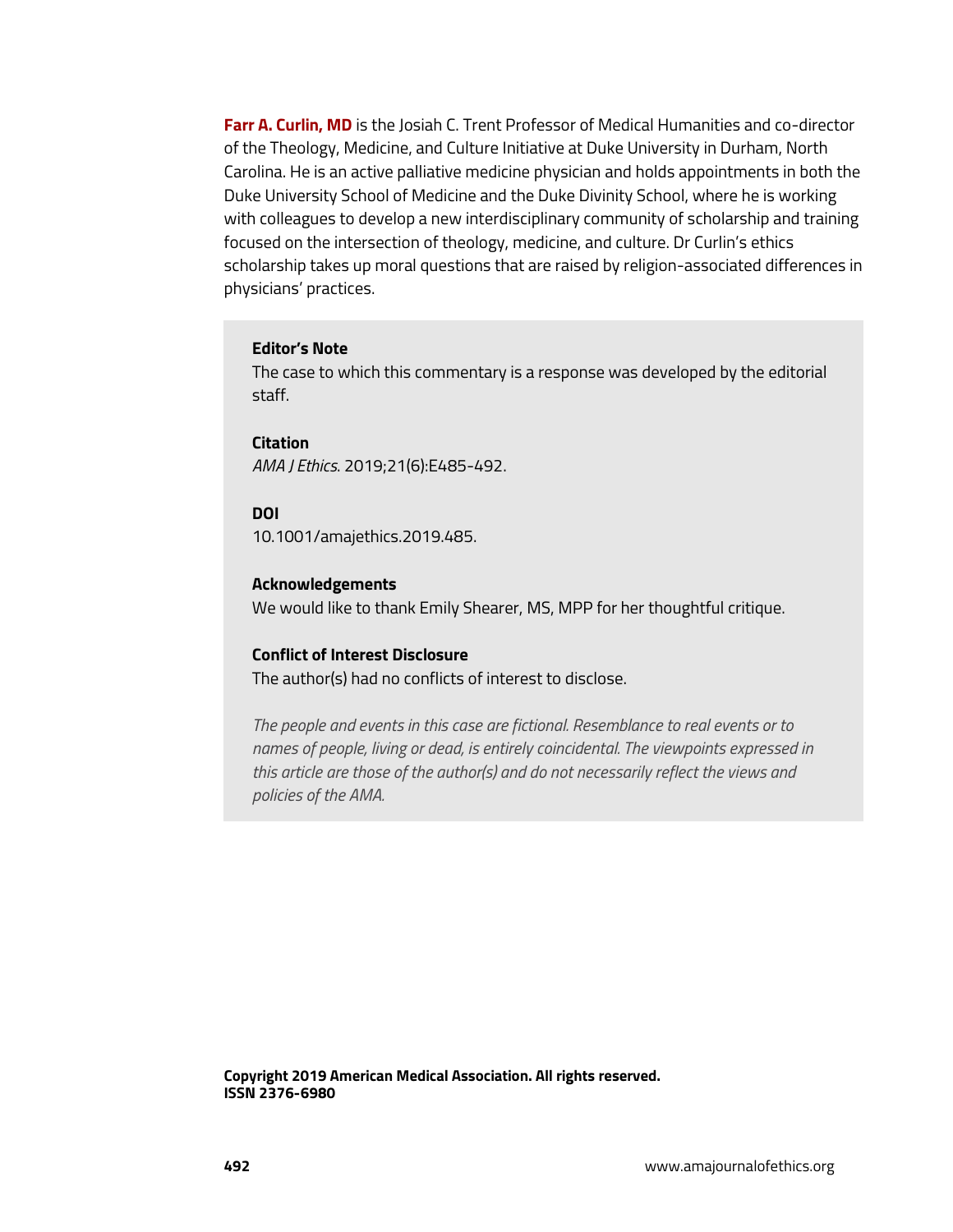**Farr A. Curlin, MD** is the Josiah C. Trent Professor of Medical Humanities and co-director of the Theology, Medicine, and Culture Initiative at Duke University in Durham, North Carolina. He is an active palliative medicine physician and holds appointments in both the Duke University School of Medicine and the Duke Divinity School, where he is working with colleagues to develop a new interdisciplinary community of scholarship and training focused on the intersection of theology, medicine, and culture. Dr Curlin's ethics scholarship takes up moral questions that are raised by religion-associated differences in physicians' practices.

**Editor's Note**
The case to which this commentary is a response was developed by the editorial staff.

**Citation**
*AMA J Ethics*. 2019;21(6):E485-492.

**DOI**
10.1001/amajethics.2019.485.

**Acknowledgements**
We would like to thank Emily Shearer, MS, MPP for her thoughtful critique.

**Conflict of Interest Disclosure**
The author(s) had no conflicts of interest to disclose.

*The people and events in this case are fictional. Resemblance to real events or to names of people, living or dead, is entirely coincidental. The viewpoints expressed in this article are those of the author(s) and do not necessarily reflect the views and policies of the AMA.*

**Copyright 2019 American Medical Association. All rights reserved.**
**ISSN 2376-6980**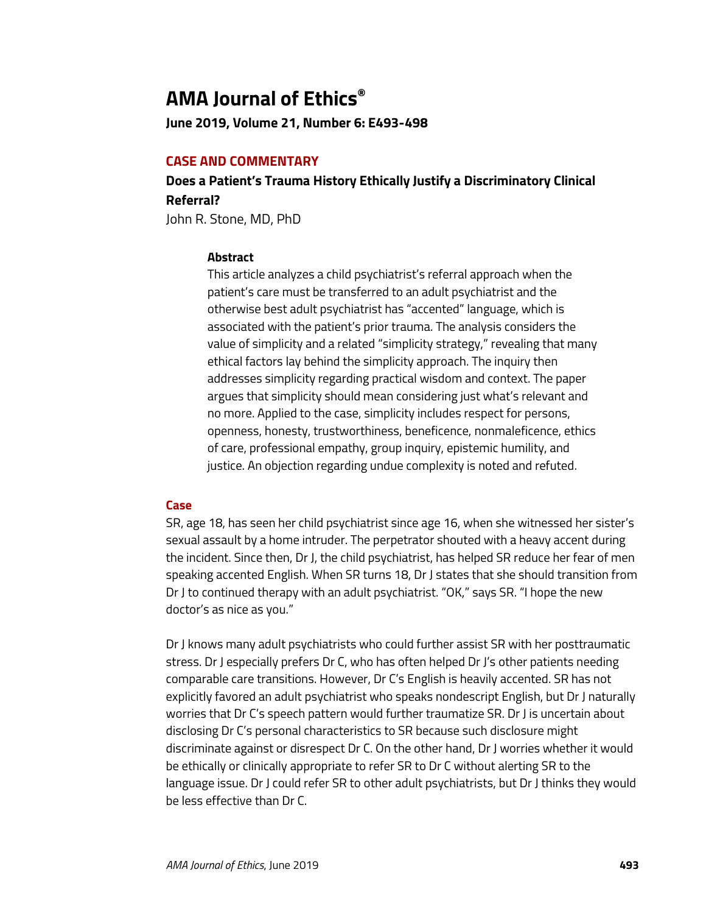# AMA Journal of Ethics®

**June 2019, Volume 21, Number 6: E493-498**

## CASE AND COMMENTARY

### Does a Patient's Trauma History Ethically Justify a Discriminatory Clinical Referral?

John R. Stone, MD, PhD

#### Abstract

This article analyzes a child psychiatrist's referral approach when the patient's care must be transferred to an adult psychiatrist and the otherwise best adult psychiatrist has "accented" language, which is associated with the patient's prior trauma. The analysis considers the value of simplicity and a related "simplicity strategy," revealing that many ethical factors lay behind the simplicity approach. The inquiry then addresses simplicity regarding practical wisdom and context. The paper argues that simplicity should mean considering just what's relevant and no more. Applied to the case, simplicity includes respect for persons, openness, honesty, trustworthiness, beneficence, nonmaleficence, ethics of care, professional empathy, group inquiry, epistemic humility, and justice. An objection regarding undue complexity is noted and refuted.

## Case

SR, age 18, has seen her child psychiatrist since age 16, when she witnessed her sister's sexual assault by a home intruder. The perpetrator shouted with a heavy accent during the incident. Since then, Dr J, the child psychiatrist, has helped SR reduce her fear of men speaking accented English. When SR turns 18, Dr J states that she should transition from Dr J to continued therapy with an adult psychiatrist. "OK," says SR. "I hope the new doctor's as nice as you."

Dr J knows many adult psychiatrists who could further assist SR with her posttraumatic stress. Dr J especially prefers Dr C, who has often helped Dr J's other patients needing comparable care transitions. However, Dr C's English is heavily accented. SR has not explicitly favored an adult psychiatrist who speaks nondescript English, but Dr J naturally worries that Dr C's speech pattern would further traumatize SR. Dr J is uncertain about disclosing Dr C's personal characteristics to SR because such disclosure might discriminate against or disrespect Dr C. On the other hand, Dr J worries whether it would be ethically or clinically appropriate to refer SR to Dr C without alerting SR to the language issue. Dr J could refer SR to other adult psychiatrists, but Dr J thinks they would be less effective than Dr C.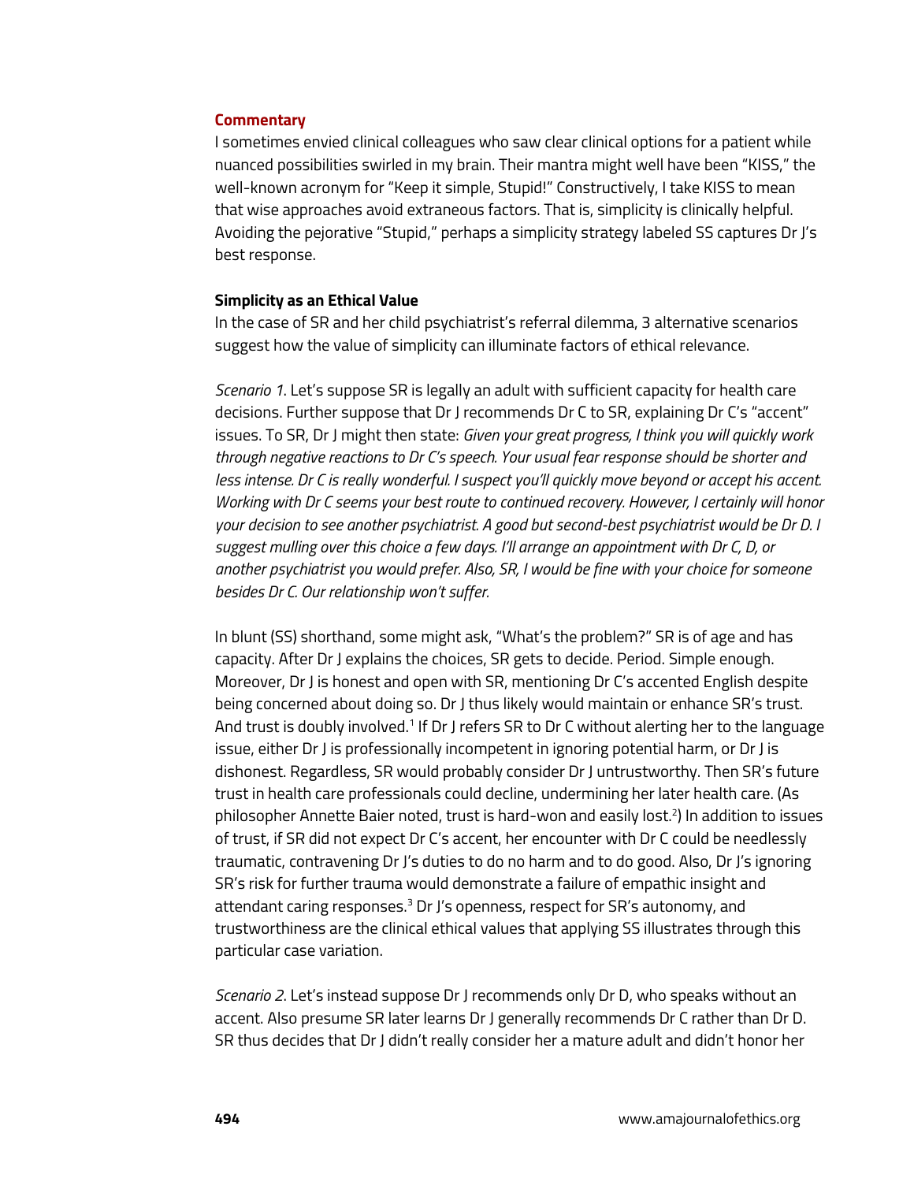## Commentary

I sometimes envied clinical colleagues who saw clear clinical options for a patient while nuanced possibilities swirled in my brain. Their mantra might well have been "KISS," the well-known acronym for "Keep it simple, Stupid!" Constructively, I take KISS to mean that wise approaches avoid extraneous factors. That is, simplicity is clinically helpful. Avoiding the pejorative "Stupid," perhaps a simplicity strategy labeled SS captures Dr J's best response.

### Simplicity as an Ethical Value

In the case of SR and her child psychiatrist's referral dilemma, 3 alternative scenarios suggest how the value of simplicity can illuminate factors of ethical relevance.

*Scenario 1*. Let's suppose SR is legally an adult with sufficient capacity for health care decisions. Further suppose that Dr J recommends Dr C to SR, explaining Dr C's "accent" issues. To SR, Dr J might then state: *Given your great progress, I think you will quickly work through negative reactions to Dr C's speech. Your usual fear response should be shorter and less intense. Dr C is really wonderful. I suspect you'll quickly move beyond or accept his accent. Working with Dr C seems your best route to continued recovery. However, I certainly will honor your decision to see another psychiatrist. A good but second-best psychiatrist would be Dr D. I suggest mulling over this choice a few days. I'll arrange an appointment with Dr C, D, or another psychiatrist you would prefer. Also, SR, I would be fine with your choice for someone besides Dr C. Our relationship won't suffer.*

In blunt (SS) shorthand, some might ask, "What's the problem?" SR is of age and has capacity. After Dr J explains the choices, SR gets to decide. Period. Simple enough. Moreover, Dr J is honest and open with SR, mentioning Dr C's accented English despite being concerned about doing so. Dr J thus likely would maintain or enhance SR's trust. And trust is doubly involved.[1] If Dr J refers SR to Dr C without alerting her to the language issue, either Dr J is professionally incompetent in ignoring potential harm, or Dr J is dishonest. Regardless, SR would probably consider Dr J untrustworthy. Then SR's future trust in health care professionals could decline, undermining her later health care. (As philosopher Annette Baier noted, trust is hard-won and easily lost.[2]) In addition to issues of trust, if SR did not expect Dr C's accent, her encounter with Dr C could be needlessly traumatic, contravening Dr J's duties to do no harm and to do good. Also, Dr J's ignoring SR's risk for further trauma would demonstrate a failure of empathic insight and attendant caring responses.[3] Dr J's openness, respect for SR's autonomy, and trustworthiness are the clinical ethical values that applying SS illustrates through this particular case variation.

*Scenario 2*. Let's instead suppose Dr J recommends only Dr D, who speaks without an accent. Also presume SR later learns Dr J generally recommends Dr C rather than Dr D. SR thus decides that Dr J didn't really consider her a mature adult and didn't honor her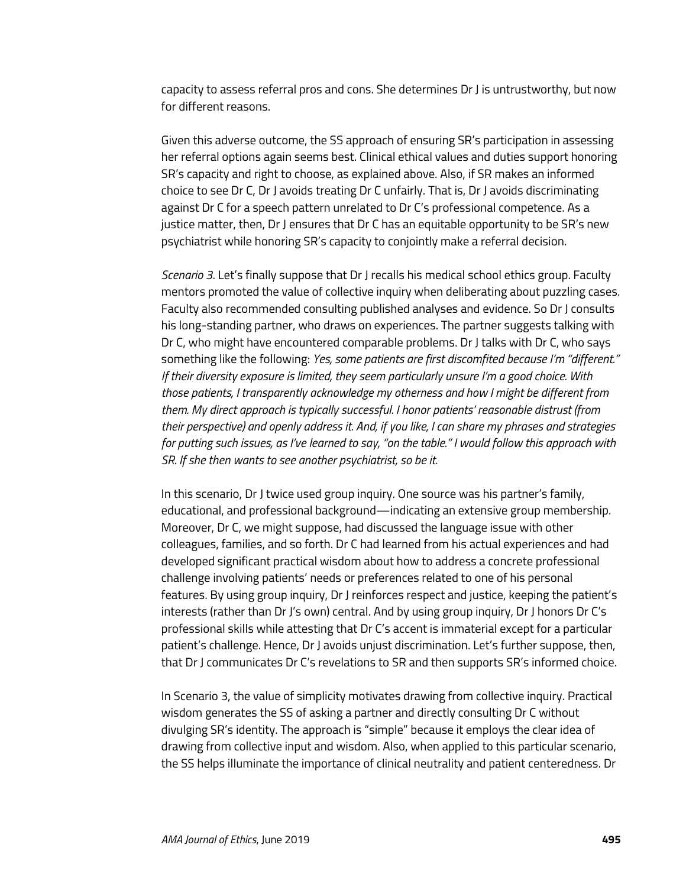capacity to assess referral pros and cons. She determines Dr J is untrustworthy, but now for different reasons.

Given this adverse outcome, the SS approach of ensuring SR's participation in assessing her referral options again seems best. Clinical ethical values and duties support honoring SR's capacity and right to choose, as explained above. Also, if SR makes an informed choice to see Dr C, Dr J avoids treating Dr C unfairly. That is, Dr J avoids discriminating against Dr C for a speech pattern unrelated to Dr C's professional competence. As a justice matter, then, Dr J ensures that Dr C has an equitable opportunity to be SR's new psychiatrist while honoring SR's capacity to conjointly make a referral decision.

*Scenario 3*. Let's finally suppose that Dr J recalls his medical school ethics group. Faculty mentors promoted the value of collective inquiry when deliberating about puzzling cases. Faculty also recommended consulting published analyses and evidence. So Dr J consults his long-standing partner, who draws on experiences. The partner suggests talking with Dr C, who might have encountered comparable problems. Dr J talks with Dr C, who says something like the following: *Yes, some patients are first discomfited because I'm "different." If their diversity exposure is limited, they seem particularly unsure I'm a good choice. With those patients, I transparently acknowledge my otherness and how I might be different from them. My direct approach is typically successful. I honor patients' reasonable distrust (from their perspective) and openly address it. And, if you like, I can share my phrases and strategies for putting such issues, as I've learned to say, "on the table." I would follow this approach with SR. If she then wants to see another psychiatrist, so be it.*

In this scenario, Dr J twice used group inquiry. One source was his partner's family, educational, and professional background—indicating an extensive group membership. Moreover, Dr C, we might suppose, had discussed the language issue with other colleagues, families, and so forth. Dr C had learned from his actual experiences and had developed significant practical wisdom about how to address a concrete professional challenge involving patients' needs or preferences related to one of his personal features. By using group inquiry, Dr J reinforces respect and justice, keeping the patient's interests (rather than Dr J's own) central. And by using group inquiry, Dr J honors Dr C's professional skills while attesting that Dr C's accent is immaterial except for a particular patient's challenge. Hence, Dr J avoids unjust discrimination. Let's further suppose, then, that Dr J communicates Dr C's revelations to SR and then supports SR's informed choice.

In Scenario 3, the value of simplicity motivates drawing from collective inquiry. Practical wisdom generates the SS of asking a partner and directly consulting Dr C without divulging SR's identity. The approach is "simple" because it employs the clear idea of drawing from collective input and wisdom. Also, when applied to this particular scenario, the SS helps illuminate the importance of clinical neutrality and patient centeredness. Dr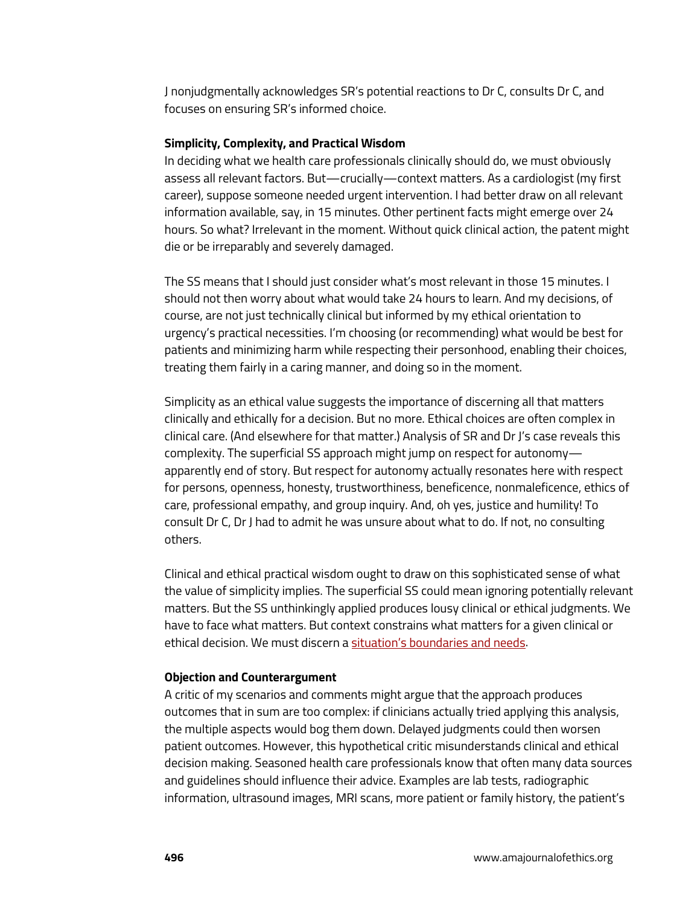J nonjudgmentally acknowledges SR's potential reactions to Dr C, consults Dr C, and focuses on ensuring SR's informed choice.

### Simplicity, Complexity, and Practical Wisdom

In deciding what we health care professionals clinically should do, we must obviously assess all relevant factors. But—crucially—context matters. As a cardiologist (my first career), suppose someone needed urgent intervention. I had better draw on all relevant information available, say, in 15 minutes. Other pertinent facts might emerge over 24 hours. So what? Irrelevant in the moment. Without quick clinical action, the patent might die or be irreparably and severely damaged.

The SS means that I should just consider what's most relevant in those 15 minutes. I should not then worry about what would take 24 hours to learn. And my decisions, of course, are not just technically clinical but informed by my ethical orientation to urgency's practical necessities. I'm choosing (or recommending) what would be best for patients and minimizing harm while respecting their personhood, enabling their choices, treating them fairly in a caring manner, and doing so in the moment.

Simplicity as an ethical value suggests the importance of discerning all that matters clinically and ethically for a decision. But no more. Ethical choices are often complex in clinical care. (And elsewhere for that matter.) Analysis of SR and Dr J's case reveals this complexity. The superficial SS approach might jump on respect for autonomy—apparently end of story. But respect for autonomy actually resonates here with respect for persons, openness, honesty, trustworthiness, beneficence, nonmaleficence, ethics of care, professional empathy, and group inquiry. And, oh yes, justice and humility! To consult Dr C, Dr J had to admit he was unsure about what to do. If not, no consulting others.

Clinical and ethical practical wisdom ought to draw on this sophisticated sense of what the value of simplicity implies. The superficial SS could mean ignoring potentially relevant matters. But the SS unthinkingly applied produces lousy clinical or ethical judgments. We have to face what matters. But context constrains what matters for a given clinical or ethical decision. We must discern a situation's boundaries and needs.

### Objection and Counterargument

A critic of my scenarios and comments might argue that the approach produces outcomes that in sum are too complex: if clinicians actually tried applying this analysis, the multiple aspects would bog them down. Delayed judgments could then worsen patient outcomes. However, this hypothetical critic misunderstands clinical and ethical decision making. Seasoned health care professionals know that often many data sources and guidelines should influence their advice. Examples are lab tests, radiographic information, ultrasound images, MRI scans, more patient or family history, the patient's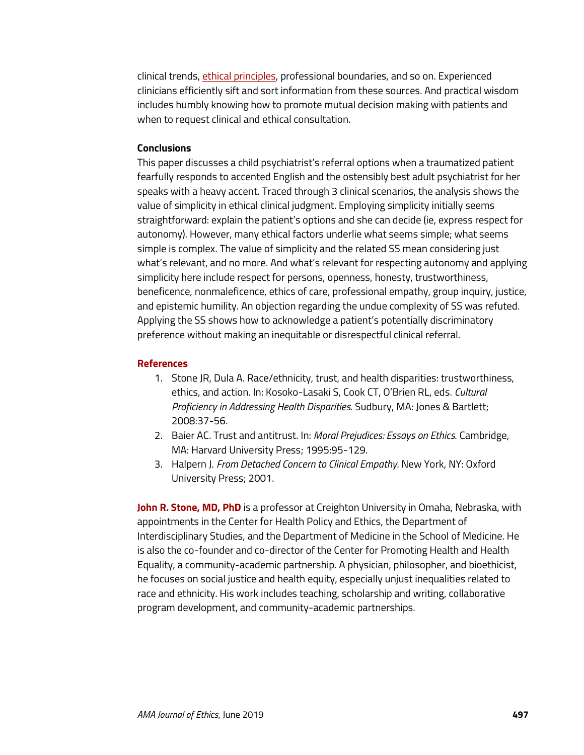clinical trends, ethical principles, professional boundaries, and so on. Experienced clinicians efficiently sift and sort information from these sources. And practical wisdom includes humbly knowing how to promote mutual decision making with patients and when to request clinical and ethical consultation.

**Conclusions**

This paper discusses a child psychiatrist's referral options when a traumatized patient fearfully responds to accented English and the ostensibly best adult psychiatrist for her speaks with a heavy accent. Traced through 3 clinical scenarios, the analysis shows the value of simplicity in ethical clinical judgment. Employing simplicity initially seems straightforward: explain the patient's options and she can decide (ie, express respect for autonomy). However, many ethical factors underlie what seems simple; what seems simple is complex. The value of simplicity and the related SS mean considering just what's relevant, and no more. And what's relevant for respecting autonomy and applying simplicity here include respect for persons, openness, honesty, trustworthiness, beneficence, nonmaleficence, ethics of care, professional empathy, group inquiry, justice, and epistemic humility. An objection regarding the undue complexity of SS was refuted. Applying the SS shows how to acknowledge a patient's potentially discriminatory preference without making an inequitable or disrespectful clinical referral.

## References

1. Stone JR, Dula A. Race/ethnicity, trust, and health disparities: trustworthiness, ethics, and action. In: Kosoko-Lasaki S, Cook CT, O'Brien RL, eds. *Cultural Proficiency in Addressing Health Disparities*. Sudbury, MA: Jones & Bartlett; 2008:37-56.
2. Baier AC. Trust and antitrust. In: *Moral Prejudices: Essays on Ethics*. Cambridge, MA: Harvard University Press; 1995:95-129.
3. Halpern J. *From Detached Concern to Clinical Empathy*. New York, NY: Oxford University Press; 2001.

**John R. Stone, MD, PhD** is a professor at Creighton University in Omaha, Nebraska, with appointments in the Center for Health Policy and Ethics, the Department of Interdisciplinary Studies, and the Department of Medicine in the School of Medicine. He is also the co-founder and co-director of the Center for Promoting Health and Health Equality, a community-academic partnership. A physician, philosopher, and bioethicist, he focuses on social justice and health equity, especially unjust inequalities related to race and ethnicity. His work includes teaching, scholarship and writing, collaborative program development, and community-academic partnerships.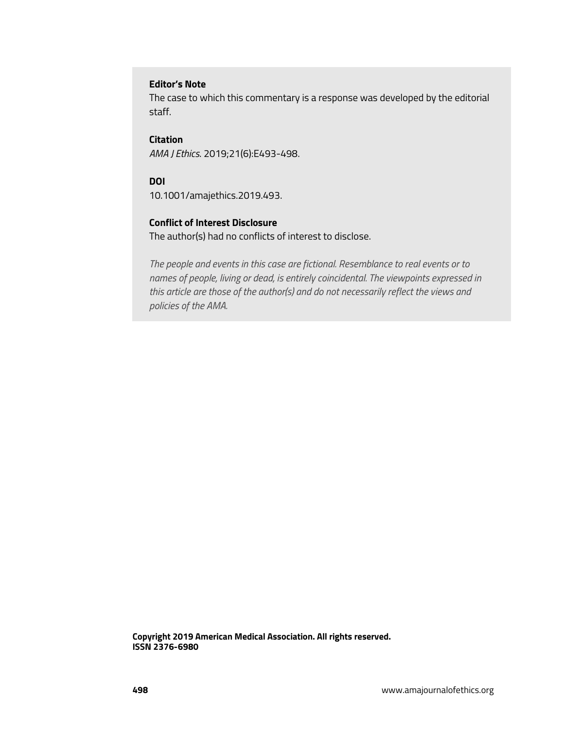**Editor's Note**

The case to which this commentary is a response was developed by the editorial staff.

**Citation**

*AMA J Ethics*. 2019;21(6):E493-498.

**DOI**

10.1001/amajethics.2019.493.

**Conflict of Interest Disclosure**

The author(s) had no conflicts of interest to disclose.

*The people and events in this case are fictional. Resemblance to real events or to names of people, living or dead, is entirely coincidental. The viewpoints expressed in this article are those of the author(s) and do not necessarily reflect the views and policies of the AMA.*

**Copyright 2019 American Medical Association. All rights reserved.**
**ISSN 2376-6980**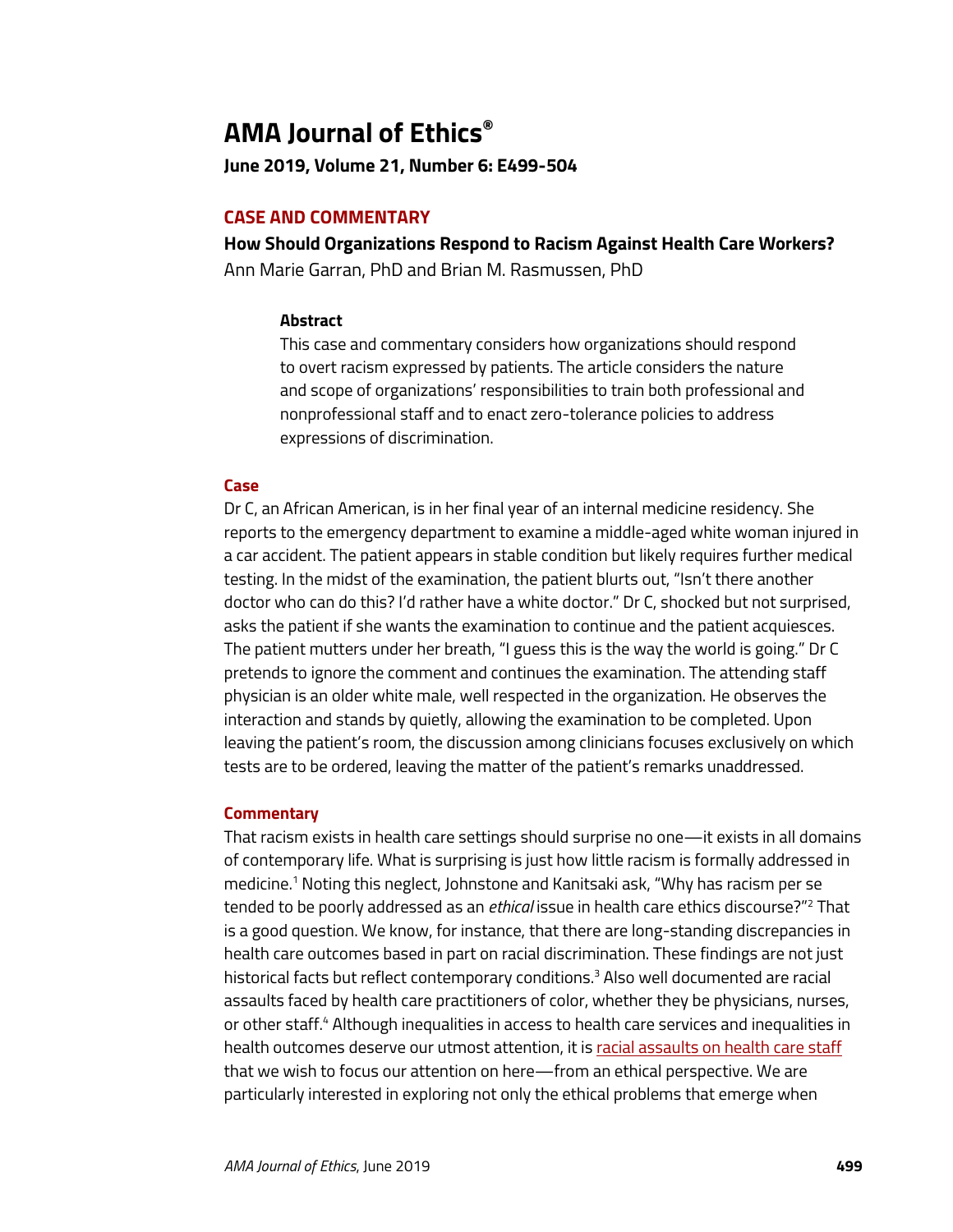# AMA Journal of Ethics®

**June 2019, Volume 21, Number 6: E499-504**

## CASE AND COMMENTARY

### How Should Organizations Respond to Racism Against Health Care Workers?

Ann Marie Garran, PhD and Brian M. Rasmussen, PhD

#### Abstract

This case and commentary considers how organizations should respond to overt racism expressed by patients. The article considers the nature and scope of organizations' responsibilities to train both professional and nonprofessional staff and to enact zero-tolerance policies to address expressions of discrimination.

### Case

Dr C, an African American, is in her final year of an internal medicine residency. She reports to the emergency department to examine a middle-aged white woman injured in a car accident. The patient appears in stable condition but likely requires further medical testing. In the midst of the examination, the patient blurts out, "Isn't there another doctor who can do this? I'd rather have a white doctor." Dr C, shocked but not surprised, asks the patient if she wants the examination to continue and the patient acquiesces. The patient mutters under her breath, "I guess this is the way the world is going." Dr C pretends to ignore the comment and continues the examination. The attending staff physician is an older white male, well respected in the organization. He observes the interaction and stands by quietly, allowing the examination to be completed. Upon leaving the patient's room, the discussion among clinicians focuses exclusively on which tests are to be ordered, leaving the matter of the patient's remarks unaddressed.

### Commentary

That racism exists in health care settings should surprise no one—it exists in all domains of contemporary life. What is surprising is just how little racism is formally addressed in medicine.[1] Noting this neglect, Johnstone and Kanitsaki ask, "Why has racism per se tended to be poorly addressed as an *ethical* issue in health care ethics discourse?"[2] That is a good question. We know, for instance, that there are long-standing discrepancies in health care outcomes based in part on racial discrimination. These findings are not just historical facts but reflect contemporary conditions.[3] Also well documented are racial assaults faced by health care practitioners of color, whether they be physicians, nurses, or other staff.[4] Although inequalities in access to health care services and inequalities in health outcomes deserve our utmost attention, it is racial assaults on health care staff that we wish to focus our attention on here—from an ethical perspective. We are particularly interested in exploring not only the ethical problems that emerge when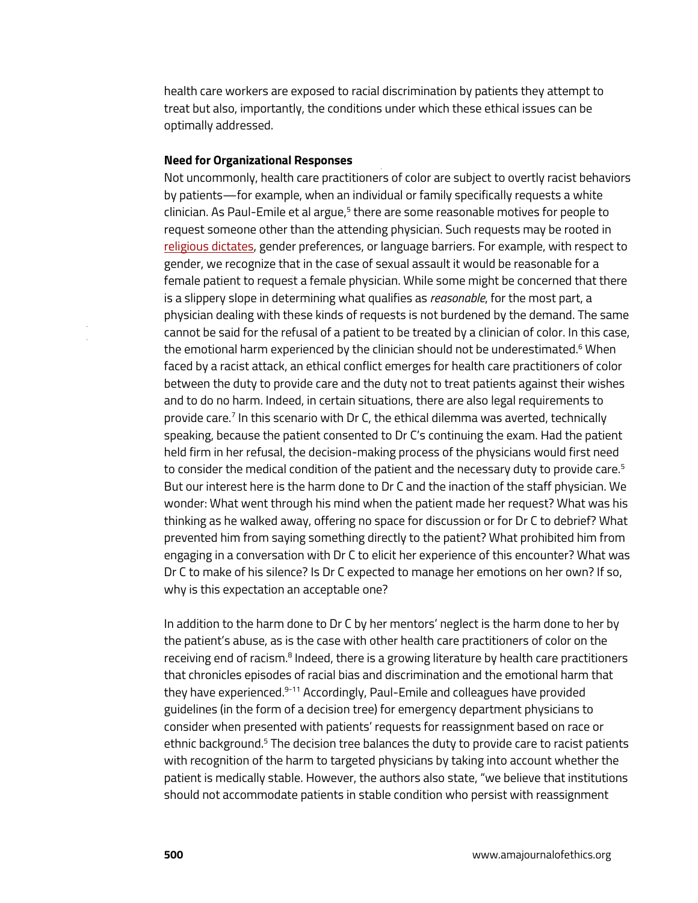health care workers are exposed to racial discrimination by patients they attempt to treat but also, importantly, the conditions under which these ethical issues can be optimally addressed.

**Need for Organizational Responses**

Not uncommonly, health care practitioners of color are subject to overtly racist behaviors by patients—for example, when an individual or family specifically requests a white clinician. As Paul-Emile et al argue,[5] there are some reasonable motives for people to request someone other than the attending physician. Such requests may be rooted in religious dictates, gender preferences, or language barriers. For example, with respect to gender, we recognize that in the case of sexual assault it would be reasonable for a female patient to request a female physician. While some might be concerned that there is a slippery slope in determining what qualifies as *reasonable*, for the most part, a physician dealing with these kinds of requests is not burdened by the demand. The same cannot be said for the refusal of a patient to be treated by a clinician of color. In this case, the emotional harm experienced by the clinician should not be underestimated.[6] When faced by a racist attack, an ethical conflict emerges for health care practitioners of color between the duty to provide care and the duty not to treat patients against their wishes and to do no harm. Indeed, in certain situations, there are also legal requirements to provide care.[7] In this scenario with Dr C, the ethical dilemma was averted, technically speaking, because the patient consented to Dr C's continuing the exam. Had the patient held firm in her refusal, the decision-making process of the physicians would first need to consider the medical condition of the patient and the necessary duty to provide care.[5] But our interest here is the harm done to Dr C and the inaction of the staff physician. We wonder: What went through his mind when the patient made her request? What was his thinking as he walked away, offering no space for discussion or for Dr C to debrief? What prevented him from saying something directly to the patient? What prohibited him from engaging in a conversation with Dr C to elicit her experience of this encounter? What was Dr C to make of his silence? Is Dr C expected to manage her emotions on her own? If so, why is this expectation an acceptable one?

In addition to the harm done to Dr C by her mentors' neglect is the harm done to her by the patient's abuse, as is the case with other health care practitioners of color on the receiving end of racism.[8] Indeed, there is a growing literature by health care practitioners that chronicles episodes of racial bias and discrimination and the emotional harm that they have experienced.[9-11] Accordingly, Paul-Emile and colleagues have provided guidelines (in the form of a decision tree) for emergency department physicians to consider when presented with patients' requests for reassignment based on race or ethnic background.[5] The decision tree balances the duty to provide care to racist patients with recognition of the harm to targeted physicians by taking into account whether the patient is medically stable. However, the authors also state, "we believe that institutions should not accommodate patients in stable condition who persist with reassignment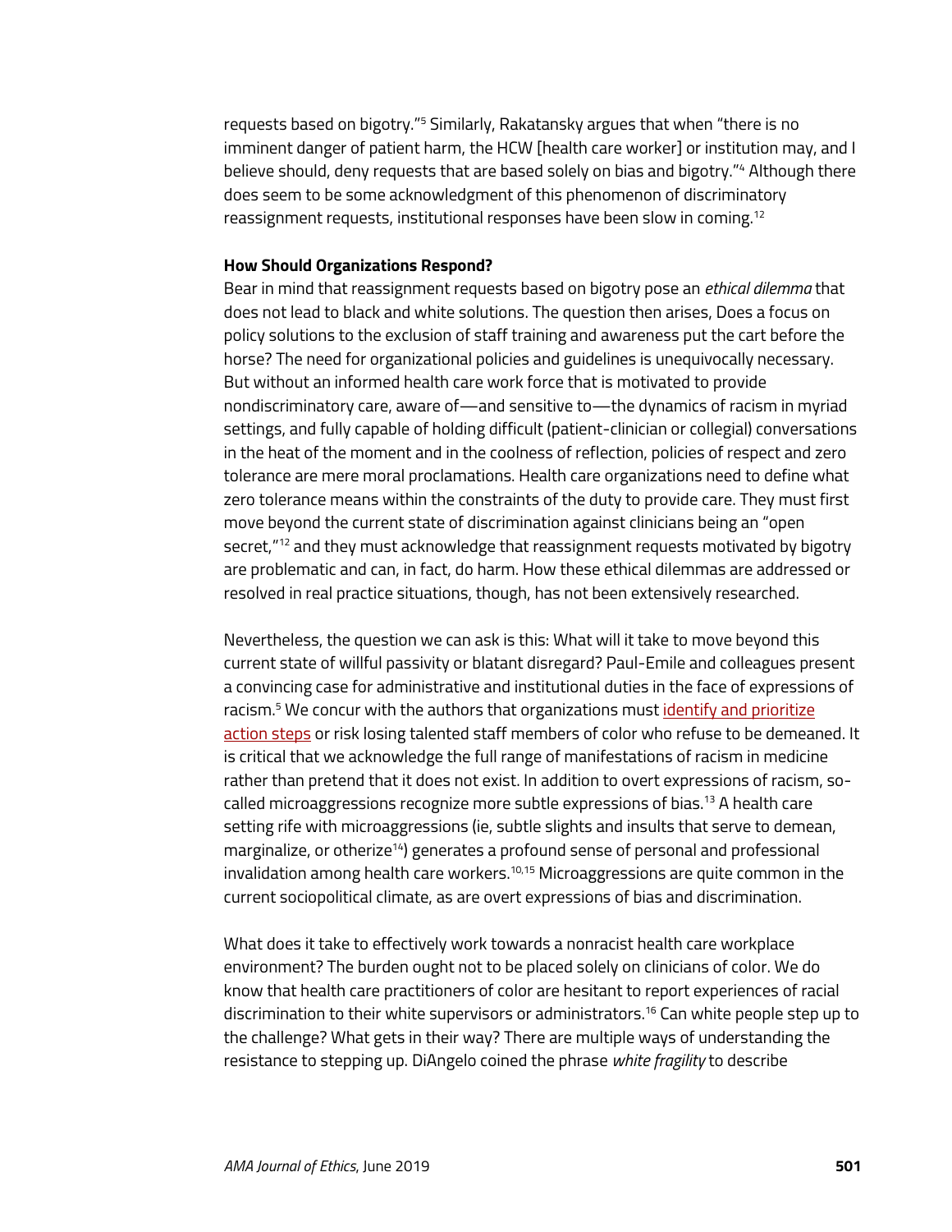requests based on bigotry."[5] Similarly, Rakatansky argues that when "there is no imminent danger of patient harm, the HCW [health care worker] or institution may, and I believe should, deny requests that are based solely on bias and bigotry."[4] Although there does seem to be some acknowledgment of this phenomenon of discriminatory reassignment requests, institutional responses have been slow in coming.[12]

**How Should Organizations Respond?**

Bear in mind that reassignment requests based on bigotry pose an *ethical dilemma* that does not lead to black and white solutions. The question then arises, Does a focus on policy solutions to the exclusion of staff training and awareness put the cart before the horse? The need for organizational policies and guidelines is unequivocally necessary. But without an informed health care work force that is motivated to provide nondiscriminatory care, aware of—and sensitive to—the dynamics of racism in myriad settings, and fully capable of holding difficult (patient-clinician or collegial) conversations in the heat of the moment and in the coolness of reflection, policies of respect and zero tolerance are mere moral proclamations. Health care organizations need to define what zero tolerance means within the constraints of the duty to provide care. They must first move beyond the current state of discrimination against clinicians being an "open secret,"[12] and they must acknowledge that reassignment requests motivated by bigotry are problematic and can, in fact, do harm. How these ethical dilemmas are addressed or resolved in real practice situations, though, has not been extensively researched.

Nevertheless, the question we can ask is this: What will it take to move beyond this current state of willful passivity or blatant disregard? Paul-Emile and colleagues present a convincing case for administrative and institutional duties in the face of expressions of racism.[5] We concur with the authors that organizations must identify and prioritize action steps or risk losing talented staff members of color who refuse to be demeaned. It is critical that we acknowledge the full range of manifestations of racism in medicine rather than pretend that it does not exist. In addition to overt expressions of racism, so-called microaggressions recognize more subtle expressions of bias.[13] A health care setting rife with microaggressions (ie, subtle slights and insults that serve to demean, marginalize, or otherize[14]) generates a profound sense of personal and professional invalidation among health care workers.[10,15] Microaggressions are quite common in the current sociopolitical climate, as are overt expressions of bias and discrimination.

What does it take to effectively work towards a nonracist health care workplace environment? The burden ought not to be placed solely on clinicians of color. We do know that health care practitioners of color are hesitant to report experiences of racial discrimination to their white supervisors or administrators.[16] Can white people step up to the challenge? What gets in their way? There are multiple ways of understanding the resistance to stepping up. DiAngelo coined the phrase *white fragility* to describe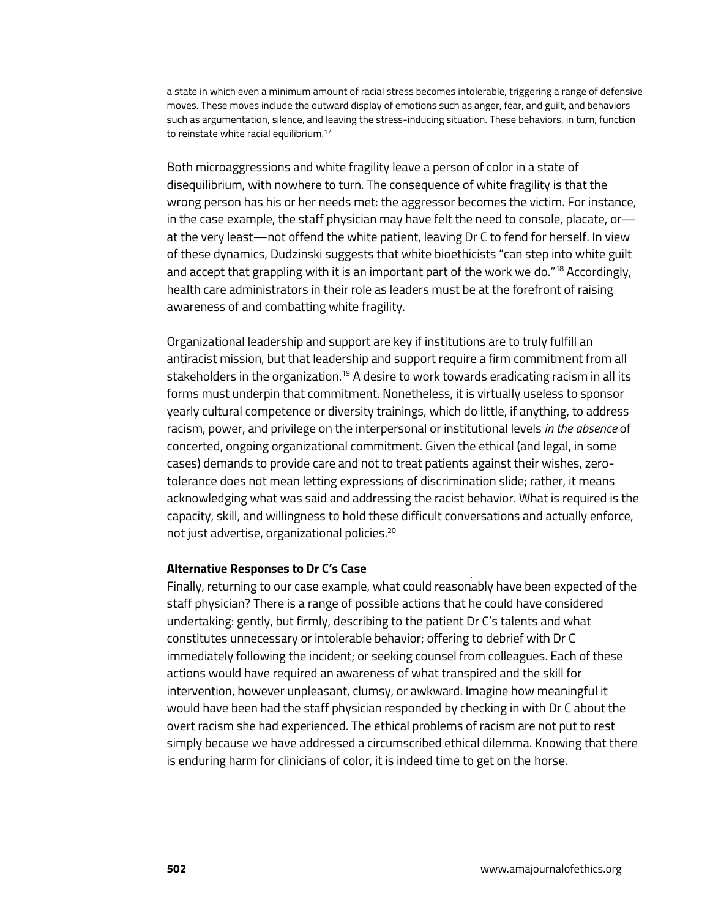a state in which even a minimum amount of racial stress becomes intolerable, triggering a range of defensive moves. These moves include the outward display of emotions such as anger, fear, and guilt, and behaviors such as argumentation, silence, and leaving the stress-inducing situation. These behaviors, in turn, function to reinstate white racial equilibrium.[17]

Both microaggressions and white fragility leave a person of color in a state of disequilibrium, with nowhere to turn. The consequence of white fragility is that the wrong person has his or her needs met: the aggressor becomes the victim. For instance, in the case example, the staff physician may have felt the need to console, placate, or—at the very least—not offend the white patient, leaving Dr C to fend for herself. In view of these dynamics, Dudzinski suggests that white bioethicists "can step into white guilt and accept that grappling with it is an important part of the work we do."[18] Accordingly, health care administrators in their role as leaders must be at the forefront of raising awareness of and combatting white fragility.

Organizational leadership and support are key if institutions are to truly fulfill an antiracist mission, but that leadership and support require a firm commitment from all stakeholders in the organization.[19] A desire to work towards eradicating racism in all its forms must underpin that commitment. Nonetheless, it is virtually useless to sponsor yearly cultural competence or diversity trainings, which do little, if anything, to address racism, power, and privilege on the interpersonal or institutional levels *in the absence* of concerted, ongoing organizational commitment. Given the ethical (and legal, in some cases) demands to provide care and not to treat patients against their wishes, zero-tolerance does not mean letting expressions of discrimination slide; rather, it means acknowledging what was said and addressing the racist behavior. What is required is the capacity, skill, and willingness to hold these difficult conversations and actually enforce, not just advertise, organizational policies.[20]

**Alternative Responses to Dr C's Case**

Finally, returning to our case example, what could reasonably have been expected of the staff physician? There is a range of possible actions that he could have considered undertaking: gently, but firmly, describing to the patient Dr C's talents and what constitutes unnecessary or intolerable behavior; offering to debrief with Dr C immediately following the incident; or seeking counsel from colleagues. Each of these actions would have required an awareness of what transpired and the skill for intervention, however unpleasant, clumsy, or awkward. Imagine how meaningful it would have been had the staff physician responded by checking in with Dr C about the overt racism she had experienced. The ethical problems of racism are not put to rest simply because we have addressed a circumscribed ethical dilemma. Knowing that there is enduring harm for clinicians of color, it is indeed time to get on the horse.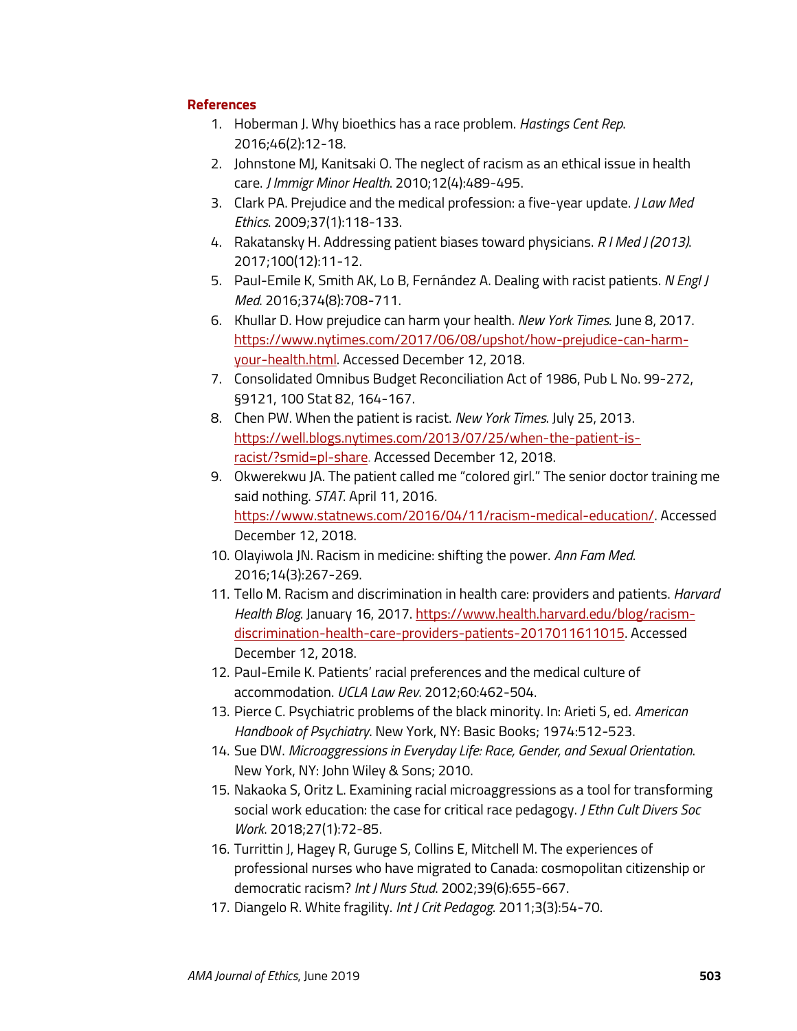### References

1. Hoberman J. Why bioethics has a race problem. *Hastings Cent Rep*. 2016;46(2):12-18.
2. Johnstone MJ, Kanitsaki O. The neglect of racism as an ethical issue in health care. *J Immigr Minor Health*. 2010;12(4):489-495.
3. Clark PA. Prejudice and the medical profession: a five-year update. *J Law Med Ethics*. 2009;37(1):118-133.
4. Rakatansky H. Addressing patient biases toward physicians. *R I Med J (2013)*. 2017;100(12):11-12.
5. Paul-Emile K, Smith AK, Lo B, Fernández A. Dealing with racist patients. *N Engl J Med*. 2016;374(8):708-711.
6. Khullar D. How prejudice can harm your health. *New York Times*. June 8, 2017. https://www.nytimes.com/2017/06/08/upshot/how-prejudice-can-harm-your-health.html. Accessed December 12, 2018.
7. Consolidated Omnibus Budget Reconciliation Act of 1986, Pub L No. 99-272, §9121, 100 Stat 82, 164-167.
8. Chen PW. When the patient is racist. *New York Times*. July 25, 2013. https://well.blogs.nytimes.com/2013/07/25/when-the-patient-is-racist/?smid=pl-share. Accessed December 12, 2018.
9. Okwerekwu JA. The patient called me "colored girl." The senior doctor training me said nothing. *STAT*. April 11, 2016. https://www.statnews.com/2016/04/11/racism-medical-education/. Accessed December 12, 2018.
10. Olayiwola JN. Racism in medicine: shifting the power. *Ann Fam Med*. 2016;14(3):267-269.
11. Tello M. Racism and discrimination in health care: providers and patients. *Harvard Health Blog*. January 16, 2017. https://www.health.harvard.edu/blog/racism-discrimination-health-care-providers-patients-2017011611015. Accessed December 12, 2018.
12. Paul-Emile K. Patients' racial preferences and the medical culture of accommodation. *UCLA Law Rev*. 2012;60:462-504.
13. Pierce C. Psychiatric problems of the black minority. In: Arieti S, ed. *American Handbook of Psychiatry*. New York, NY: Basic Books; 1974:512-523.
14. Sue DW. *Microaggressions in Everyday Life: Race, Gender, and Sexual Orientation*. New York, NY: John Wiley & Sons; 2010.
15. Nakaoka S, Oritz L. Examining racial microaggressions as a tool for transforming social work education: the case for critical race pedagogy. *J Ethn Cult Divers Soc Work*. 2018;27(1):72-85.
16. Turrittin J, Hagey R, Guruge S, Collins E, Mitchell M. The experiences of professional nurses who have migrated to Canada: cosmopolitan citizenship or democratic racism? *Int J Nurs Stud*. 2002;39(6):655-667.
17. Diangelo R. White fragility. *Int J Crit Pedagog*. 2011;3(3):54-70.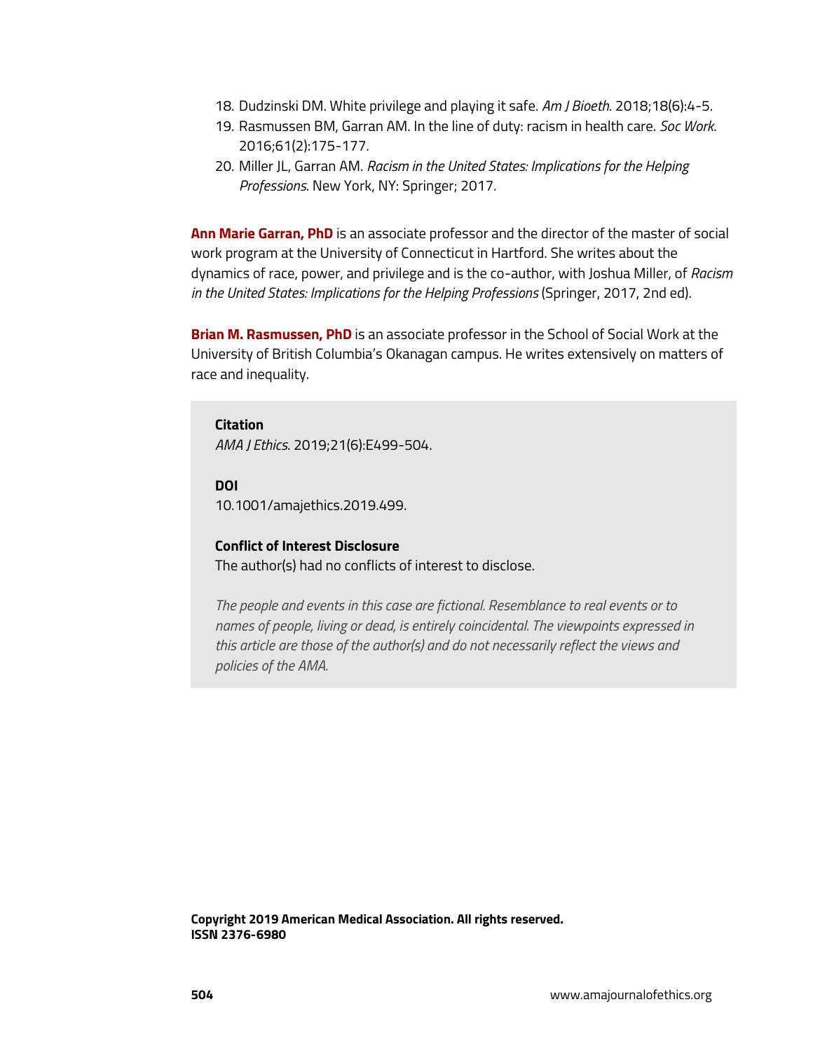18. Dudzinski DM. White privilege and playing it safe. *Am J Bioeth*. 2018;18(6):4-5.
19. Rasmussen BM, Garran AM. In the line of duty: racism in health care. *Soc Work*. 2016;61(2):175-177.
20. Miller JL, Garran AM. *Racism in the United States: Implications for the Helping Professions*. New York, NY: Springer; 2017.

**Ann Marie Garran, PhD** is an associate professor and the director of the master of social work program at the University of Connecticut in Hartford. She writes about the dynamics of race, power, and privilege and is the co-author, with Joshua Miller, of *Racism in the United States: Implications for the Helping Professions* (Springer, 2017, 2nd ed).

**Brian M. Rasmussen, PhD** is an associate professor in the School of Social Work at the University of British Columbia's Okanagan campus. He writes extensively on matters of race and inequality.

**Citation**
*AMA J Ethics*. 2019;21(6):E499-504.

**DOI**
10.1001/amajethics.2019.499.

**Conflict of Interest Disclosure**
The author(s) had no conflicts of interest to disclose.

*The people and events in this case are fictional. Resemblance to real events or to names of people, living or dead, is entirely coincidental. The viewpoints expressed in this article are those of the author(s) and do not necessarily reflect the views and policies of the AMA.*

**Copyright 2019 American Medical Association. All rights reserved.**
**ISSN 2376-6980**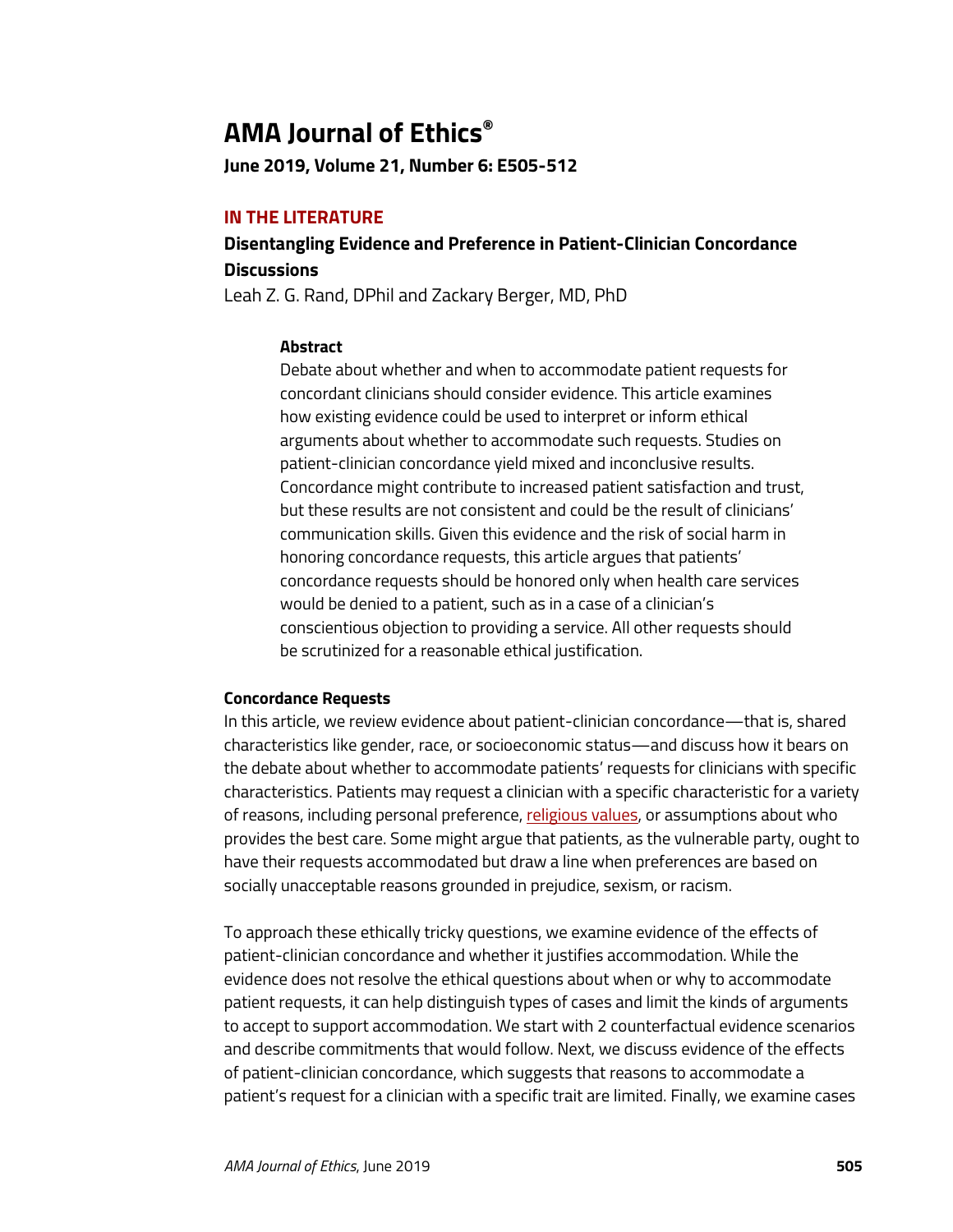# AMA Journal of Ethics®

**June 2019, Volume 21, Number 6: E505-512**

## IN THE LITERATURE

### Disentangling Evidence and Preference in Patient-Clinician Concordance Discussions

Leah Z. G. Rand, DPhil and Zackary Berger, MD, PhD

> **Abstract**
>
> Debate about whether and when to accommodate patient requests for concordant clinicians should consider evidence. This article examines how existing evidence could be used to interpret or inform ethical arguments about whether to accommodate such requests. Studies on patient-clinician concordance yield mixed and inconclusive results. Concordance might contribute to increased patient satisfaction and trust, but these results are not consistent and could be the result of clinicians' communication skills. Given this evidence and the risk of social harm in honoring concordance requests, this article argues that patients' concordance requests should be honored only when health care services would be denied to a patient, such as in a case of a clinician's conscientious objection to providing a service. All other requests should be scrutinized for a reasonable ethical justification.

### Concordance Requests

In this article, we review evidence about patient-clinician concordance—that is, shared characteristics like gender, race, or socioeconomic status—and discuss how it bears on the debate about whether to accommodate patients' requests for clinicians with specific characteristics. Patients may request a clinician with a specific characteristic for a variety of reasons, including personal preference, religious values, or assumptions about who provides the best care. Some might argue that patients, as the vulnerable party, ought to have their requests accommodated but draw a line when preferences are based on socially unacceptable reasons grounded in prejudice, sexism, or racism.

To approach these ethically tricky questions, we examine evidence of the effects of patient-clinician concordance and whether it justifies accommodation. While the evidence does not resolve the ethical questions about when or why to accommodate patient requests, it can help distinguish types of cases and limit the kinds of arguments to accept to support accommodation. We start with 2 counterfactual evidence scenarios and describe commitments that would follow. Next, we discuss evidence of the effects of patient-clinician concordance, which suggests that reasons to accommodate a patient's request for a clinician with a specific trait are limited. Finally, we examine cases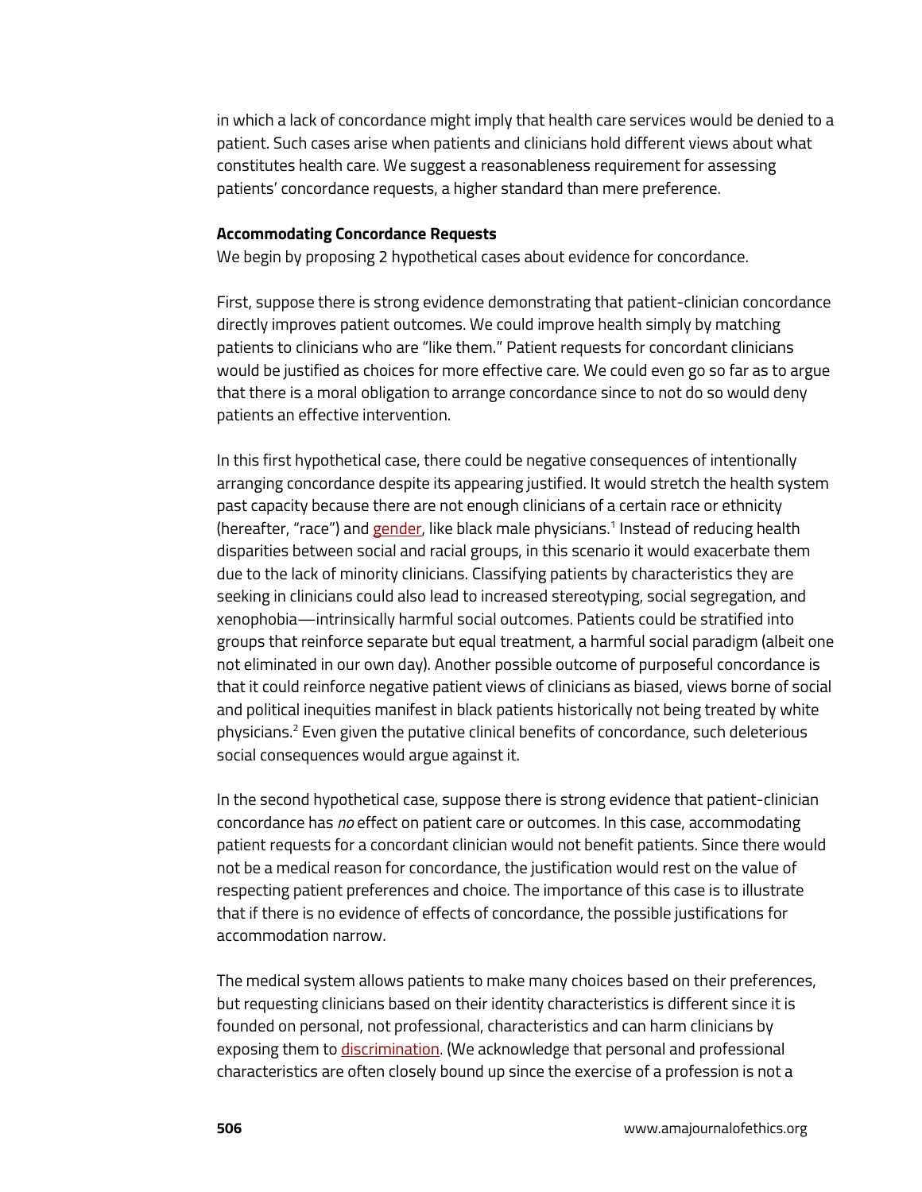in which a lack of concordance might imply that health care services would be denied to a patient. Such cases arise when patients and clinicians hold different views about what constitutes health care. We suggest a reasonableness requirement for assessing patients' concordance requests, a higher standard than mere preference.

**Accommodating Concordance Requests**

We begin by proposing 2 hypothetical cases about evidence for concordance.

First, suppose there is strong evidence demonstrating that patient-clinician concordance directly improves patient outcomes. We could improve health simply by matching patients to clinicians who are "like them." Patient requests for concordant clinicians would be justified as choices for more effective care. We could even go so far as to argue that there is a moral obligation to arrange concordance since to not do so would deny patients an effective intervention.

In this first hypothetical case, there could be negative consequences of intentionally arranging concordance despite its appearing justified. It would stretch the health system past capacity because there are not enough clinicians of a certain race or ethnicity (hereafter, "race") and gender, like black male physicians.[1] Instead of reducing health disparities between social and racial groups, in this scenario it would exacerbate them due to the lack of minority clinicians. Classifying patients by characteristics they are seeking in clinicians could also lead to increased stereotyping, social segregation, and xenophobia—intrinsically harmful social outcomes. Patients could be stratified into groups that reinforce separate but equal treatment, a harmful social paradigm (albeit one not eliminated in our own day). Another possible outcome of purposeful concordance is that it could reinforce negative patient views of clinicians as biased, views borne of social and political inequities manifest in black patients historically not being treated by white physicians.[2] Even given the putative clinical benefits of concordance, such deleterious social consequences would argue against it.

In the second hypothetical case, suppose there is strong evidence that patient-clinician concordance has *no* effect on patient care or outcomes. In this case, accommodating patient requests for a concordant clinician would not benefit patients. Since there would not be a medical reason for concordance, the justification would rest on the value of respecting patient preferences and choice. The importance of this case is to illustrate that if there is no evidence of effects of concordance, the possible justifications for accommodation narrow.

The medical system allows patients to make many choices based on their preferences, but requesting clinicians based on their identity characteristics is different since it is founded on personal, not professional, characteristics and can harm clinicians by exposing them to discrimination. (We acknowledge that personal and professional characteristics are often closely bound up since the exercise of a profession is not a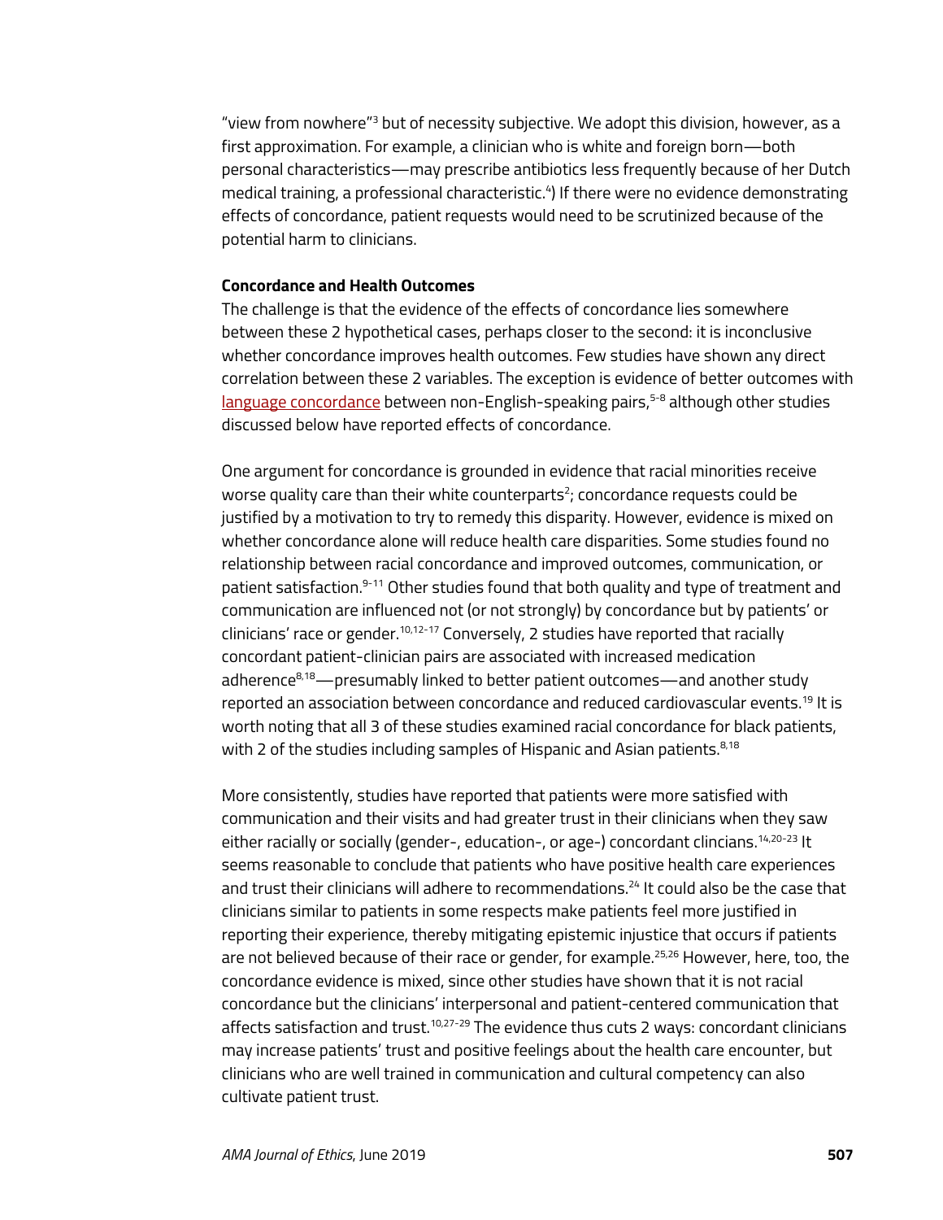"view from nowhere"[3] but of necessity subjective. We adopt this division, however, as a first approximation. For example, a clinician who is white and foreign born—both personal characteristics—may prescribe antibiotics less frequently because of her Dutch medical training, a professional characteristic.[4]) If there were no evidence demonstrating effects of concordance, patient requests would need to be scrutinized because of the potential harm to clinicians.

### Concordance and Health Outcomes

The challenge is that the evidence of the effects of concordance lies somewhere between these 2 hypothetical cases, perhaps closer to the second: it is inconclusive whether concordance improves health outcomes. Few studies have shown any direct correlation between these 2 variables. The exception is evidence of better outcomes with language concordance between non-English-speaking pairs,[5-8] although other studies discussed below have reported effects of concordance.

One argument for concordance is grounded in evidence that racial minorities receive worse quality care than their white counterparts[2]; concordance requests could be justified by a motivation to try to remedy this disparity. However, evidence is mixed on whether concordance alone will reduce health care disparities. Some studies found no relationship between racial concordance and improved outcomes, communication, or patient satisfaction.[9-11] Other studies found that both quality and type of treatment and communication are influenced not (or not strongly) by concordance but by patients' or clinicians' race or gender.[10,12-17] Conversely, 2 studies have reported that racially concordant patient-clinician pairs are associated with increased medication adherence[8,18]—presumably linked to better patient outcomes—and another study reported an association between concordance and reduced cardiovascular events.[19] It is worth noting that all 3 of these studies examined racial concordance for black patients, with 2 of the studies including samples of Hispanic and Asian patients.[8,18]

More consistently, studies have reported that patients were more satisfied with communication and their visits and had greater trust in their clinicians when they saw either racially or socially (gender-, education-, or age-) concordant clincians.[14,20-23] It seems reasonable to conclude that patients who have positive health care experiences and trust their clinicians will adhere to recommendations.[24] It could also be the case that clinicians similar to patients in some respects make patients feel more justified in reporting their experience, thereby mitigating epistemic injustice that occurs if patients are not believed because of their race or gender, for example.[25,26] However, here, too, the concordance evidence is mixed, since other studies have shown that it is not racial concordance but the clinicians' interpersonal and patient-centered communication that affects satisfaction and trust.[10,27-29] The evidence thus cuts 2 ways: concordant clinicians may increase patients' trust and positive feelings about the health care encounter, but clinicians who are well trained in communication and cultural competency can also cultivate patient trust.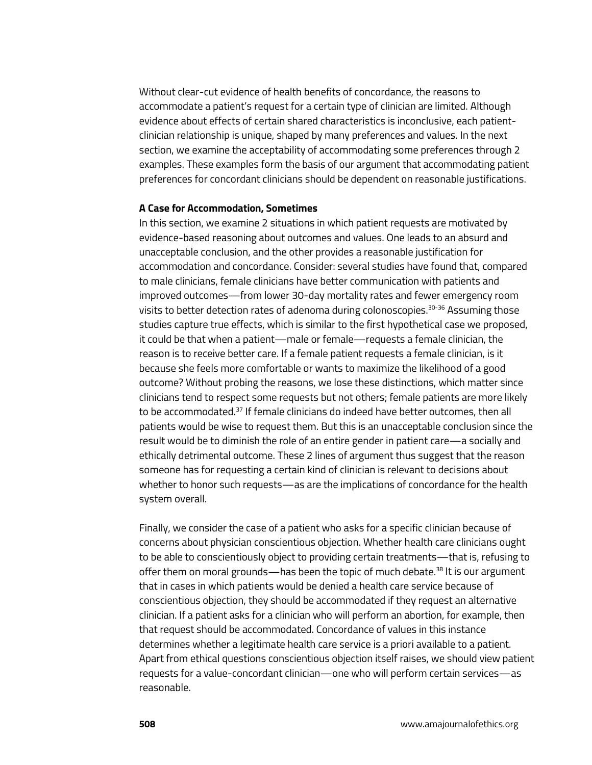Without clear-cut evidence of health benefits of concordance, the reasons to accommodate a patient's request for a certain type of clinician are limited. Although evidence about effects of certain shared characteristics is inconclusive, each patient-clinician relationship is unique, shaped by many preferences and values. In the next section, we examine the acceptability of accommodating some preferences through 2 examples. These examples form the basis of our argument that accommodating patient preferences for concordant clinicians should be dependent on reasonable justifications.

**A Case for Accommodation, Sometimes**

In this section, we examine 2 situations in which patient requests are motivated by evidence-based reasoning about outcomes and values. One leads to an absurd and unacceptable conclusion, and the other provides a reasonable justification for accommodation and concordance. Consider: several studies have found that, compared to male clinicians, female clinicians have better communication with patients and improved outcomes—from lower 30-day mortality rates and fewer emergency room visits to better detection rates of adenoma during colonoscopies.[30-36] Assuming those studies capture true effects, which is similar to the first hypothetical case we proposed, it could be that when a patient—male or female—requests a female clinician, the reason is to receive better care. If a female patient requests a female clinician, is it because she feels more comfortable or wants to maximize the likelihood of a good outcome? Without probing the reasons, we lose these distinctions, which matter since clinicians tend to respect some requests but not others; female patients are more likely to be accommodated.[37] If female clinicians do indeed have better outcomes, then all patients would be wise to request them. But this is an unacceptable conclusion since the result would be to diminish the role of an entire gender in patient care—a socially and ethically detrimental outcome. These 2 lines of argument thus suggest that the reason someone has for requesting a certain kind of clinician is relevant to decisions about whether to honor such requests—as are the implications of concordance for the health system overall.

Finally, we consider the case of a patient who asks for a specific clinician because of concerns about physician conscientious objection. Whether health care clinicians ought to be able to conscientiously object to providing certain treatments—that is, refusing to offer them on moral grounds—has been the topic of much debate.[38] It is our argument that in cases in which patients would be denied a health care service because of conscientious objection, they should be accommodated if they request an alternative clinician. If a patient asks for a clinician who will perform an abortion, for example, then that request should be accommodated. Concordance of values in this instance determines whether a legitimate health care service is a priori available to a patient. Apart from ethical questions conscientious objection itself raises, we should view patient requests for a value-concordant clinician—one who will perform certain services—as reasonable.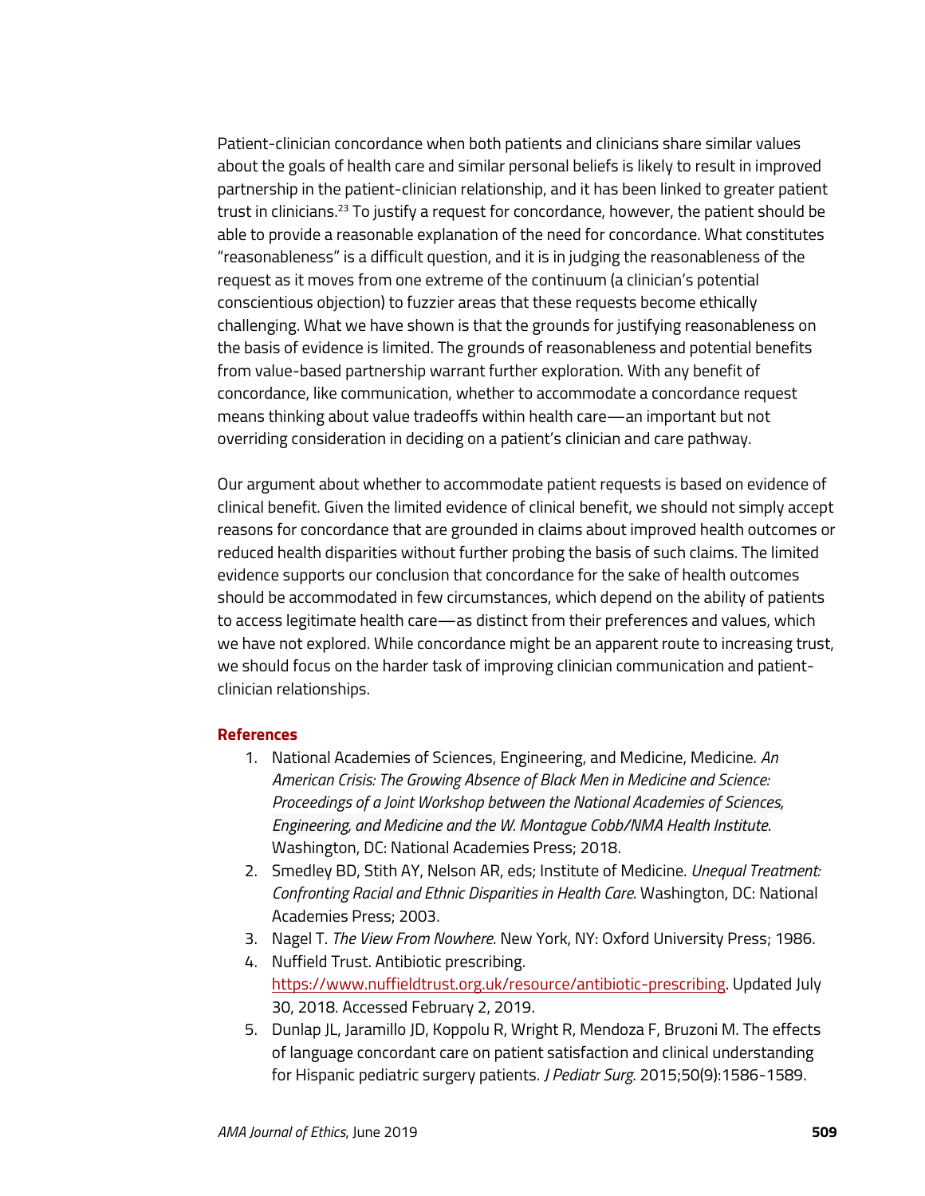Patient-clinician concordance when both patients and clinicians share similar values about the goals of health care and similar personal beliefs is likely to result in improved partnership in the patient-clinician relationship, and it has been linked to greater patient trust in clinicians.[23] To justify a request for concordance, however, the patient should be able to provide a reasonable explanation of the need for concordance. What constitutes "reasonableness" is a difficult question, and it is in judging the reasonableness of the request as it moves from one extreme of the continuum (a clinician's potential conscientious objection) to fuzzier areas that these requests become ethically challenging. What we have shown is that the grounds for justifying reasonableness on the basis of evidence is limited. The grounds of reasonableness and potential benefits from value-based partnership warrant further exploration. With any benefit of concordance, like communication, whether to accommodate a concordance request means thinking about value tradeoffs within health care—an important but not overriding consideration in deciding on a patient's clinician and care pathway.

Our argument about whether to accommodate patient requests is based on evidence of clinical benefit. Given the limited evidence of clinical benefit, we should not simply accept reasons for concordance that are grounded in claims about improved health outcomes or reduced health disparities without further probing the basis of such claims. The limited evidence supports our conclusion that concordance for the sake of health outcomes should be accommodated in few circumstances, which depend on the ability of patients to access legitimate health care—as distinct from their preferences and values, which we have not explored. While concordance might be an apparent route to increasing trust, we should focus on the harder task of improving clinician communication and patient-clinician relationships.

## References

1. National Academies of Sciences, Engineering, and Medicine, Medicine. *An American Crisis: The Growing Absence of Black Men in Medicine and Science: Proceedings of a Joint Workshop between the National Academies of Sciences, Engineering, and Medicine and the W. Montague Cobb/NMA Health Institute*. Washington, DC: National Academies Press; 2018.
2. Smedley BD, Stith AY, Nelson AR, eds; Institute of Medicine. *Unequal Treatment: Confronting Racial and Ethnic Disparities in Health Care*. Washington, DC: National Academies Press; 2003.
3. Nagel T. *The View From Nowhere*. New York, NY: Oxford University Press; 1986.
4. Nuffield Trust. Antibiotic prescribing. https://www.nuffieldtrust.org.uk/resource/antibiotic-prescribing. Updated July 30, 2018. Accessed February 2, 2019.
5. Dunlap JL, Jaramillo JD, Koppolu R, Wright R, Mendoza F, Bruzoni M. The effects of language concordant care on patient satisfaction and clinical understanding for Hispanic pediatric surgery patients. *J Pediatr Surg*. 2015;50(9):1586-1589.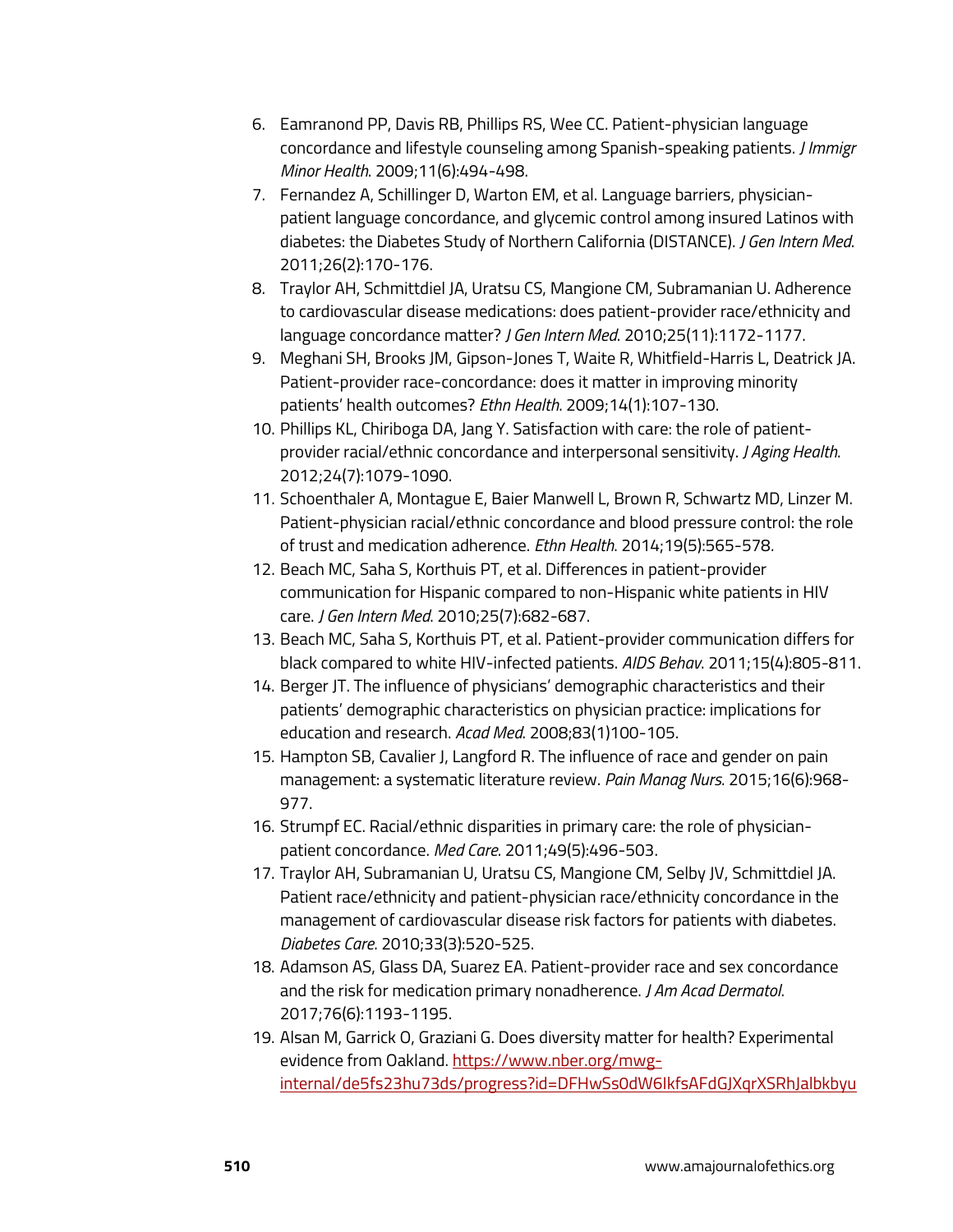6. Eamranond PP, Davis RB, Phillips RS, Wee CC. Patient-physician language concordance and lifestyle counseling among Spanish-speaking patients. *J Immigr Minor Health*. 2009;11(6):494-498.
7. Fernandez A, Schillinger D, Warton EM, et al. Language barriers, physician-patient language concordance, and glycemic control among insured Latinos with diabetes: the Diabetes Study of Northern California (DISTANCE). *J Gen Intern Med*. 2011;26(2):170-176.
8. Traylor AH, Schmittdiel JA, Uratsu CS, Mangione CM, Subramanian U. Adherence to cardiovascular disease medications: does patient-provider race/ethnicity and language concordance matter? *J Gen Intern Med*. 2010;25(11):1172-1177.
9. Meghani SH, Brooks JM, Gipson-Jones T, Waite R, Whitfield-Harris L, Deatrick JA. Patient-provider race-concordance: does it matter in improving minority patients' health outcomes? *Ethn Health*. 2009;14(1):107-130.
10. Phillips KL, Chiriboga DA, Jang Y. Satisfaction with care: the role of patient-provider racial/ethnic concordance and interpersonal sensitivity. *J Aging Health*. 2012;24(7):1079-1090.
11. Schoenthaler A, Montague E, Baier Manwell L, Brown R, Schwartz MD, Linzer M. Patient-physician racial/ethnic concordance and blood pressure control: the role of trust and medication adherence. *Ethn Health*. 2014;19(5):565-578.
12. Beach MC, Saha S, Korthuis PT, et al. Differences in patient-provider communication for Hispanic compared to non-Hispanic white patients in HIV care. *J Gen Intern Med*. 2010;25(7):682-687.
13. Beach MC, Saha S, Korthuis PT, et al. Patient-provider communication differs for black compared to white HIV-infected patients. *AIDS Behav*. 2011;15(4):805-811.
14. Berger JT. The influence of physicians' demographic characteristics and their patients' demographic characteristics on physician practice: implications for education and research. *Acad Med*. 2008;83(1)100-105.
15. Hampton SB, Cavalier J, Langford R. The influence of race and gender on pain management: a systematic literature review. *Pain Manag Nurs*. 2015;16(6):968-977.
16. Strumpf EC. Racial/ethnic disparities in primary care: the role of physician-patient concordance. *Med Care*. 2011;49(5):496-503.
17. Traylor AH, Subramanian U, Uratsu CS, Mangione CM, Selby JV, Schmittdiel JA. Patient race/ethnicity and patient-physician race/ethnicity concordance in the management of cardiovascular disease risk factors for patients with diabetes. *Diabetes Care*. 2010;33(3):520-525.
18. Adamson AS, Glass DA, Suarez EA. Patient-provider race and sex concordance and the risk for medication primary nonadherence. *J Am Acad Dermatol*. 2017;76(6):1193-1195.
19. Alsan M, Garrick O, Graziani G. Does diversity matter for health? Experimental evidence from Oakland. https://www.nber.org/mwg-internal/de5fs23hu73ds/progress?id=DFHwSs0dW6IkfsAFdGJXqrXSRhJalbkbyu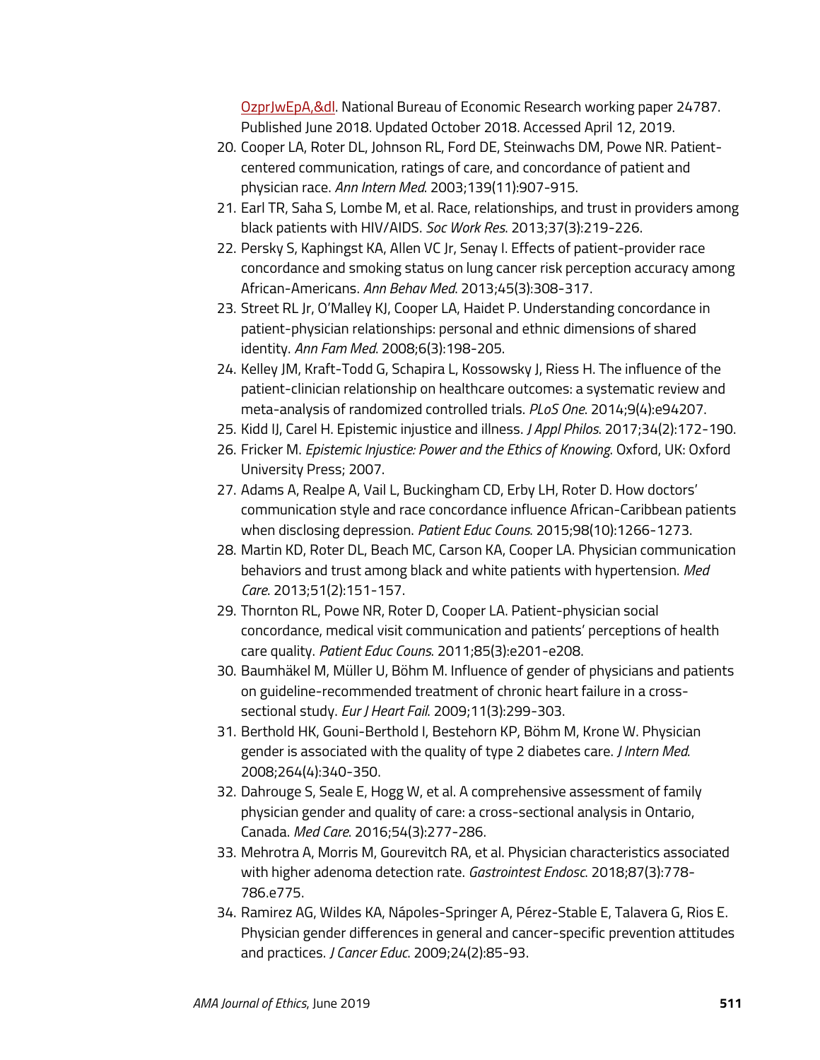OzprJwEpA,&dl. National Bureau of Economic Research working paper 24787. Published June 2018. Updated October 2018. Accessed April 12, 2019.

20. Cooper LA, Roter DL, Johnson RL, Ford DE, Steinwachs DM, Powe NR. Patient-centered communication, ratings of care, and concordance of patient and physician race. *Ann Intern Med*. 2003;139(11):907-915.
21. Earl TR, Saha S, Lombe M, et al. Race, relationships, and trust in providers among black patients with HIV/AIDS. *Soc Work Res*. 2013;37(3):219-226.
22. Persky S, Kaphingst KA, Allen VC Jr, Senay I. Effects of patient-provider race concordance and smoking status on lung cancer risk perception accuracy among African-Americans. *Ann Behav Med*. 2013;45(3):308-317.
23. Street RL Jr, O'Malley KJ, Cooper LA, Haidet P. Understanding concordance in patient-physician relationships: personal and ethnic dimensions of shared identity. *Ann Fam Med*. 2008;6(3):198-205.
24. Kelley JM, Kraft-Todd G, Schapira L, Kossowsky J, Riess H. The influence of the patient-clinician relationship on healthcare outcomes: a systematic review and meta-analysis of randomized controlled trials. *PLoS One*. 2014;9(4):e94207.
25. Kidd IJ, Carel H. Epistemic injustice and illness. *J Appl Philos*. 2017;34(2):172-190.
26. Fricker M. *Epistemic Injustice: Power and the Ethics of Knowing*. Oxford, UK: Oxford University Press; 2007.
27. Adams A, Realpe A, Vail L, Buckingham CD, Erby LH, Roter D. How doctors' communication style and race concordance influence African-Caribbean patients when disclosing depression. *Patient Educ Couns*. 2015;98(10):1266-1273.
28. Martin KD, Roter DL, Beach MC, Carson KA, Cooper LA. Physician communication behaviors and trust among black and white patients with hypertension. *Med Care*. 2013;51(2):151-157.
29. Thornton RL, Powe NR, Roter D, Cooper LA. Patient-physician social concordance, medical visit communication and patients' perceptions of health care quality. *Patient Educ Couns*. 2011;85(3):e201-e208.
30. Baumhäkel M, Müller U, Böhm M. Influence of gender of physicians and patients on guideline-recommended treatment of chronic heart failure in a cross-sectional study. *Eur J Heart Fail*. 2009;11(3):299-303.
31. Berthold HK, Gouni-Berthold I, Bestehorn KP, Böhm M, Krone W. Physician gender is associated with the quality of type 2 diabetes care. *J Intern Med*. 2008;264(4):340-350.
32. Dahrouge S, Seale E, Hogg W, et al. A comprehensive assessment of family physician gender and quality of care: a cross-sectional analysis in Ontario, Canada. *Med Care*. 2016;54(3):277-286.
33. Mehrotra A, Morris M, Gourevitch RA, et al. Physician characteristics associated with higher adenoma detection rate. *Gastrointest Endosc*. 2018;87(3):778-786.e775.
34. Ramirez AG, Wildes KA, Nápoles-Springer A, Pérez-Stable E, Talavera G, Rios E. Physician gender differences in general and cancer-specific prevention attitudes and practices. *J Cancer Educ*. 2009;24(2):85-93.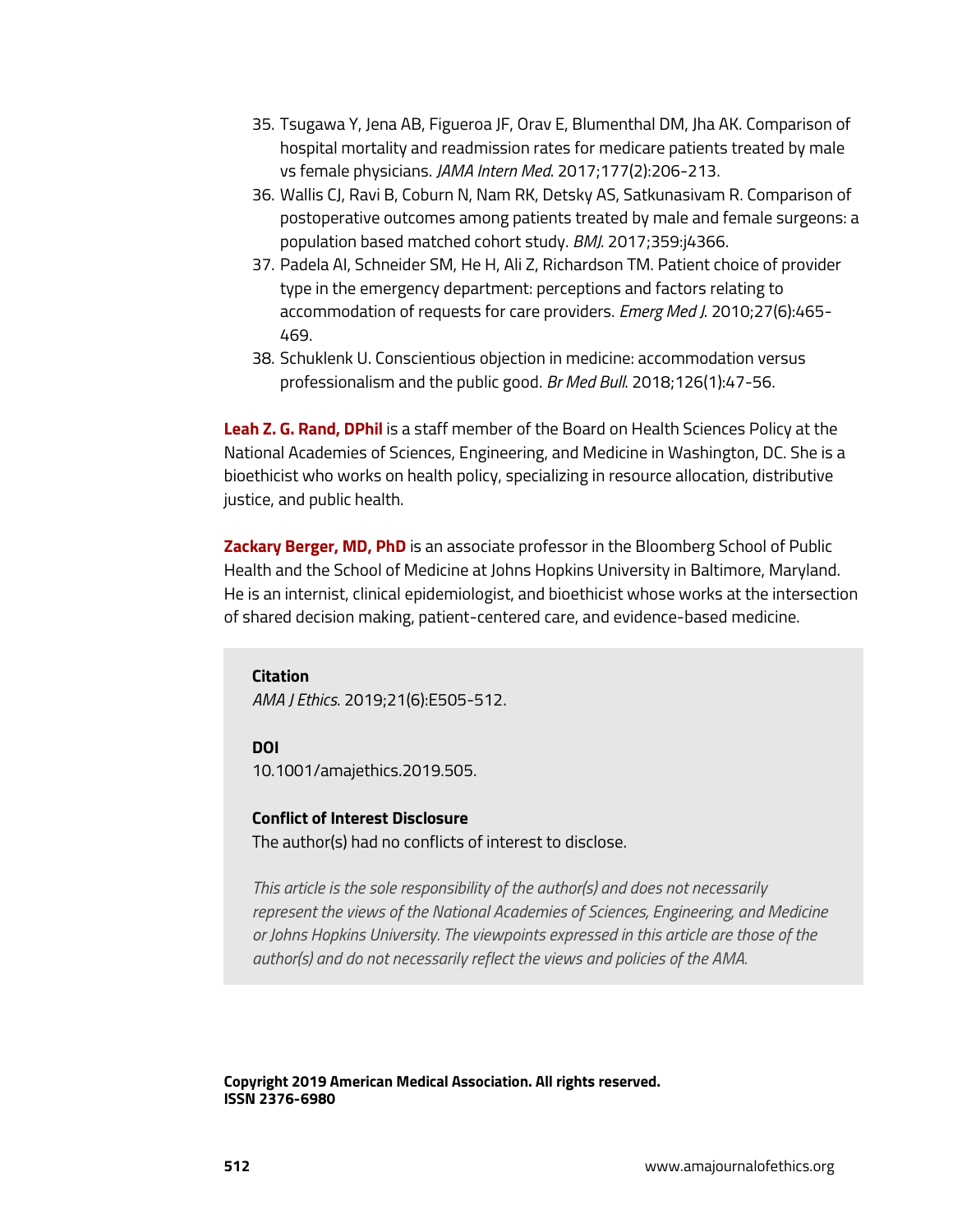35. Tsugawa Y, Jena AB, Figueroa JF, Orav E, Blumenthal DM, Jha AK. Comparison of hospital mortality and readmission rates for medicare patients treated by male vs female physicians. *JAMA Intern Med*. 2017;177(2):206-213.
36. Wallis CJ, Ravi B, Coburn N, Nam RK, Detsky AS, Satkunasivam R. Comparison of postoperative outcomes among patients treated by male and female surgeons: a population based matched cohort study. *BMJ*. 2017;359:j4366.
37. Padela AI, Schneider SM, He H, Ali Z, Richardson TM. Patient choice of provider type in the emergency department: perceptions and factors relating to accommodation of requests for care providers. *Emerg Med J*. 2010;27(6):465-469.
38. Schuklenk U. Conscientious objection in medicine: accommodation versus professionalism and the public good. *Br Med Bull*. 2018;126(1):47-56.

**Leah Z. G. Rand, DPhil** is a staff member of the Board on Health Sciences Policy at the National Academies of Sciences, Engineering, and Medicine in Washington, DC. She is a bioethicist who works on health policy, specializing in resource allocation, distributive justice, and public health.

**Zackary Berger, MD, PhD** is an associate professor in the Bloomberg School of Public Health and the School of Medicine at Johns Hopkins University in Baltimore, Maryland. He is an internist, clinical epidemiologist, and bioethicist whose works at the intersection of shared decision making, patient-centered care, and evidence-based medicine.

**Citation**
*AMA J Ethics*. 2019;21(6):E505-512.

**DOI**
10.1001/amajethics.2019.505.

**Conflict of Interest Disclosure**
The author(s) had no conflicts of interest to disclose.

*This article is the sole responsibility of the author(s) and does not necessarily represent the views of the National Academies of Sciences, Engineering, and Medicine or Johns Hopkins University. The viewpoints expressed in this article are those of the author(s) and do not necessarily reflect the views and policies of the AMA.*

**Copyright 2019 American Medical Association. All rights reserved.**
**ISSN 2376-6980**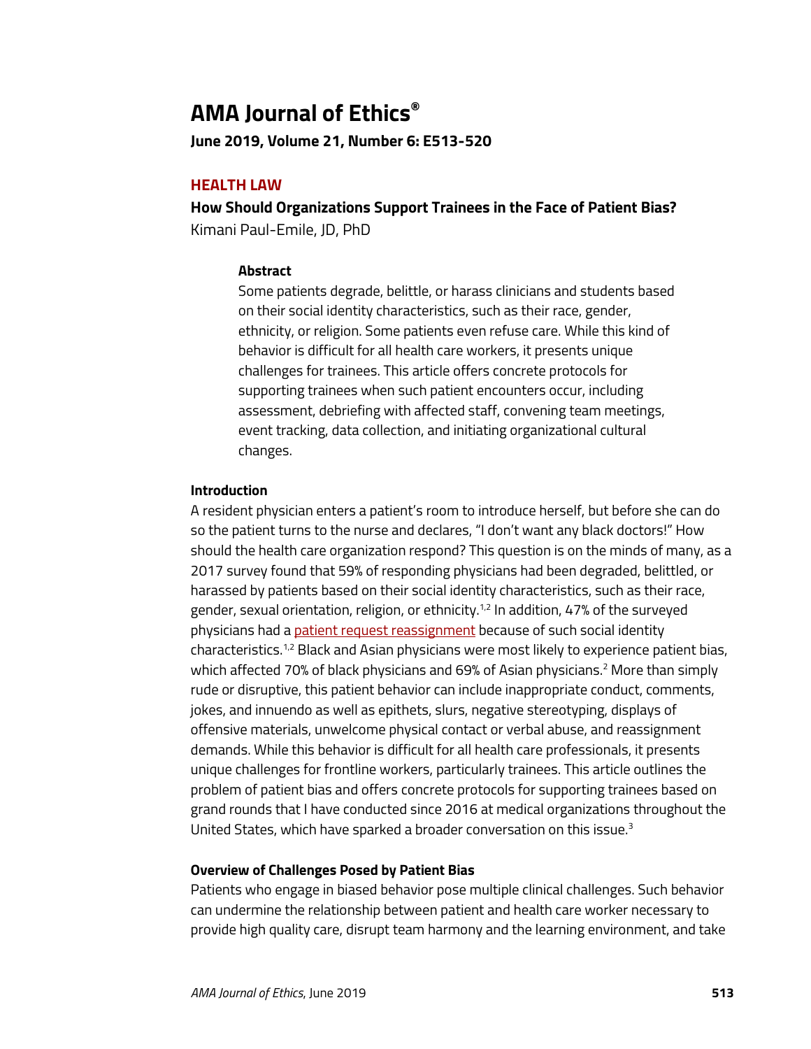# AMA Journal of Ethics®

**June 2019, Volume 21, Number 6: E513-520**

## HEALTH LAW

### How Should Organizations Support Trainees in the Face of Patient Bias?

Kimani Paul-Emile, JD, PhD

#### Abstract

Some patients degrade, belittle, or harass clinicians and students based on their social identity characteristics, such as their race, gender, ethnicity, or religion. Some patients even refuse care. While this kind of behavior is difficult for all health care workers, it presents unique challenges for trainees. This article offers concrete protocols for supporting trainees when such patient encounters occur, including assessment, debriefing with affected staff, convening team meetings, event tracking, data collection, and initiating organizational cultural changes.

#### Introduction

A resident physician enters a patient's room to introduce herself, but before she can do so the patient turns to the nurse and declares, "I don't want any black doctors!" How should the health care organization respond? This question is on the minds of many, as a 2017 survey found that 59% of responding physicians had been degraded, belittled, or harassed by patients based on their social identity characteristics, such as their race, gender, sexual orientation, religion, or ethnicity.[1,2] In addition, 47% of the surveyed physicians had a patient request reassignment because of such social identity characteristics.[1,2] Black and Asian physicians were most likely to experience patient bias, which affected 70% of black physicians and 69% of Asian physicians.[2] More than simply rude or disruptive, this patient behavior can include inappropriate conduct, comments, jokes, and innuendo as well as epithets, slurs, negative stereotyping, displays of offensive materials, unwelcome physical contact or verbal abuse, and reassignment demands. While this behavior is difficult for all health care professionals, it presents unique challenges for frontline workers, particularly trainees. This article outlines the problem of patient bias and offers concrete protocols for supporting trainees based on grand rounds that I have conducted since 2016 at medical organizations throughout the United States, which have sparked a broader conversation on this issue.[3]

#### Overview of Challenges Posed by Patient Bias

Patients who engage in biased behavior pose multiple clinical challenges. Such behavior can undermine the relationship between patient and health care worker necessary to provide high quality care, disrupt team harmony and the learning environment, and take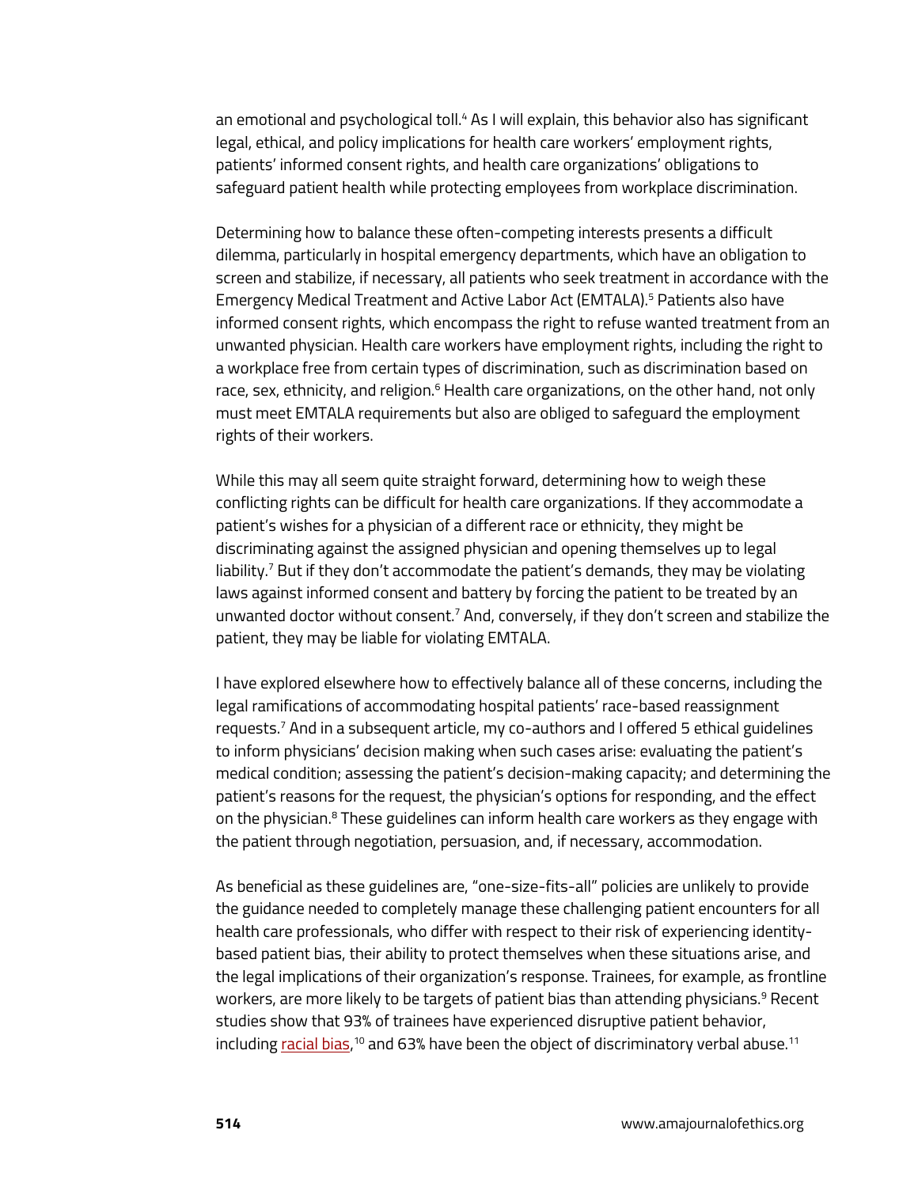an emotional and psychological toll.[4] As I will explain, this behavior also has significant legal, ethical, and policy implications for health care workers' employment rights, patients' informed consent rights, and health care organizations' obligations to safeguard patient health while protecting employees from workplace discrimination.

Determining how to balance these often-competing interests presents a difficult dilemma, particularly in hospital emergency departments, which have an obligation to screen and stabilize, if necessary, all patients who seek treatment in accordance with the Emergency Medical Treatment and Active Labor Act (EMTALA).[5] Patients also have informed consent rights, which encompass the right to refuse wanted treatment from an unwanted physician. Health care workers have employment rights, including the right to a workplace free from certain types of discrimination, such as discrimination based on race, sex, ethnicity, and religion.[6] Health care organizations, on the other hand, not only must meet EMTALA requirements but also are obliged to safeguard the employment rights of their workers.

While this may all seem quite straight forward, determining how to weigh these conflicting rights can be difficult for health care organizations. If they accommodate a patient's wishes for a physician of a different race or ethnicity, they might be discriminating against the assigned physician and opening themselves up to legal liability.[7] But if they don't accommodate the patient's demands, they may be violating laws against informed consent and battery by forcing the patient to be treated by an unwanted doctor without consent.[7] And, conversely, if they don't screen and stabilize the patient, they may be liable for violating EMTALA.

I have explored elsewhere how to effectively balance all of these concerns, including the legal ramifications of accommodating hospital patients' race-based reassignment requests.[7] And in a subsequent article, my co-authors and I offered 5 ethical guidelines to inform physicians' decision making when such cases arise: evaluating the patient's medical condition; assessing the patient's decision-making capacity; and determining the patient's reasons for the request, the physician's options for responding, and the effect on the physician.[8] These guidelines can inform health care workers as they engage with the patient through negotiation, persuasion, and, if necessary, accommodation.

As beneficial as these guidelines are, "one-size-fits-all" policies are unlikely to provide the guidance needed to completely manage these challenging patient encounters for all health care professionals, who differ with respect to their risk of experiencing identity-based patient bias, their ability to protect themselves when these situations arise, and the legal implications of their organization's response. Trainees, for example, as frontline workers, are more likely to be targets of patient bias than attending physicians.[9] Recent studies show that 93% of trainees have experienced disruptive patient behavior, including racial bias,[10] and 63% have been the object of discriminatory verbal abuse.[11]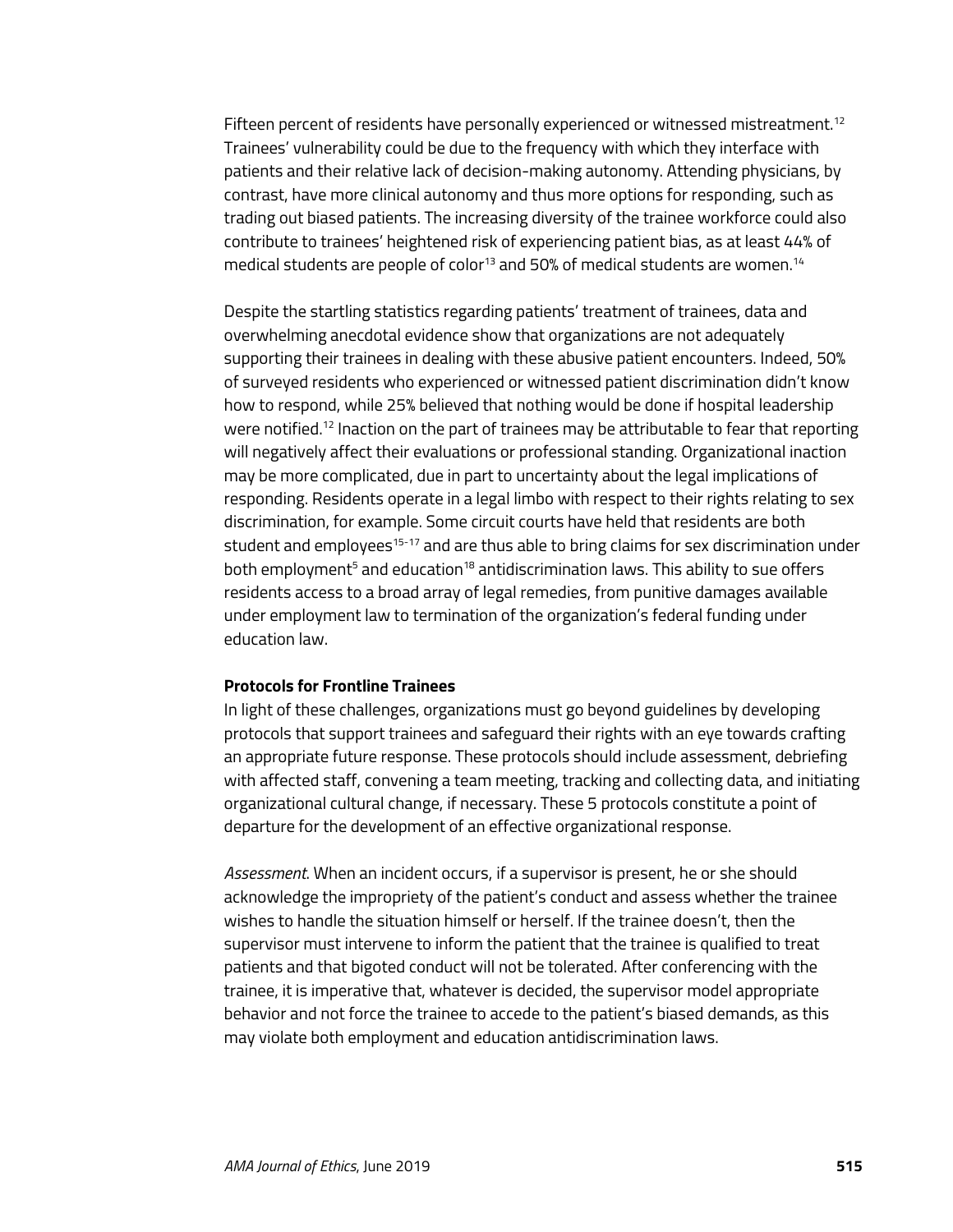Fifteen percent of residents have personally experienced or witnessed mistreatment.[12] Trainees' vulnerability could be due to the frequency with which they interface with patients and their relative lack of decision-making autonomy. Attending physicians, by contrast, have more clinical autonomy and thus more options for responding, such as trading out biased patients. The increasing diversity of the trainee workforce could also contribute to trainees' heightened risk of experiencing patient bias, as at least 44% of medical students are people of color[13] and 50% of medical students are women.[14]

Despite the startling statistics regarding patients' treatment of trainees, data and overwhelming anecdotal evidence show that organizations are not adequately supporting their trainees in dealing with these abusive patient encounters. Indeed, 50% of surveyed residents who experienced or witnessed patient discrimination didn't know how to respond, while 25% believed that nothing would be done if hospital leadership were notified.[12] Inaction on the part of trainees may be attributable to fear that reporting will negatively affect their evaluations or professional standing. Organizational inaction may be more complicated, due in part to uncertainty about the legal implications of responding. Residents operate in a legal limbo with respect to their rights relating to sex discrimination, for example. Some circuit courts have held that residents are both student and employees[15-17] and are thus able to bring claims for sex discrimination under both employment[5] and education[18] antidiscrimination laws. This ability to sue offers residents access to a broad array of legal remedies, from punitive damages available under employment law to termination of the organization's federal funding under education law.

**Protocols for Frontline Trainees**

In light of these challenges, organizations must go beyond guidelines by developing protocols that support trainees and safeguard their rights with an eye towards crafting an appropriate future response. These protocols should include assessment, debriefing with affected staff, convening a team meeting, tracking and collecting data, and initiating organizational cultural change, if necessary. These 5 protocols constitute a point of departure for the development of an effective organizational response.

*Assessment*. When an incident occurs, if a supervisor is present, he or she should acknowledge the impropriety of the patient's conduct and assess whether the trainee wishes to handle the situation himself or herself. If the trainee doesn't, then the supervisor must intervene to inform the patient that the trainee is qualified to treat patients and that bigoted conduct will not be tolerated. After conferencing with the trainee, it is imperative that, whatever is decided, the supervisor model appropriate behavior and not force the trainee to accede to the patient's biased demands, as this may violate both employment and education antidiscrimination laws.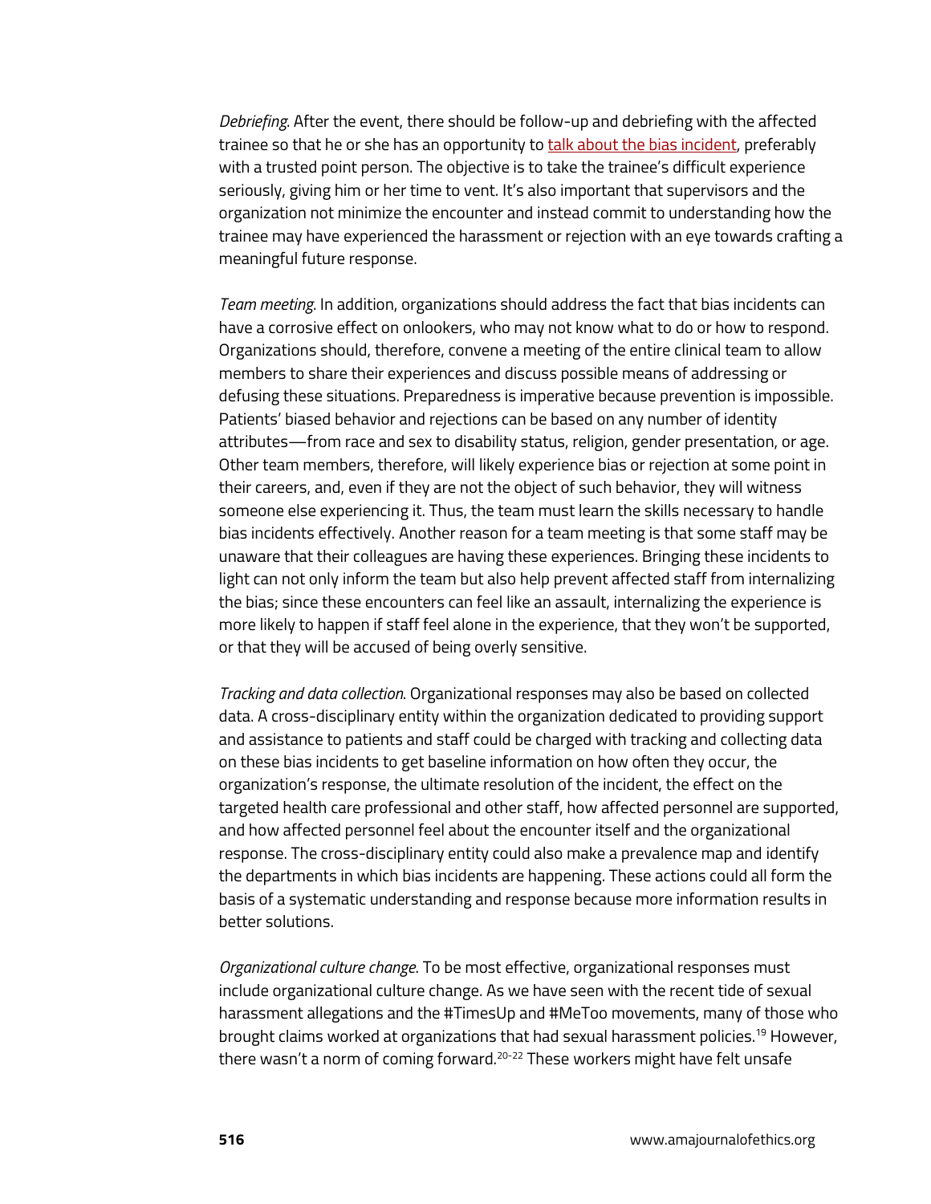*Debriefing*. After the event, there should be follow-up and debriefing with the affected trainee so that he or she has an opportunity to talk about the bias incident, preferably with a trusted point person. The objective is to take the trainee's difficult experience seriously, giving him or her time to vent. It's also important that supervisors and the organization not minimize the encounter and instead commit to understanding how the trainee may have experienced the harassment or rejection with an eye towards crafting a meaningful future response.

*Team meeting*. In addition, organizations should address the fact that bias incidents can have a corrosive effect on onlookers, who may not know what to do or how to respond. Organizations should, therefore, convene a meeting of the entire clinical team to allow members to share their experiences and discuss possible means of addressing or defusing these situations. Preparedness is imperative because prevention is impossible. Patients' biased behavior and rejections can be based on any number of identity attributes—from race and sex to disability status, religion, gender presentation, or age. Other team members, therefore, will likely experience bias or rejection at some point in their careers, and, even if they are not the object of such behavior, they will witness someone else experiencing it. Thus, the team must learn the skills necessary to handle bias incidents effectively. Another reason for a team meeting is that some staff may be unaware that their colleagues are having these experiences. Bringing these incidents to light can not only inform the team but also help prevent affected staff from internalizing the bias; since these encounters can feel like an assault, internalizing the experience is more likely to happen if staff feel alone in the experience, that they won't be supported, or that they will be accused of being overly sensitive.

*Tracking and data collection*. Organizational responses may also be based on collected data. A cross-disciplinary entity within the organization dedicated to providing support and assistance to patients and staff could be charged with tracking and collecting data on these bias incidents to get baseline information on how often they occur, the organization's response, the ultimate resolution of the incident, the effect on the targeted health care professional and other staff, how affected personnel are supported, and how affected personnel feel about the encounter itself and the organizational response. The cross-disciplinary entity could also make a prevalence map and identify the departments in which bias incidents are happening. These actions could all form the basis of a systematic understanding and response because more information results in better solutions.

*Organizational culture change*. To be most effective, organizational responses must include organizational culture change. As we have seen with the recent tide of sexual harassment allegations and the #TimesUp and #MeToo movements, many of those who brought claims worked at organizations that had sexual harassment policies.[19] However, there wasn't a norm of coming forward.[20-22] These workers might have felt unsafe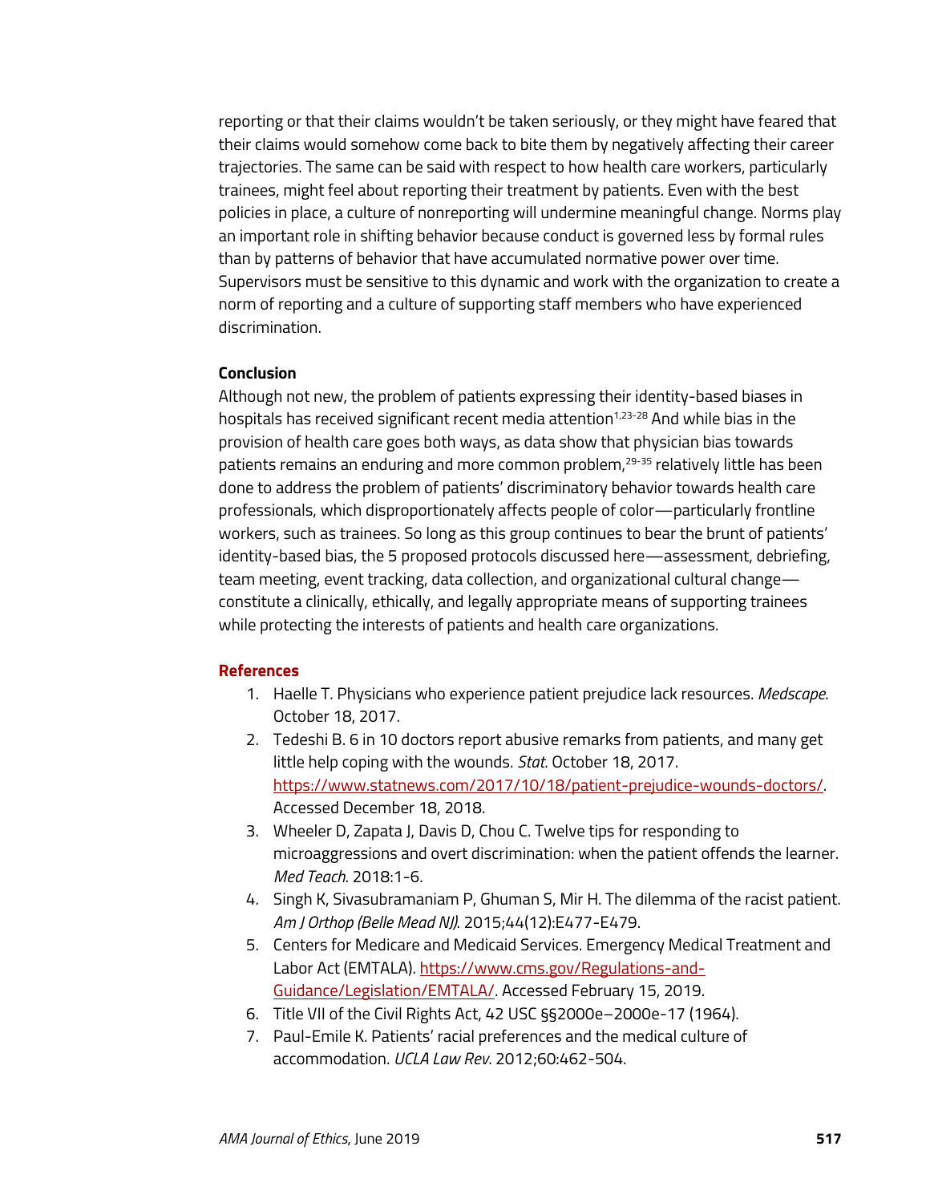reporting or that their claims wouldn't be taken seriously, or they might have feared that their claims would somehow come back to bite them by negatively affecting their career trajectories. The same can be said with respect to how health care workers, particularly trainees, might feel about reporting their treatment by patients. Even with the best policies in place, a culture of nonreporting will undermine meaningful change. Norms play an important role in shifting behavior because conduct is governed less by formal rules than by patterns of behavior that have accumulated normative power over time. Supervisors must be sensitive to this dynamic and work with the organization to create a norm of reporting and a culture of supporting staff members who have experienced discrimination.

**Conclusion**

Although not new, the problem of patients expressing their identity-based biases in hospitals has received significant recent media attention[1,23-28] And while bias in the provision of health care goes both ways, as data show that physician bias towards patients remains an enduring and more common problem,[29-35] relatively little has been done to address the problem of patients' discriminatory behavior towards health care professionals, which disproportionately affects people of color—particularly frontline workers, such as trainees. So long as this group continues to bear the brunt of patients' identity-based bias, the 5 proposed protocols discussed here—assessment, debriefing, team meeting, event tracking, data collection, and organizational cultural change—constitute a clinically, ethically, and legally appropriate means of supporting trainees while protecting the interests of patients and health care organizations.

## References

1. Haelle T. Physicians who experience patient prejudice lack resources. *Medscape*. October 18, 2017.
2. Tedeshi B. 6 in 10 doctors report abusive remarks from patients, and many get little help coping with the wounds. *Stat*. October 18, 2017. https://www.statnews.com/2017/10/18/patient-prejudice-wounds-doctors/. Accessed December 18, 2018.
3. Wheeler D, Zapata J, Davis D, Chou C. Twelve tips for responding to microaggressions and overt discrimination: when the patient offends the learner. *Med Teach*. 2018:1-6.
4. Singh K, Sivasubramaniam P, Ghuman S, Mir H. The dilemma of the racist patient. *Am J Orthop (Belle Mead NJ)*. 2015;44(12):E477-E479.
5. Centers for Medicare and Medicaid Services. Emergency Medical Treatment and Labor Act (EMTALA). https://www.cms.gov/Regulations-and-Guidance/Legislation/EMTALA/. Accessed February 15, 2019.
6. Title VII of the Civil Rights Act, 42 USC §§2000e–2000e-17 (1964).
7. Paul-Emile K. Patients' racial preferences and the medical culture of accommodation. *UCLA Law Rev.* 2012;60:462-504.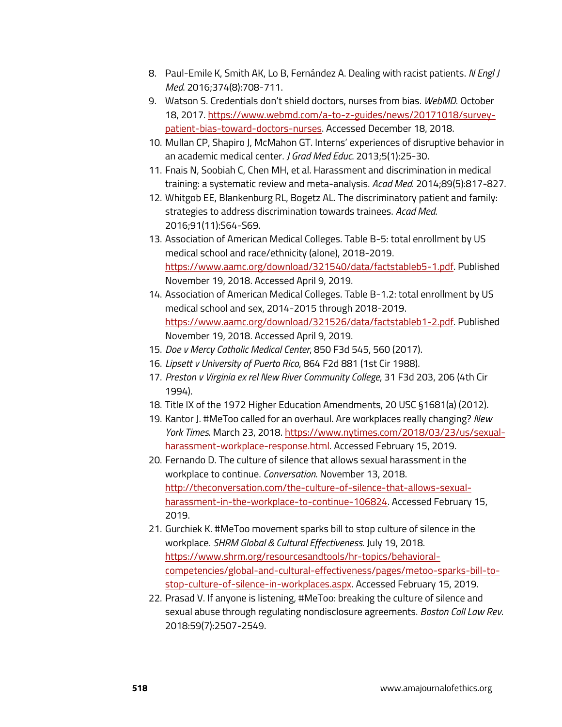8. Paul-Emile K, Smith AK, Lo B, Fernández A. Dealing with racist patients. *N Engl J Med*. 2016;374(8):708-711.
9. Watson S. Credentials don't shield doctors, nurses from bias. *WebMD*. October 18, 2017. https://www.webmd.com/a-to-z-guides/news/20171018/survey-patient-bias-toward-doctors-nurses. Accessed December 18, 2018.
10. Mullan CP, Shapiro J, McMahon GT. Interns' experiences of disruptive behavior in an academic medical center. *J Grad Med Educ*. 2013;5(1):25-30.
11. Fnais N, Soobiah C, Chen MH, et al. Harassment and discrimination in medical training: a systematic review and meta-analysis. *Acad Med*. 2014;89(5):817-827.
12. Whitgob EE, Blankenburg RL, Bogetz AL. The discriminatory patient and family: strategies to address discrimination towards trainees. *Acad Med*. 2016;91(11):S64-S69.
13. Association of American Medical Colleges. Table B-5: total enrollment by US medical school and race/ethnicity (alone), 2018-2019. https://www.aamc.org/download/321540/data/factstableb5-1.pdf. Published November 19, 2018. Accessed April 9, 2019.
14. Association of American Medical Colleges. Table B-1.2: total enrollment by US medical school and sex, 2014-2015 through 2018-2019. https://www.aamc.org/download/321526/data/factstableb1-2.pdf. Published November 19, 2018. Accessed April 9, 2019.
15. *Doe v Mercy Catholic Medical Center*, 850 F3d 545, 560 (2017).
16. *Lipsett v University of Puerto Rico*, 864 F2d 881 (1st Cir 1988).
17. *Preston v Virginia ex rel New River Community College*, 31 F3d 203, 206 (4th Cir 1994).
18. Title IX of the 1972 Higher Education Amendments, 20 USC §1681(a) (2012).
19. Kantor J. #MeToo called for an overhaul. Are workplaces really changing? *New York Times*. March 23, 2018. https://www.nytimes.com/2018/03/23/us/sexual-harassment-workplace-response.html. Accessed February 15, 2019.
20. Fernando D. The culture of silence that allows sexual harassment in the workplace to continue. *Conversation*. November 13, 2018. http://theconversation.com/the-culture-of-silence-that-allows-sexual-harassment-in-the-workplace-to-continue-106824. Accessed February 15, 2019.
21. Gurchiek K. #MeToo movement sparks bill to stop culture of silence in the workplace. *SHRM Global & Cultural Effectiveness*. July 19, 2018. https://www.shrm.org/resourcesandtools/hr-topics/behavioral-competencies/global-and-cultural-effectiveness/pages/metoo-sparks-bill-to-stop-culture-of-silence-in-workplaces.aspx. Accessed February 15, 2019.
22. Prasad V. If anyone is listening, #MeToo: breaking the culture of silence and sexual abuse through regulating nondisclosure agreements. *Boston Coll Law Rev*. 2018:59(7):2507-2549.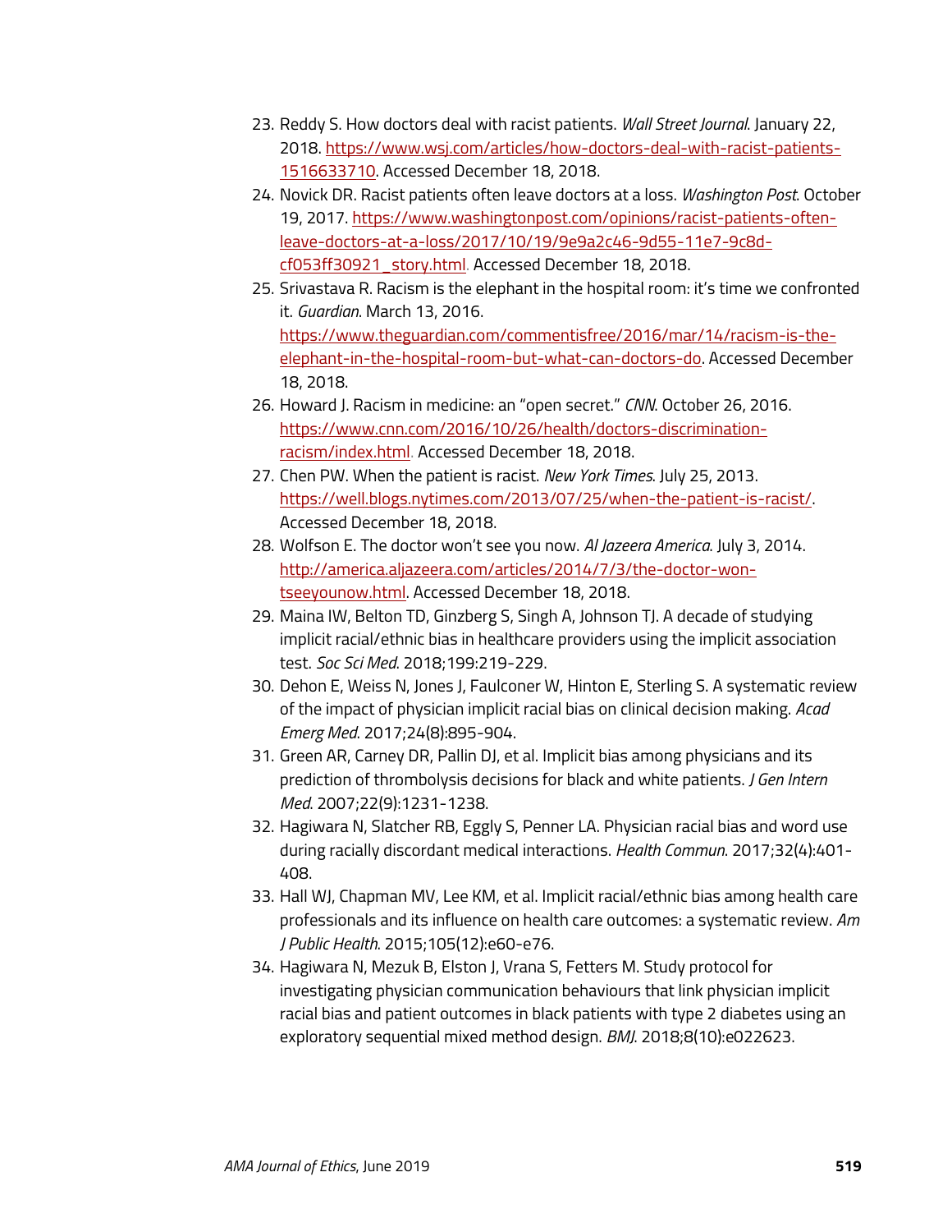23. Reddy S. How doctors deal with racist patients. *Wall Street Journal*. January 22, 2018. https://www.wsj.com/articles/how-doctors-deal-with-racist-patients-1516633710. Accessed December 18, 2018.
24. Novick DR. Racist patients often leave doctors at a loss. *Washington Post*. October 19, 2017. https://www.washingtonpost.com/opinions/racist-patients-often-leave-doctors-at-a-loss/2017/10/19/9e9a2c46-9d55-11e7-9c8d-cf053ff30921_story.html. Accessed December 18, 2018.
25. Srivastava R. Racism is the elephant in the hospital room: it's time we confronted it. *Guardian*. March 13, 2016. https://www.theguardian.com/commentisfree/2016/mar/14/racism-is-the-elephant-in-the-hospital-room-but-what-can-doctors-do. Accessed December 18, 2018.
26. Howard J. Racism in medicine: an "open secret." *CNN*. October 26, 2016. https://www.cnn.com/2016/10/26/health/doctors-discrimination-racism/index.html. Accessed December 18, 2018.
27. Chen PW. When the patient is racist. *New York Times*. July 25, 2013. https://well.blogs.nytimes.com/2013/07/25/when-the-patient-is-racist/. Accessed December 18, 2018.
28. Wolfson E. The doctor won't see you now. *Al Jazeera America*. July 3, 2014. http://america.aljazeera.com/articles/2014/7/3/the-doctor-won-tseeyounow.html. Accessed December 18, 2018.
29. Maina IW, Belton TD, Ginzberg S, Singh A, Johnson TJ. A decade of studying implicit racial/ethnic bias in healthcare providers using the implicit association test. *Soc Sci Med*. 2018;199:219-229.
30. Dehon E, Weiss N, Jones J, Faulconer W, Hinton E, Sterling S. A systematic review of the impact of physician implicit racial bias on clinical decision making. *Acad Emerg Med*. 2017;24(8):895-904.
31. Green AR, Carney DR, Pallin DJ, et al. Implicit bias among physicians and its prediction of thrombolysis decisions for black and white patients. *J Gen Intern Med*. 2007;22(9):1231-1238.
32. Hagiwara N, Slatcher RB, Eggly S, Penner LA. Physician racial bias and word use during racially discordant medical interactions. *Health Commun*. 2017;32(4):401-408.
33. Hall WJ, Chapman MV, Lee KM, et al. Implicit racial/ethnic bias among health care professionals and its influence on health care outcomes: a systematic review. *Am J Public Health*. 2015;105(12):e60-e76.
34. Hagiwara N, Mezuk B, Elston J, Vrana S, Fetters M. Study protocol for investigating physician communication behaviours that link physician implicit racial bias and patient outcomes in black patients with type 2 diabetes using an exploratory sequential mixed method design. *BMJ*. 2018;8(10):e022623.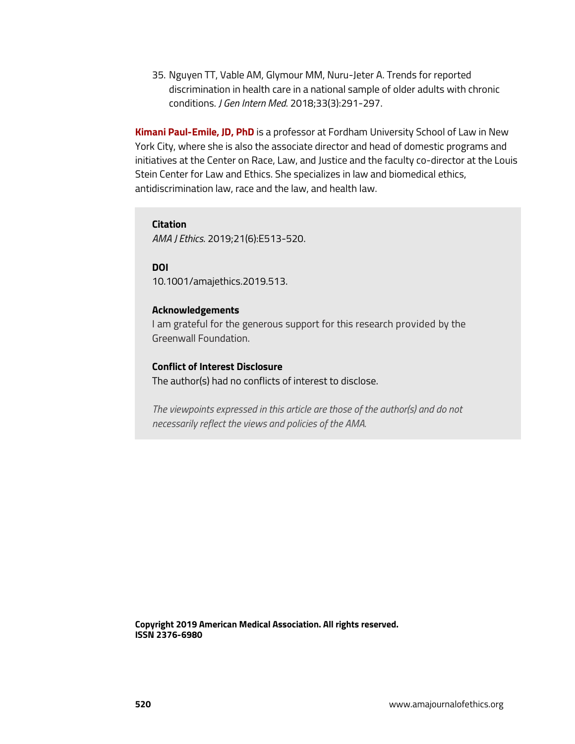35. Nguyen TT, Vable AM, Glymour MM, Nuru-Jeter A. Trends for reported discrimination in health care in a national sample of older adults with chronic conditions. *J Gen Intern Med*. 2018;33(3):291-297.

**Kimani Paul-Emile, JD, PhD** is a professor at Fordham University School of Law in New York City, where she is also the associate director and head of domestic programs and initiatives at the Center on Race, Law, and Justice and the faculty co-director at the Louis Stein Center for Law and Ethics. She specializes in law and biomedical ethics, antidiscrimination law, race and the law, and health law.

**Citation**
*AMA J Ethics*. 2019;21(6):E513-520.

**DOI**
10.1001/amajethics.2019.513.

**Acknowledgements**
I am grateful for the generous support for this research provided by the Greenwall Foundation.

**Conflict of Interest Disclosure**
The author(s) had no conflicts of interest to disclose.

*The viewpoints expressed in this article are those of the author(s) and do not necessarily reflect the views and policies of the AMA.*

**Copyright 2019 American Medical Association. All rights reserved.**
**ISSN 2376-6980**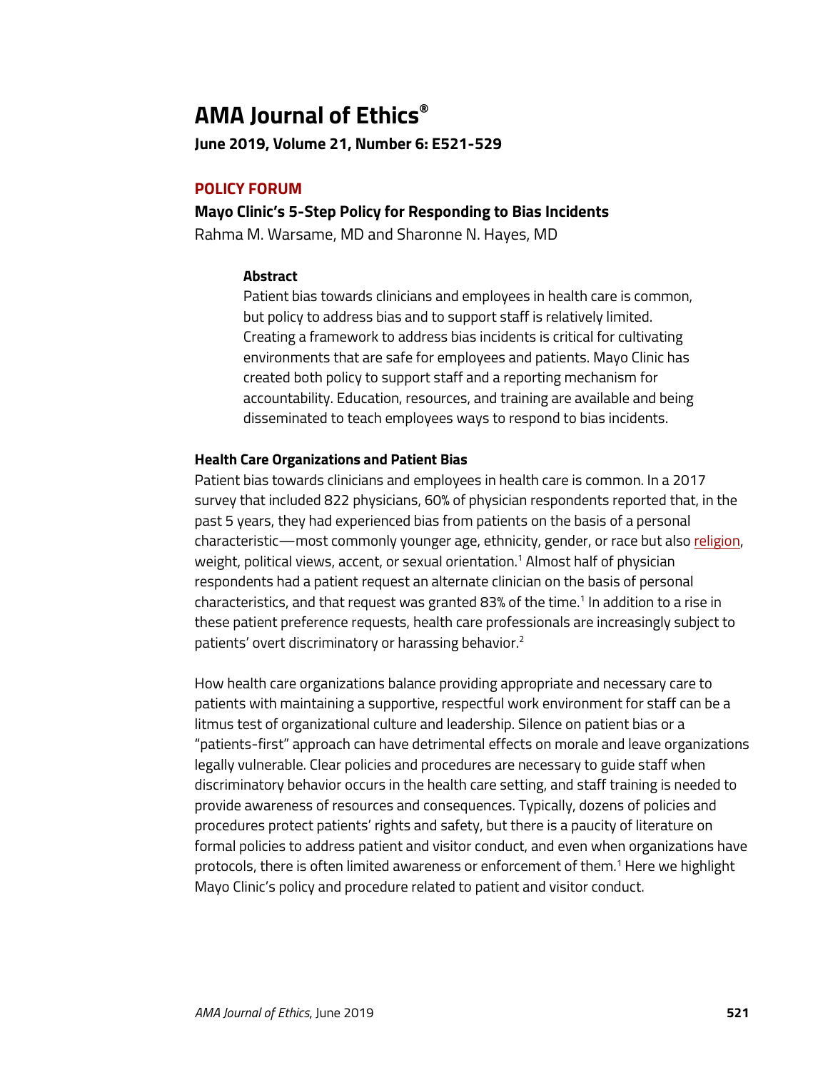# AMA Journal of Ethics®

**June 2019, Volume 21, Number 6: E521-529**

## POLICY FORUM

### Mayo Clinic's 5-Step Policy for Responding to Bias Incidents

Rahma M. Warsame, MD and Sharonne N. Hayes, MD

#### Abstract

Patient bias towards clinicians and employees in health care is common, but policy to address bias and to support staff is relatively limited. Creating a framework to address bias incidents is critical for cultivating environments that are safe for employees and patients. Mayo Clinic has created both policy to support staff and a reporting mechanism for accountability. Education, resources, and training are available and being disseminated to teach employees ways to respond to bias incidents.

#### Health Care Organizations and Patient Bias

Patient bias towards clinicians and employees in health care is common. In a 2017 survey that included 822 physicians, 60% of physician respondents reported that, in the past 5 years, they had experienced bias from patients on the basis of a personal characteristic—most commonly younger age, ethnicity, gender, or race but also religion, weight, political views, accent, or sexual orientation.[1] Almost half of physician respondents had a patient request an alternate clinician on the basis of personal characteristics, and that request was granted 83% of the time.[1] In addition to a rise in these patient preference requests, health care professionals are increasingly subject to patients' overt discriminatory or harassing behavior.[2]

How health care organizations balance providing appropriate and necessary care to patients with maintaining a supportive, respectful work environment for staff can be a litmus test of organizational culture and leadership. Silence on patient bias or a "patients-first" approach can have detrimental effects on morale and leave organizations legally vulnerable. Clear policies and procedures are necessary to guide staff when discriminatory behavior occurs in the health care setting, and staff training is needed to provide awareness of resources and consequences. Typically, dozens of policies and procedures protect patients' rights and safety, but there is a paucity of literature on formal policies to address patient and visitor conduct, and even when organizations have protocols, there is often limited awareness or enforcement of them.[1] Here we highlight Mayo Clinic's policy and procedure related to patient and visitor conduct.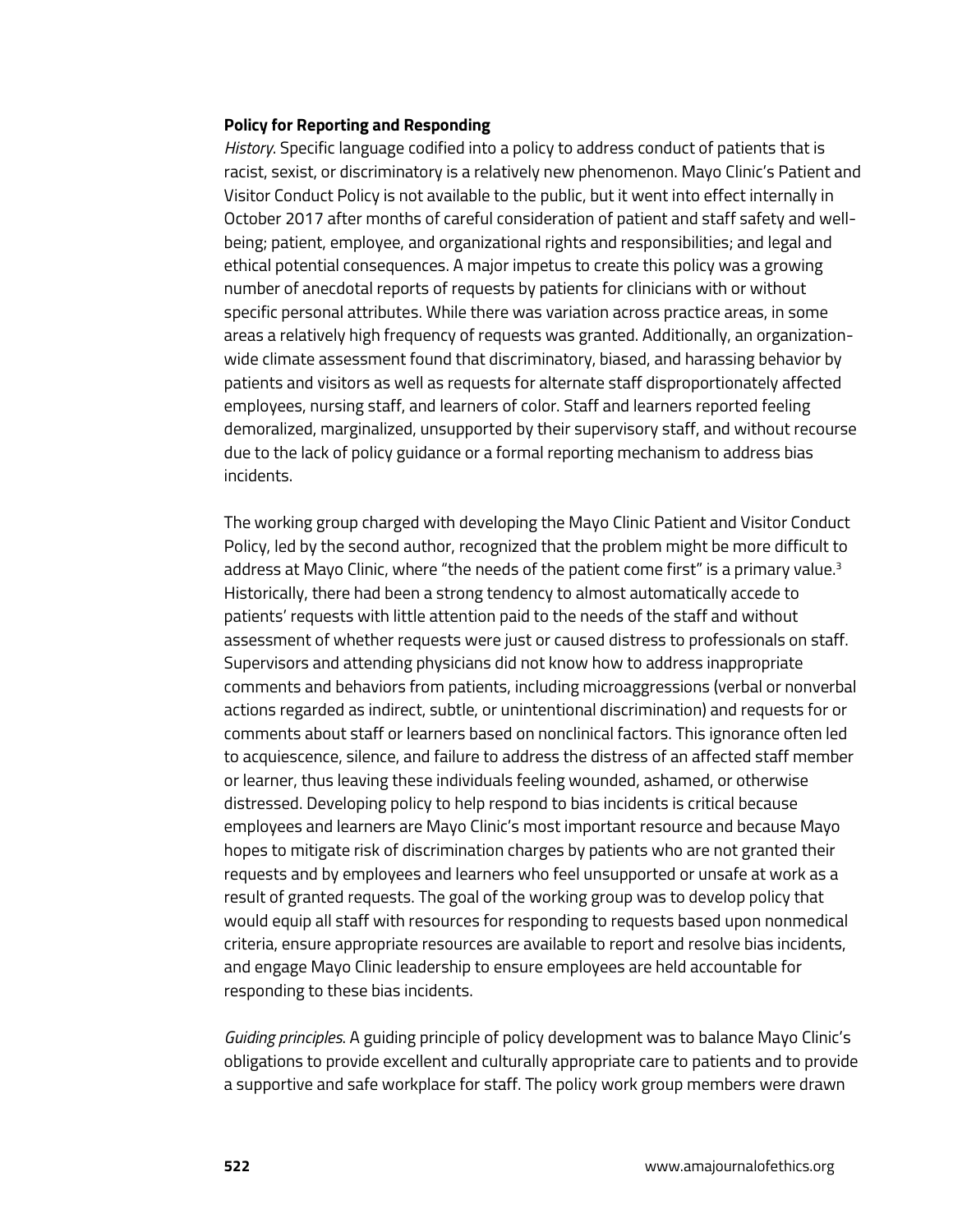**Policy for Reporting and Responding**

*History*. Specific language codified into a policy to address conduct of patients that is racist, sexist, or discriminatory is a relatively new phenomenon. Mayo Clinic's Patient and Visitor Conduct Policy is not available to the public, but it went into effect internally in October 2017 after months of careful consideration of patient and staff safety and well-being; patient, employee, and organizational rights and responsibilities; and legal and ethical potential consequences. A major impetus to create this policy was a growing number of anecdotal reports of requests by patients for clinicians with or without specific personal attributes. While there was variation across practice areas, in some areas a relatively high frequency of requests was granted. Additionally, an organization-wide climate assessment found that discriminatory, biased, and harassing behavior by patients and visitors as well as requests for alternate staff disproportionately affected employees, nursing staff, and learners of color. Staff and learners reported feeling demoralized, marginalized, unsupported by their supervisory staff, and without recourse due to the lack of policy guidance or a formal reporting mechanism to address bias incidents.

The working group charged with developing the Mayo Clinic Patient and Visitor Conduct Policy, led by the second author, recognized that the problem might be more difficult to address at Mayo Clinic, where "the needs of the patient come first" is a primary value.[3] Historically, there had been a strong tendency to almost automatically accede to patients' requests with little attention paid to the needs of the staff and without assessment of whether requests were just or caused distress to professionals on staff. Supervisors and attending physicians did not know how to address inappropriate comments and behaviors from patients, including microaggressions (verbal or nonverbal actions regarded as indirect, subtle, or unintentional discrimination) and requests for or comments about staff or learners based on nonclinical factors. This ignorance often led to acquiescence, silence, and failure to address the distress of an affected staff member or learner, thus leaving these individuals feeling wounded, ashamed, or otherwise distressed. Developing policy to help respond to bias incidents is critical because employees and learners are Mayo Clinic's most important resource and because Mayo hopes to mitigate risk of discrimination charges by patients who are not granted their requests and by employees and learners who feel unsupported or unsafe at work as a result of granted requests. The goal of the working group was to develop policy that would equip all staff with resources for responding to requests based upon nonmedical criteria, ensure appropriate resources are available to report and resolve bias incidents, and engage Mayo Clinic leadership to ensure employees are held accountable for responding to these bias incidents.

*Guiding principles*. A guiding principle of policy development was to balance Mayo Clinic's obligations to provide excellent and culturally appropriate care to patients and to provide a supportive and safe workplace for staff. The policy work group members were drawn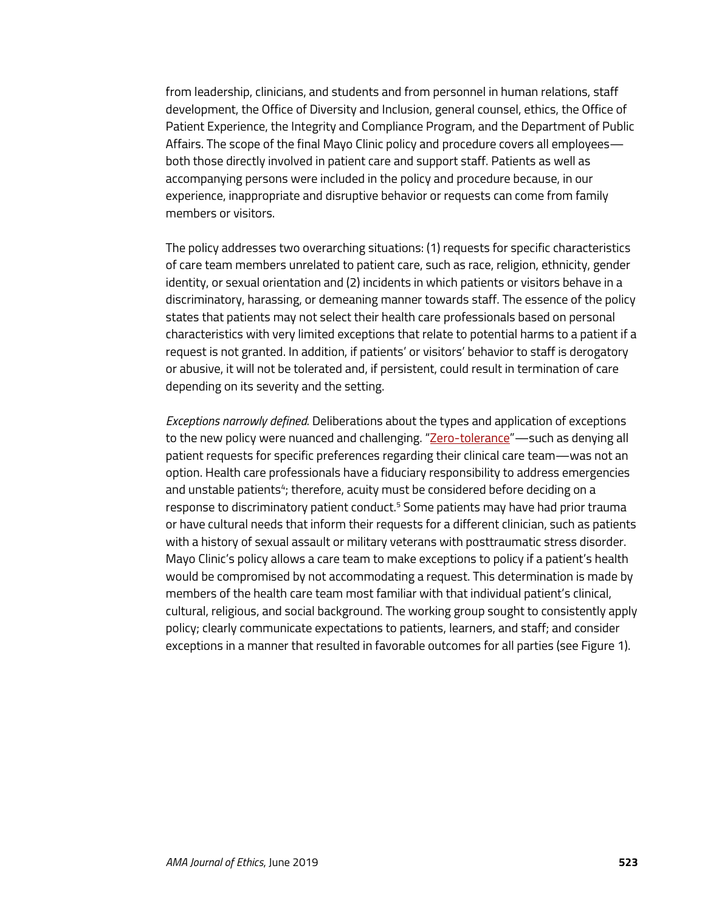from leadership, clinicians, and students and from personnel in human relations, staff development, the Office of Diversity and Inclusion, general counsel, ethics, the Office of Patient Experience, the Integrity and Compliance Program, and the Department of Public Affairs. The scope of the final Mayo Clinic policy and procedure covers all employees—both those directly involved in patient care and support staff. Patients as well as accompanying persons were included in the policy and procedure because, in our experience, inappropriate and disruptive behavior or requests can come from family members or visitors.

The policy addresses two overarching situations: (1) requests for specific characteristics of care team members unrelated to patient care, such as race, religion, ethnicity, gender identity, or sexual orientation and (2) incidents in which patients or visitors behave in a discriminatory, harassing, or demeaning manner towards staff. The essence of the policy states that patients may not select their health care professionals based on personal characteristics with very limited exceptions that relate to potential harms to a patient if a request is not granted. In addition, if patients' or visitors' behavior to staff is derogatory or abusive, it will not be tolerated and, if persistent, could result in termination of care depending on its severity and the setting.

*Exceptions narrowly defined*. Deliberations about the types and application of exceptions to the new policy were nuanced and challenging. "Zero-tolerance"—such as denying all patient requests for specific preferences regarding their clinical care team—was not an option. Health care professionals have a fiduciary responsibility to address emergencies and unstable patients[4]; therefore, acuity must be considered before deciding on a response to discriminatory patient conduct.[5] Some patients may have had prior trauma or have cultural needs that inform their requests for a different clinician, such as patients with a history of sexual assault or military veterans with posttraumatic stress disorder. Mayo Clinic's policy allows a care team to make exceptions to policy if a patient's health would be compromised by not accommodating a request. This determination is made by members of the health care team most familiar with that individual patient's clinical, cultural, religious, and social background. The working group sought to consistently apply policy; clearly communicate expectations to patients, learners, and staff; and consider exceptions in a manner that resulted in favorable outcomes for all parties (see Figure 1).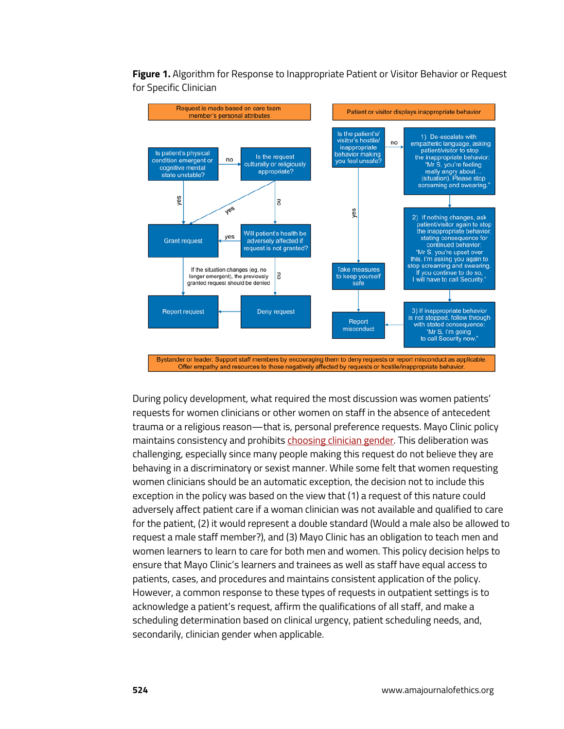**Figure 1.** Algorithm for Response to Inappropriate Patient or Visitor Behavior or Request for Specific Clinician

Request is made based on care team member's personal attributes

Is patient's physical condition emergent or cognitive mental state unstable?

no

Is the request culturally or religiously appropriate?

yes

yes

no

Grant request

yes

Will patient's health be adversely affected if request is not granted?

If the situation changes (eg, no longer emergent), the previously granted request should be denied

no

Report request

Deny request

Patient or visitor displays inappropriate behavior

Is the patient's/visitor's hostile/inappropriate behavior making you feel unsafe?

no

1) De-escalate with empathetic language, asking patient/visitor to stop the inappropriate behavior: "Mr S, you're feeling really angry about… (situation). Please stop screaming and swearing."

yes

2) If nothing changes, ask patient/visitor again to stop the inappropriate behavior, stating consequence for continued behavior: "Mr S, you're upset over this. I'm asking you again to stop screaming and swearing. If you continue to do so, I will have to call Security."

Take measures to keep yourself safe

Report misconduct

3) If inappropriate behavior is not stopped, follow through with stated consequence: "Mr S, I'm going to call Security now."

Bystander or leader: Support staff members by encouraging them to deny requests or report misconduct as applicable. Offer empathy and resources to those negatively affected by requests or hostile/inappropriate behavior.

During policy development, what required the most discussion was women patients' requests for women clinicians or other women on staff in the absence of antecedent trauma or a religious reason—that is, personal preference requests. Mayo Clinic policy maintains consistency and prohibits choosing clinician gender. This deliberation was challenging, especially since many people making this request do not believe they are behaving in a discriminatory or sexist manner. While some felt that women requesting women clinicians should be an automatic exception, the decision not to include this exception in the policy was based on the view that (1) a request of this nature could adversely affect patient care if a woman clinician was not available and qualified to care for the patient, (2) it would represent a double standard (Would a male also be allowed to request a male staff member?), and (3) Mayo Clinic has an obligation to teach men and women learners to learn to care for both men and women. This policy decision helps to ensure that Mayo Clinic's learners and trainees as well as staff have equal access to patients, cases, and procedures and maintains consistent application of the policy. However, a common response to these types of requests in outpatient settings is to acknowledge a patient's request, affirm the qualifications of all staff, and make a scheduling determination based on clinical urgency, patient scheduling needs, and, secondarily, clinician gender when applicable.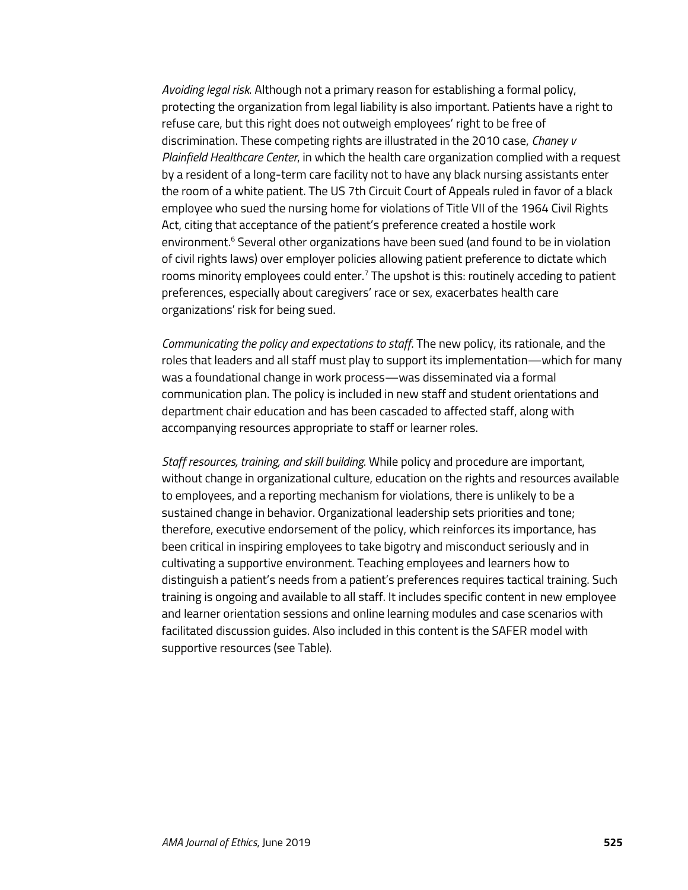*Avoiding legal risk.* Although not a primary reason for establishing a formal policy, protecting the organization from legal liability is also important. Patients have a right to refuse care, but this right does not outweigh employees' right to be free of discrimination. These competing rights are illustrated in the 2010 case, *Chaney v Plainfield Healthcare Center*, in which the health care organization complied with a request by a resident of a long-term care facility not to have any black nursing assistants enter the room of a white patient. The US 7th Circuit Court of Appeals ruled in favor of a black employee who sued the nursing home for violations of Title VII of the 1964 Civil Rights Act, citing that acceptance of the patient's preference created a hostile work environment.[6] Several other organizations have been sued (and found to be in violation of civil rights laws) over employer policies allowing patient preference to dictate which rooms minority employees could enter.[7] The upshot is this: routinely acceding to patient preferences, especially about caregivers' race or sex, exacerbates health care organizations' risk for being sued.

*Communicating the policy and expectations to staff.* The new policy, its rationale, and the roles that leaders and all staff must play to support its implementation—which for many was a foundational change in work process—was disseminated via a formal communication plan. The policy is included in new staff and student orientations and department chair education and has been cascaded to affected staff, along with accompanying resources appropriate to staff or learner roles.

*Staff resources, training, and skill building.* While policy and procedure are important, without change in organizational culture, education on the rights and resources available to employees, and a reporting mechanism for violations, there is unlikely to be a sustained change in behavior. Organizational leadership sets priorities and tone; therefore, executive endorsement of the policy, which reinforces its importance, has been critical in inspiring employees to take bigotry and misconduct seriously and in cultivating a supportive environment. Teaching employees and learners how to distinguish a patient's needs from a patient's preferences requires tactical training. Such training is ongoing and available to all staff. It includes specific content in new employee and learner orientation sessions and online learning modules and case scenarios with facilitated discussion guides. Also included in this content is the SAFER model with supportive resources (see Table).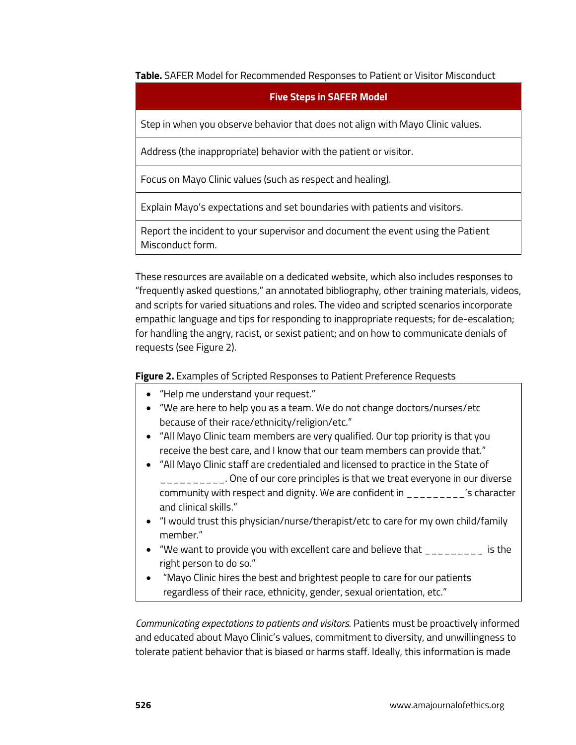**Table.** SAFER Model for Recommended Responses to Patient or Visitor Misconduct

| Five Steps in SAFER Model |
| --- |
| Step in when you observe behavior that does not align with Mayo Clinic values. |
| Address (the inappropriate) behavior with the patient or visitor. |
| Focus on Mayo Clinic values (such as respect and healing). |
| Explain Mayo's expectations and set boundaries with patients and visitors. |
| Report the incident to your supervisor and document the event using the Patient Misconduct form. |

These resources are available on a dedicated website, which also includes responses to "frequently asked questions," an annotated bibliography, other training materials, videos, and scripts for varied situations and roles. The video and scripted scenarios incorporate empathic language and tips for responding to inappropriate requests; for de-escalation; for handling the angry, racist, or sexist patient; and on how to communicate denials of requests (see Figure 2).

**Figure 2.** Examples of Scripted Responses to Patient Preference Requests

- "Help me understand your request."
- "We are here to help you as a team. We do not change doctors/nurses/etc because of their race/ethnicity/religion/etc."
- "All Mayo Clinic team members are very qualified. Our top priority is that you receive the best care, and I know that our team members can provide that."
- "All Mayo Clinic staff are credentialed and licensed to practice in the State of __________. One of our core principles is that we treat everyone in our diverse community with respect and dignity. We are confident in _________'s character and clinical skills."
- "I would trust this physician/nurse/therapist/etc to care for my own child/family member."
- "We want to provide you with excellent care and believe that _________ is the right person to do so."
- "Mayo Clinic hires the best and brightest people to care for our patients regardless of their race, ethnicity, gender, sexual orientation, etc."

*Communicating expectations to patients and visitors.* Patients must be proactively informed and educated about Mayo Clinic's values, commitment to diversity, and unwillingness to tolerate patient behavior that is biased or harms staff. Ideally, this information is made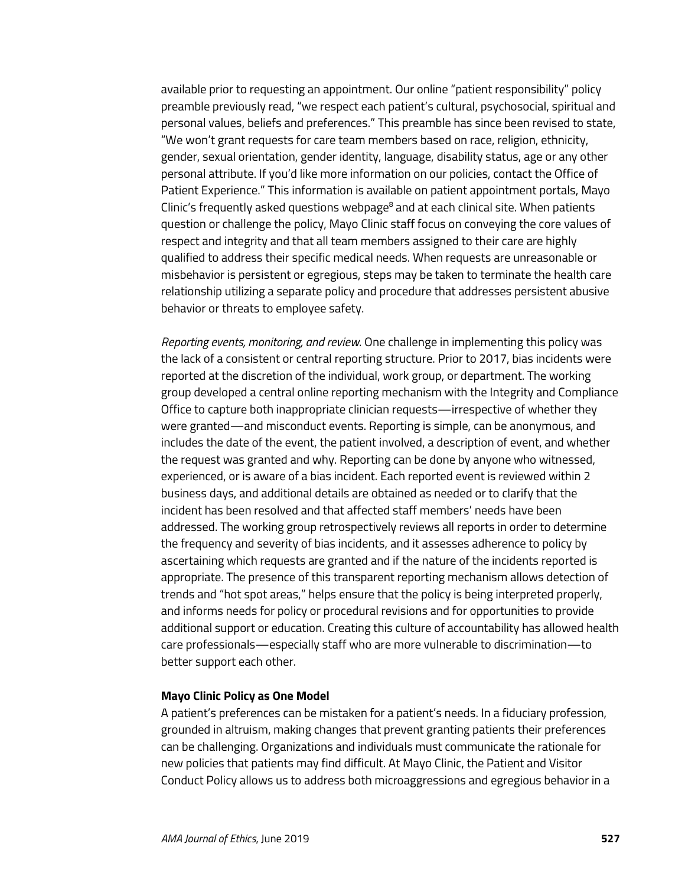available prior to requesting an appointment. Our online "patient responsibility" policy preamble previously read, "we respect each patient's cultural, psychosocial, spiritual and personal values, beliefs and preferences." This preamble has since been revised to state, "We won't grant requests for care team members based on race, religion, ethnicity, gender, sexual orientation, gender identity, language, disability status, age or any other personal attribute. If you'd like more information on our policies, contact the Office of Patient Experience." This information is available on patient appointment portals, Mayo Clinic's frequently asked questions webpage[8] and at each clinical site. When patients question or challenge the policy, Mayo Clinic staff focus on conveying the core values of respect and integrity and that all team members assigned to their care are highly qualified to address their specific medical needs. When requests are unreasonable or misbehavior is persistent or egregious, steps may be taken to terminate the health care relationship utilizing a separate policy and procedure that addresses persistent abusive behavior or threats to employee safety.

*Reporting events, monitoring, and review.* One challenge in implementing this policy was the lack of a consistent or central reporting structure. Prior to 2017, bias incidents were reported at the discretion of the individual, work group, or department. The working group developed a central online reporting mechanism with the Integrity and Compliance Office to capture both inappropriate clinician requests—irrespective of whether they were granted—and misconduct events. Reporting is simple, can be anonymous, and includes the date of the event, the patient involved, a description of event, and whether the request was granted and why. Reporting can be done by anyone who witnessed, experienced, or is aware of a bias incident. Each reported event is reviewed within 2 business days, and additional details are obtained as needed or to clarify that the incident has been resolved and that affected staff members' needs have been addressed. The working group retrospectively reviews all reports in order to determine the frequency and severity of bias incidents, and it assesses adherence to policy by ascertaining which requests are granted and if the nature of the incidents reported is appropriate. The presence of this transparent reporting mechanism allows detection of trends and "hot spot areas," helps ensure that the policy is being interpreted properly, and informs needs for policy or procedural revisions and for opportunities to provide additional support or education. Creating this culture of accountability has allowed health care professionals—especially staff who are more vulnerable to discrimination—to better support each other.

**Mayo Clinic Policy as One Model**

A patient's preferences can be mistaken for a patient's needs. In a fiduciary profession, grounded in altruism, making changes that prevent granting patients their preferences can be challenging. Organizations and individuals must communicate the rationale for new policies that patients may find difficult. At Mayo Clinic, the Patient and Visitor Conduct Policy allows us to address both microaggressions and egregious behavior in a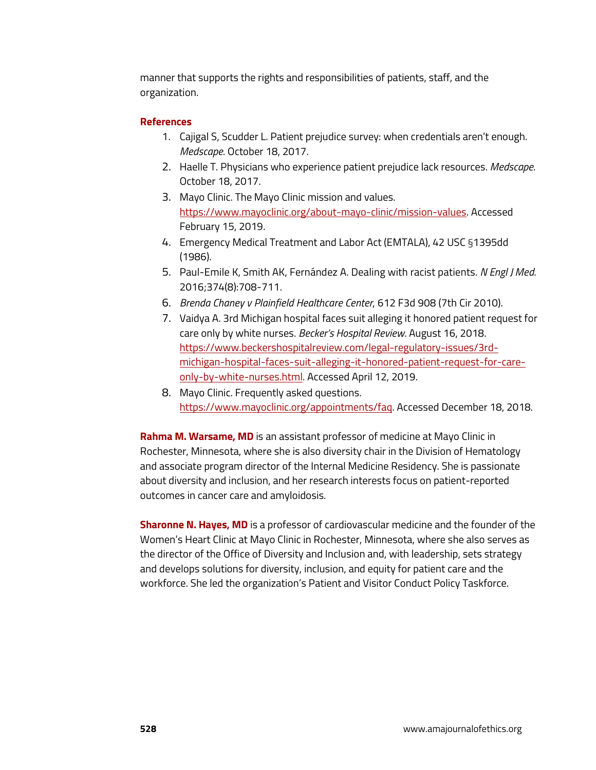manner that supports the rights and responsibilities of patients, staff, and the organization.

## References

1. Cajigal S, Scudder L. Patient prejudice survey: when credentials aren't enough. *Medscape*. October 18, 2017.
2. Haelle T. Physicians who experience patient prejudice lack resources. *Medscape*. October 18, 2017.
3. Mayo Clinic. The Mayo Clinic mission and values. https://www.mayoclinic.org/about-mayo-clinic/mission-values. Accessed February 15, 2019.
4. Emergency Medical Treatment and Labor Act (EMTALA), 42 USC §1395dd (1986).
5. Paul-Emile K, Smith AK, Fernández A. Dealing with racist patients. *N Engl J Med*. 2016;374(8):708-711.
6. *Brenda Chaney v Plainfield Healthcare Center*, 612 F3d 908 (7th Cir 2010).
7. Vaidya A. 3rd Michigan hospital faces suit alleging it honored patient request for care only by white nurses. *Becker's Hospital Review*. August 16, 2018. https://www.beckershospitalreview.com/legal-regulatory-issues/3rd-michigan-hospital-faces-suit-alleging-it-honored-patient-request-for-care-only-by-white-nurses.html. Accessed April 12, 2019.
8. Mayo Clinic. Frequently asked questions. https://www.mayoclinic.org/appointments/faq. Accessed December 18, 2018.

**Rahma M. Warsame, MD** is an assistant professor of medicine at Mayo Clinic in Rochester, Minnesota, where she is also diversity chair in the Division of Hematology and associate program director of the Internal Medicine Residency. She is passionate about diversity and inclusion, and her research interests focus on patient-reported outcomes in cancer care and amyloidosis.

**Sharonne N. Hayes, MD** is a professor of cardiovascular medicine and the founder of the Women's Heart Clinic at Mayo Clinic in Rochester, Minnesota, where she also serves as the director of the Office of Diversity and Inclusion and, with leadership, sets strategy and develops solutions for diversity, inclusion, and equity for patient care and the workforce. She led the organization's Patient and Visitor Conduct Policy Taskforce.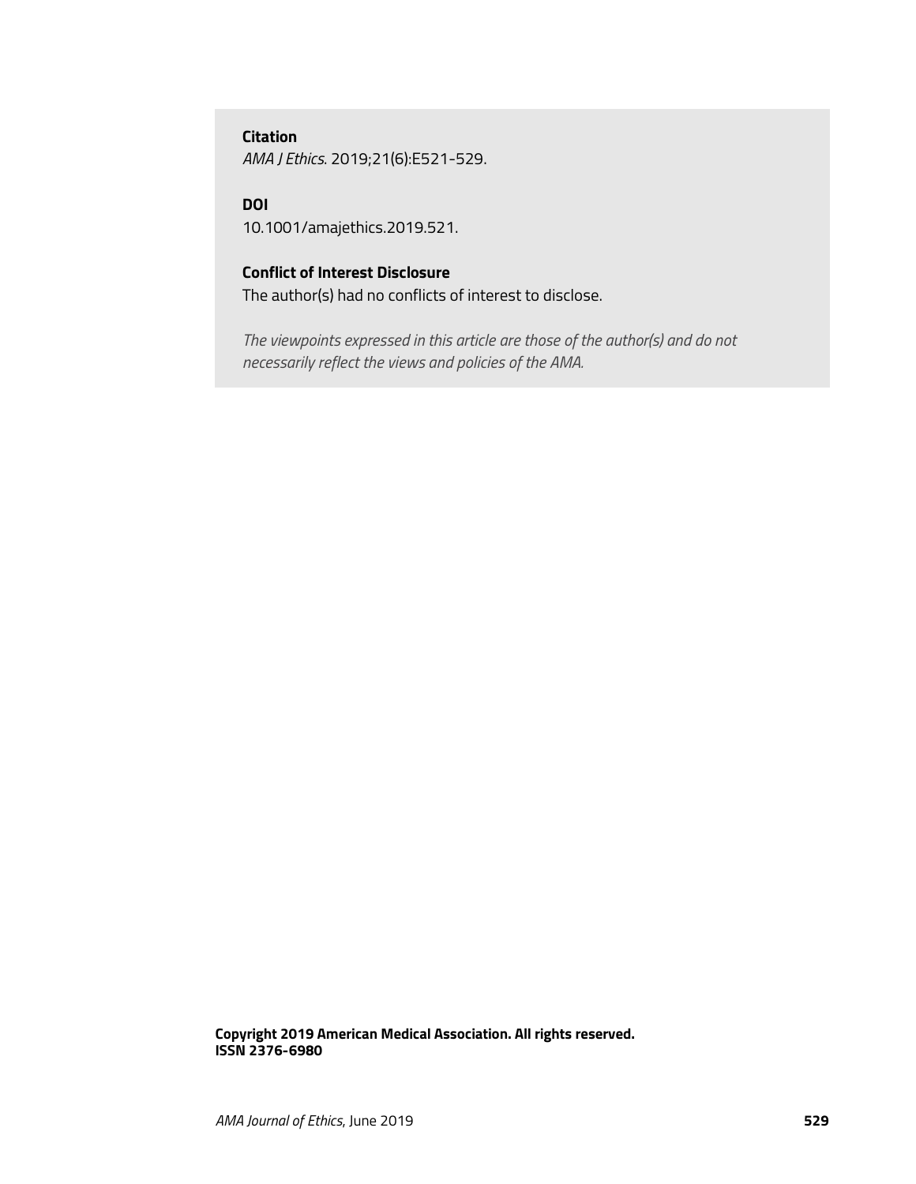**Citation**
*AMA J Ethics*. 2019;21(6):E521-529.

**DOI**
10.1001/amajethics.2019.521.

**Conflict of Interest Disclosure**
The author(s) had no conflicts of interest to disclose.

*The viewpoints expressed in this article are those of the author(s) and do not necessarily reflect the views and policies of the AMA.*

**Copyright 2019 American Medical Association. All rights reserved.**
**ISSN 2376-6980**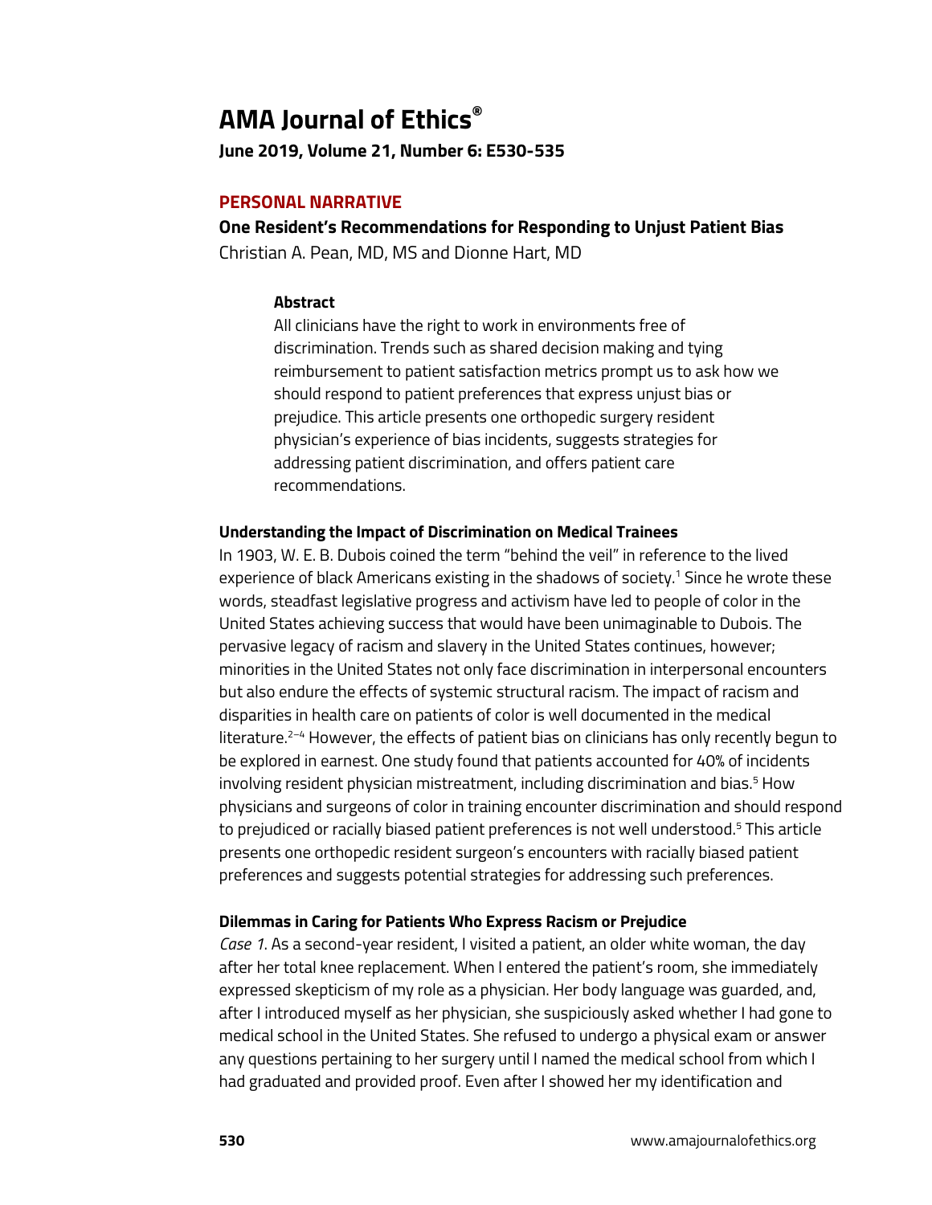# AMA Journal of Ethics®

**June 2019, Volume 21, Number 6: E530-535**

**PERSONAL NARRATIVE**

## One Resident's Recommendations for Responding to Unjust Patient Bias

Christian A. Pean, MD, MS and Dionne Hart, MD

### Abstract

All clinicians have the right to work in environments free of discrimination. Trends such as shared decision making and tying reimbursement to patient satisfaction metrics prompt us to ask how we should respond to patient preferences that express unjust bias or prejudice. This article presents one orthopedic surgery resident physician's experience of bias incidents, suggests strategies for addressing patient discrimination, and offers patient care recommendations.

### Understanding the Impact of Discrimination on Medical Trainees

In 1903, W. E. B. Dubois coined the term "behind the veil" in reference to the lived experience of black Americans existing in the shadows of society.[1] Since he wrote these words, steadfast legislative progress and activism have led to people of color in the United States achieving success that would have been unimaginable to Dubois. The pervasive legacy of racism and slavery in the United States continues, however; minorities in the United States not only face discrimination in interpersonal encounters but also endure the effects of systemic structural racism. The impact of racism and disparities in health care on patients of color is well documented in the medical literature.[2–4] However, the effects of patient bias on clinicians has only recently begun to be explored in earnest. One study found that patients accounted for 40% of incidents involving resident physician mistreatment, including discrimination and bias.[5] How physicians and surgeons of color in training encounter discrimination and should respond to prejudiced or racially biased patient preferences is not well understood.[5] This article presents one orthopedic resident surgeon's encounters with racially biased patient preferences and suggests potential strategies for addressing such preferences.

### Dilemmas in Caring for Patients Who Express Racism or Prejudice

*Case 1*. As a second-year resident, I visited a patient, an older white woman, the day after her total knee replacement. When I entered the patient's room, she immediately expressed skepticism of my role as a physician. Her body language was guarded, and, after I introduced myself as her physician, she suspiciously asked whether I had gone to medical school in the United States. She refused to undergo a physical exam or answer any questions pertaining to her surgery until I named the medical school from which I had graduated and provided proof. Even after I showed her my identification and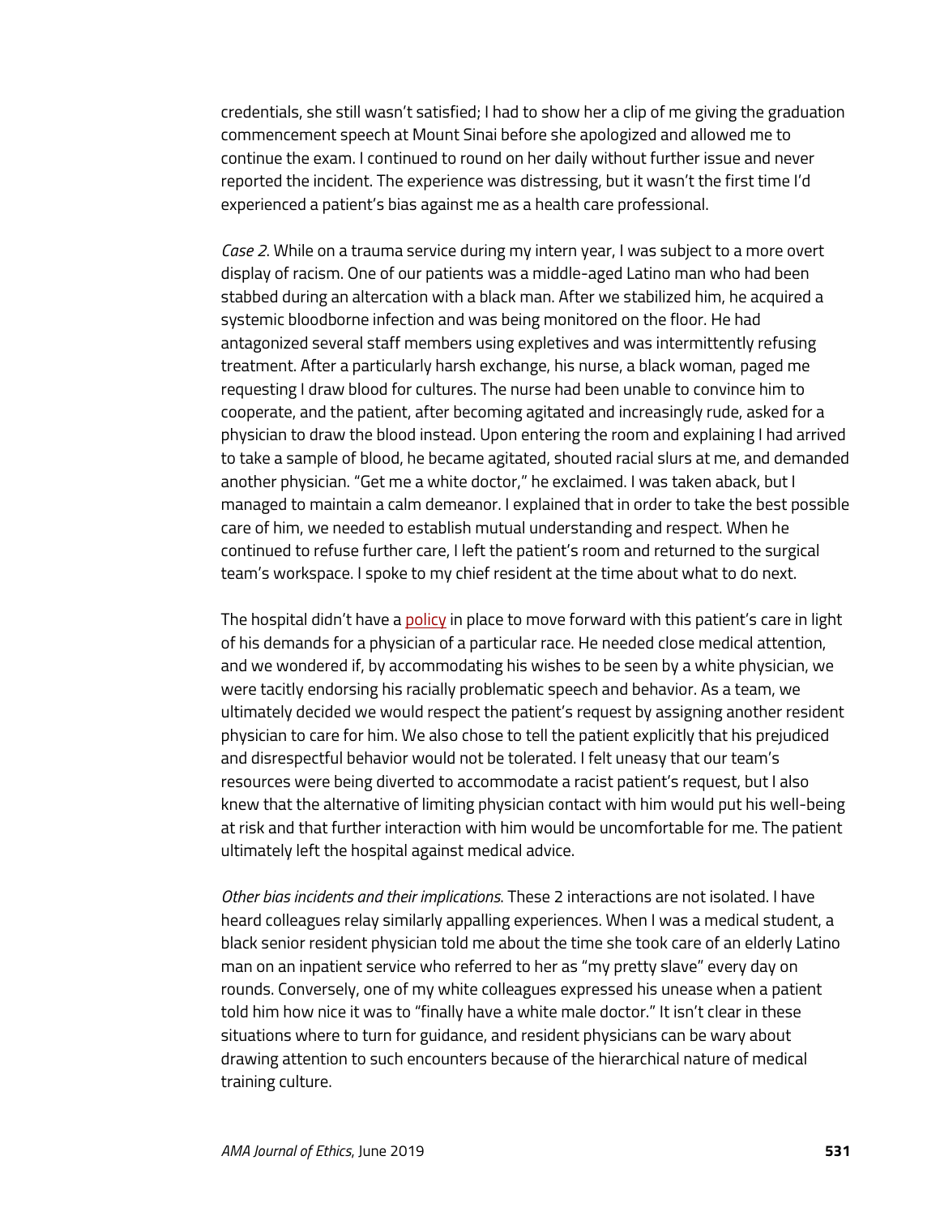credentials, she still wasn't satisfied; I had to show her a clip of me giving the graduation commencement speech at Mount Sinai before she apologized and allowed me to continue the exam. I continued to round on her daily without further issue and never reported the incident. The experience was distressing, but it wasn't the first time I'd experienced a patient's bias against me as a health care professional.

*Case 2*. While on a trauma service during my intern year, I was subject to a more overt display of racism. One of our patients was a middle-aged Latino man who had been stabbed during an altercation with a black man. After we stabilized him, he acquired a systemic bloodborne infection and was being monitored on the floor. He had antagonized several staff members using expletives and was intermittently refusing treatment. After a particularly harsh exchange, his nurse, a black woman, paged me requesting I draw blood for cultures. The nurse had been unable to convince him to cooperate, and the patient, after becoming agitated and increasingly rude, asked for a physician to draw the blood instead. Upon entering the room and explaining I had arrived to take a sample of blood, he became agitated, shouted racial slurs at me, and demanded another physician. "Get me a white doctor," he exclaimed. I was taken aback, but I managed to maintain a calm demeanor. I explained that in order to take the best possible care of him, we needed to establish mutual understanding and respect. When he continued to refuse further care, I left the patient's room and returned to the surgical team's workspace. I spoke to my chief resident at the time about what to do next.

The hospital didn't have a policy in place to move forward with this patient's care in light of his demands for a physician of a particular race. He needed close medical attention, and we wondered if, by accommodating his wishes to be seen by a white physician, we were tacitly endorsing his racially problematic speech and behavior. As a team, we ultimately decided we would respect the patient's request by assigning another resident physician to care for him. We also chose to tell the patient explicitly that his prejudiced and disrespectful behavior would not be tolerated. I felt uneasy that our team's resources were being diverted to accommodate a racist patient's request, but I also knew that the alternative of limiting physician contact with him would put his well-being at risk and that further interaction with him would be uncomfortable for me. The patient ultimately left the hospital against medical advice.

*Other bias incidents and their implications*. These 2 interactions are not isolated. I have heard colleagues relay similarly appalling experiences. When I was a medical student, a black senior resident physician told me about the time she took care of an elderly Latino man on an inpatient service who referred to her as "my pretty slave" every day on rounds. Conversely, one of my white colleagues expressed his unease when a patient told him how nice it was to "finally have a white male doctor." It isn't clear in these situations where to turn for guidance, and resident physicians can be wary about drawing attention to such encounters because of the hierarchical nature of medical training culture.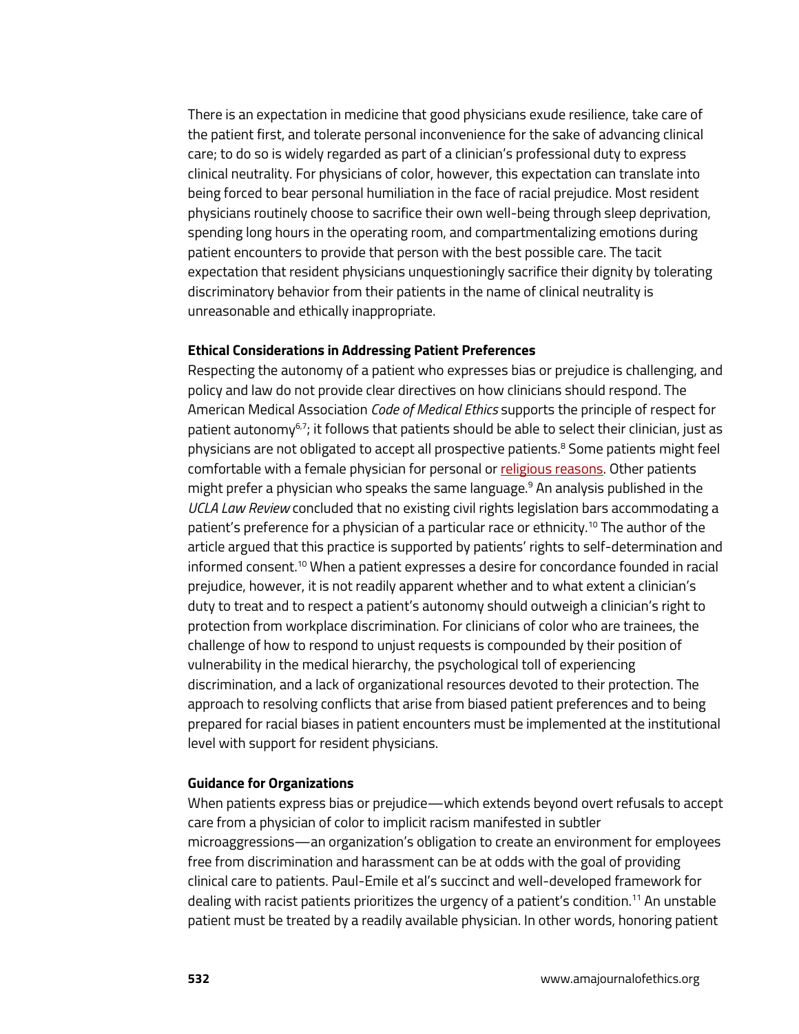There is an expectation in medicine that good physicians exude resilience, take care of the patient first, and tolerate personal inconvenience for the sake of advancing clinical care; to do so is widely regarded as part of a clinician's professional duty to express clinical neutrality. For physicians of color, however, this expectation can translate into being forced to bear personal humiliation in the face of racial prejudice. Most resident physicians routinely choose to sacrifice their own well-being through sleep deprivation, spending long hours in the operating room, and compartmentalizing emotions during patient encounters to provide that person with the best possible care. The tacit expectation that resident physicians unquestioningly sacrifice their dignity by tolerating discriminatory behavior from their patients in the name of clinical neutrality is unreasonable and ethically inappropriate.

**Ethical Considerations in Addressing Patient Preferences**

Respecting the autonomy of a patient who expresses bias or prejudice is challenging, and policy and law do not provide clear directives on how clinicians should respond. The American Medical Association *Code of Medical Ethics* supports the principle of respect for patient autonomy[6,7]; it follows that patients should be able to select their clinician, just as physicians are not obligated to accept all prospective patients.[8] Some patients might feel comfortable with a female physician for personal or religious reasons. Other patients might prefer a physician who speaks the same language.[9] An analysis published in the *UCLA Law Review* concluded that no existing civil rights legislation bars accommodating a patient's preference for a physician of a particular race or ethnicity.[10] The author of the article argued that this practice is supported by patients' rights to self-determination and informed consent.[10] When a patient expresses a desire for concordance founded in racial prejudice, however, it is not readily apparent whether and to what extent a clinician's duty to treat and to respect a patient's autonomy should outweigh a clinician's right to protection from workplace discrimination. For clinicians of color who are trainees, the challenge of how to respond to unjust requests is compounded by their position of vulnerability in the medical hierarchy, the psychological toll of experiencing discrimination, and a lack of organizational resources devoted to their protection. The approach to resolving conflicts that arise from biased patient preferences and to being prepared for racial biases in patient encounters must be implemented at the institutional level with support for resident physicians.

**Guidance for Organizations**

When patients express bias or prejudice—which extends beyond overt refusals to accept care from a physician of color to implicit racism manifested in subtler microaggressions—an organization's obligation to create an environment for employees free from discrimination and harassment can be at odds with the goal of providing clinical care to patients. Paul-Emile et al's succinct and well-developed framework for dealing with racist patients prioritizes the urgency of a patient's condition.[11] An unstable patient must be treated by a readily available physician. In other words, honoring patient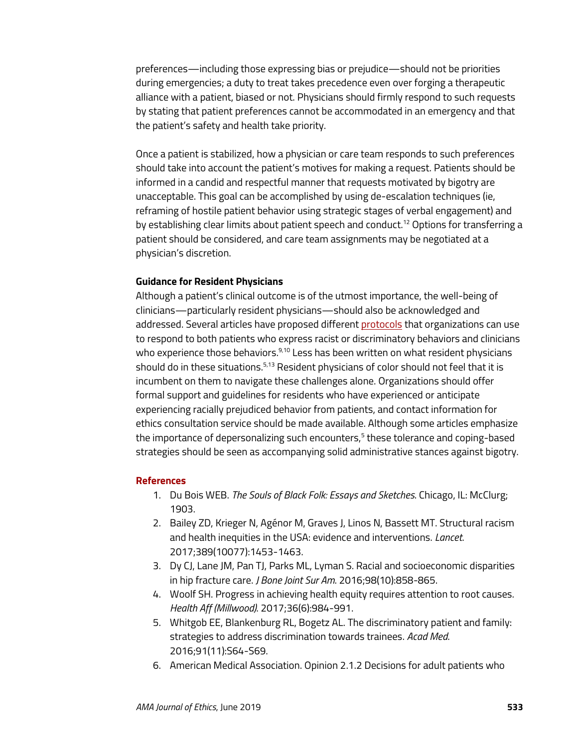preferences—including those expressing bias or prejudice—should not be priorities during emergencies; a duty to treat takes precedence even over forging a therapeutic alliance with a patient, biased or not. Physicians should firmly respond to such requests by stating that patient preferences cannot be accommodated in an emergency and that the patient's safety and health take priority.

Once a patient is stabilized, how a physician or care team responds to such preferences should take into account the patient's motives for making a request. Patients should be informed in a candid and respectful manner that requests motivated by bigotry are unacceptable. This goal can be accomplished by using de-escalation techniques (ie, reframing of hostile patient behavior using strategic stages of verbal engagement) and by establishing clear limits about patient speech and conduct.[12] Options for transferring a patient should be considered, and care team assignments may be negotiated at a physician's discretion.

**Guidance for Resident Physicians**

Although a patient's clinical outcome is of the utmost importance, the well-being of clinicians—particularly resident physicians—should also be acknowledged and addressed. Several articles have proposed different protocols that organizations can use to respond to both patients who express racist or discriminatory behaviors and clinicians who experience those behaviors.[9,10] Less has been written on what resident physicians should do in these situations.[5,13] Resident physicians of color should not feel that it is incumbent on them to navigate these challenges alone. Organizations should offer formal support and guidelines for residents who have experienced or anticipate experiencing racially prejudiced behavior from patients, and contact information for ethics consultation service should be made available. Although some articles emphasize the importance of depersonalizing such encounters,[5] these tolerance and coping-based strategies should be seen as accompanying solid administrative stances against bigotry.

## References

1. Du Bois WEB. *The Souls of Black Folk: Essays and Sketches*. Chicago, IL: McClurg; 1903.
2. Bailey ZD, Krieger N, Agénor M, Graves J, Linos N, Bassett MT. Structural racism and health inequities in the USA: evidence and interventions. *Lancet*. 2017;389(10077):1453-1463.
3. Dy CJ, Lane JM, Pan TJ, Parks ML, Lyman S. Racial and socioeconomic disparities in hip fracture care. *J Bone Joint Sur Am*. 2016;98(10):858-865.
4. Woolf SH. Progress in achieving health equity requires attention to root causes. *Health Aff (Millwood)*. 2017;36(6):984-991.
5. Whitgob EE, Blankenburg RL, Bogetz AL. The discriminatory patient and family: strategies to address discrimination towards trainees. *Acad Med*. 2016;91(11):S64-S69.
6. American Medical Association. Opinion 2.1.2 Decisions for adult patients who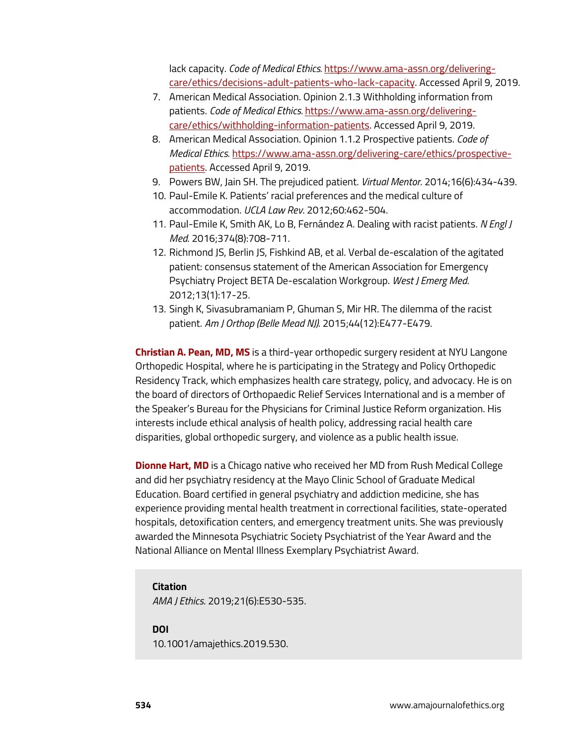lack capacity. *Code of Medical Ethics*. https://www.ama-assn.org/delivering-care/ethics/decisions-adult-patients-who-lack-capacity. Accessed April 9, 2019.

7. American Medical Association. Opinion 2.1.3 Withholding information from patients. *Code of Medical Ethics*. https://www.ama-assn.org/delivering-care/ethics/withholding-information-patients. Accessed April 9, 2019.
8. American Medical Association. Opinion 1.1.2 Prospective patients. *Code of Medical Ethics*. https://www.ama-assn.org/delivering-care/ethics/prospective-patients. Accessed April 9, 2019.
9. Powers BW, Jain SH. The prejudiced patient. *Virtual Mentor*. 2014;16(6):434-439.
10. Paul-Emile K. Patients' racial preferences and the medical culture of accommodation. *UCLA Law Rev*. 2012;60:462-504.
11. Paul-Emile K, Smith AK, Lo B, Fernández A. Dealing with racist patients. *N Engl J Med*. 2016;374(8):708-711.
12. Richmond JS, Berlin JS, Fishkind AB, et al. Verbal de-escalation of the agitated patient: consensus statement of the American Association for Emergency Psychiatry Project BETA De-escalation Workgroup. *West J Emerg Med*. 2012;13(1):17-25.
13. Singh K, Sivasubramaniam P, Ghuman S, Mir HR. The dilemma of the racist patient. *Am J Orthop (Belle Mead NJ)*. 2015;44(12):E477-E479.

**Christian A. Pean, MD, MS** is a third-year orthopedic surgery resident at NYU Langone Orthopedic Hospital, where he is participating in the Strategy and Policy Orthopedic Residency Track, which emphasizes health care strategy, policy, and advocacy. He is on the board of directors of Orthopaedic Relief Services International and is a member of the Speaker's Bureau for the Physicians for Criminal Justice Reform organization. His interests include ethical analysis of health policy, addressing racial health care disparities, global orthopedic surgery, and violence as a public health issue.

**Dionne Hart, MD** is a Chicago native who received her MD from Rush Medical College and did her psychiatry residency at the Mayo Clinic School of Graduate Medical Education. Board certified in general psychiatry and addiction medicine, she has experience providing mental health treatment in correctional facilities, state-operated hospitals, detoxification centers, and emergency treatment units. She was previously awarded the Minnesota Psychiatric Society Psychiatrist of the Year Award and the National Alliance on Mental Illness Exemplary Psychiatrist Award.

**Citation**
*AMA J Ethics*. 2019;21(6):E530-535.

**DOI**
10.1001/amajethics.2019.530.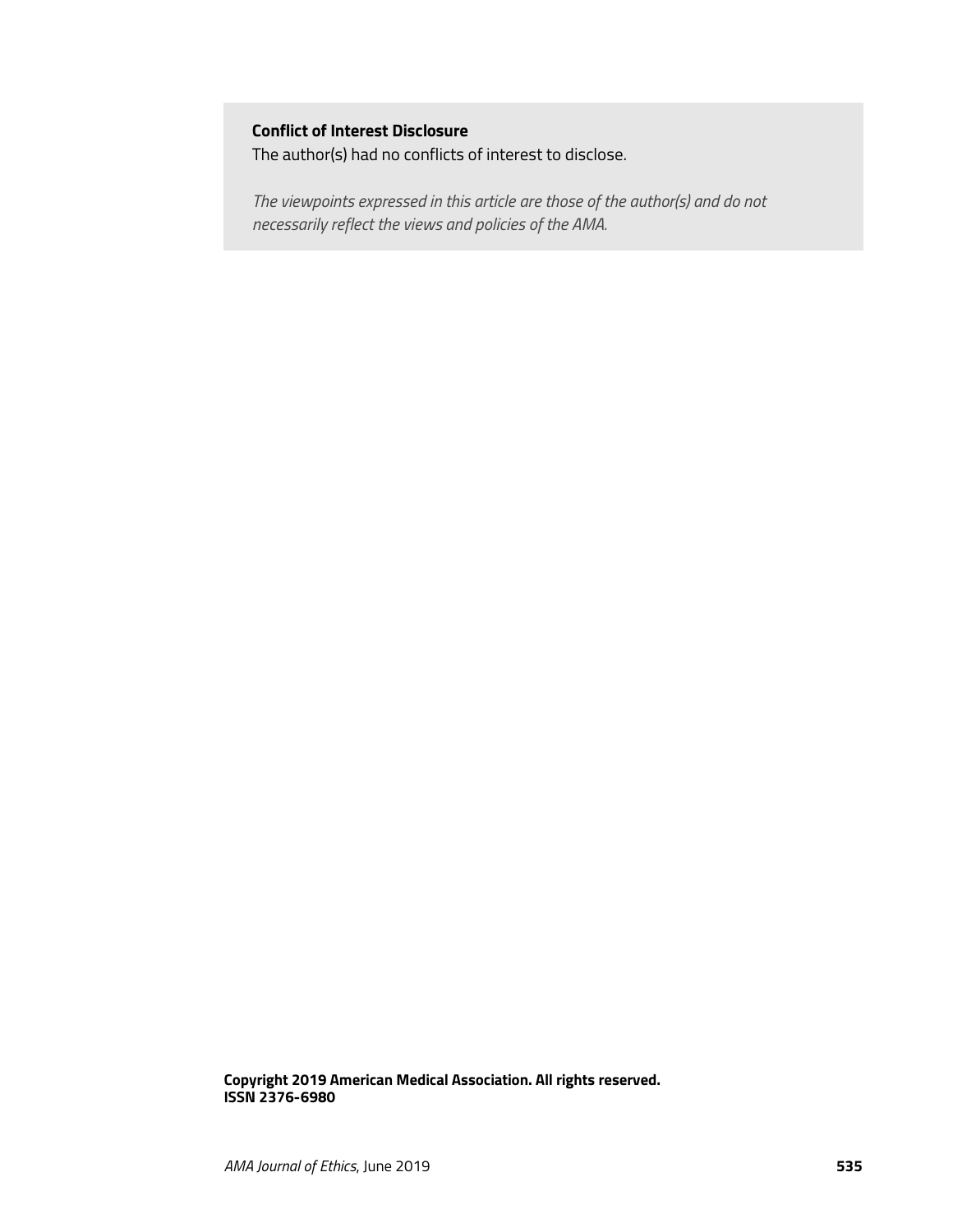**Conflict of Interest Disclosure**
The author(s) had no conflicts of interest to disclose.

*The viewpoints expressed in this article are those of the author(s) and do not necessarily reflect the views and policies of the AMA.*

**Copyright 2019 American Medical Association. All rights reserved.**
**ISSN 2376-6980**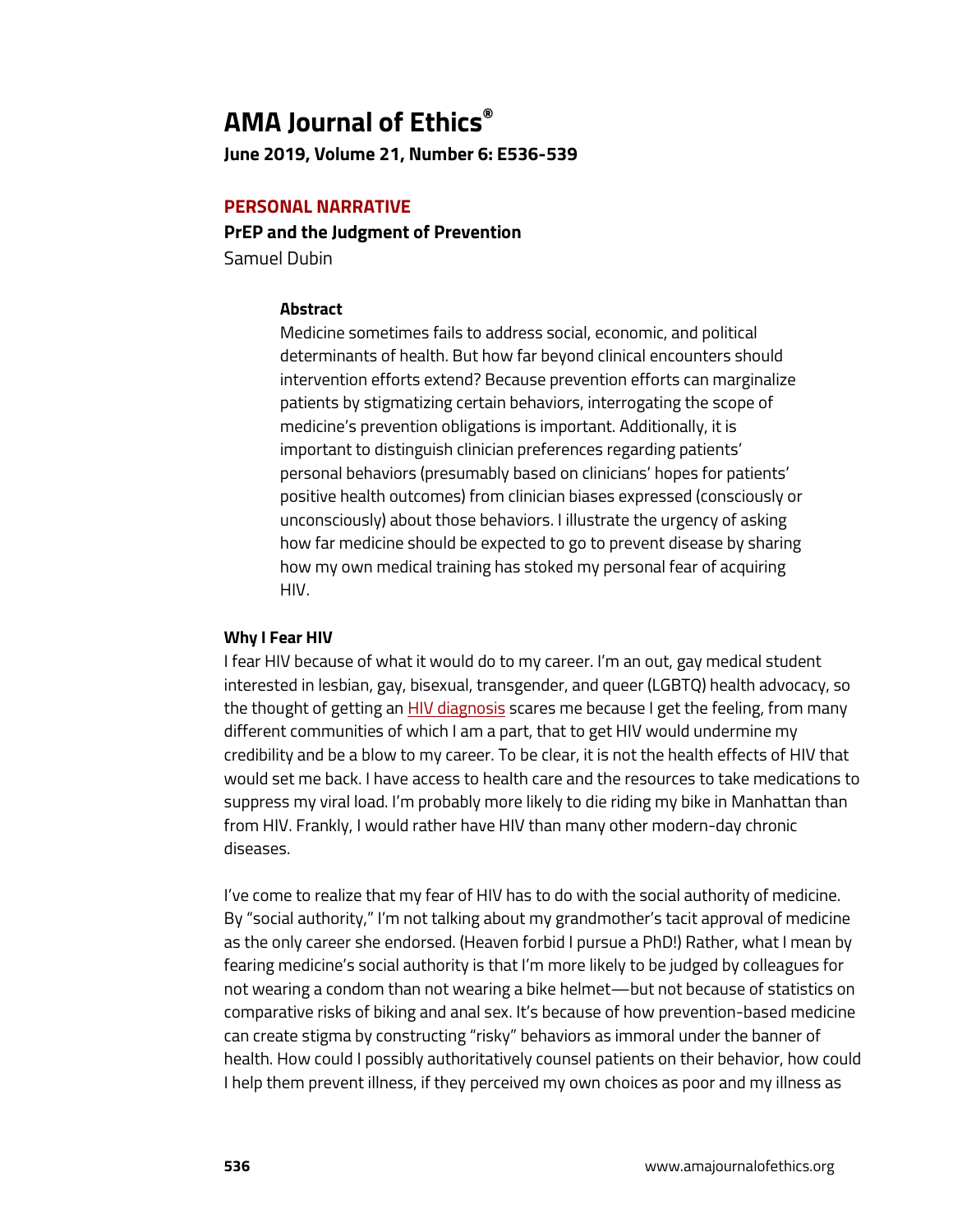# AMA Journal of Ethics®

**June 2019, Volume 21, Number 6: E536-539**

## PERSONAL NARRATIVE

### PrEP and the Judgment of Prevention

Samuel Dubin

#### Abstract

Medicine sometimes fails to address social, economic, and political determinants of health. But how far beyond clinical encounters should intervention efforts extend? Because prevention efforts can marginalize patients by stigmatizing certain behaviors, interrogating the scope of medicine's prevention obligations is important. Additionally, it is important to distinguish clinician preferences regarding patients' personal behaviors (presumably based on clinicians' hopes for patients' positive health outcomes) from clinician biases expressed (consciously or unconsciously) about those behaviors. I illustrate the urgency of asking how far medicine should be expected to go to prevent disease by sharing how my own medical training has stoked my personal fear of acquiring HIV.

#### Why I Fear HIV

I fear HIV because of what it would do to my career. I'm an out, gay medical student interested in lesbian, gay, bisexual, transgender, and queer (LGBTQ) health advocacy, so the thought of getting an HIV diagnosis scares me because I get the feeling, from many different communities of which I am a part, that to get HIV would undermine my credibility and be a blow to my career. To be clear, it is not the health effects of HIV that would set me back. I have access to health care and the resources to take medications to suppress my viral load. I'm probably more likely to die riding my bike in Manhattan than from HIV. Frankly, I would rather have HIV than many other modern-day chronic diseases.

I've come to realize that my fear of HIV has to do with the social authority of medicine. By "social authority," I'm not talking about my grandmother's tacit approval of medicine as the only career she endorsed. (Heaven forbid I pursue a PhD!) Rather, what I mean by fearing medicine's social authority is that I'm more likely to be judged by colleagues for not wearing a condom than not wearing a bike helmet—but not because of statistics on comparative risks of biking and anal sex. It's because of how prevention-based medicine can create stigma by constructing "risky" behaviors as immoral under the banner of health. How could I possibly authoritatively counsel patients on their behavior, how could I help them prevent illness, if they perceived my own choices as poor and my illness as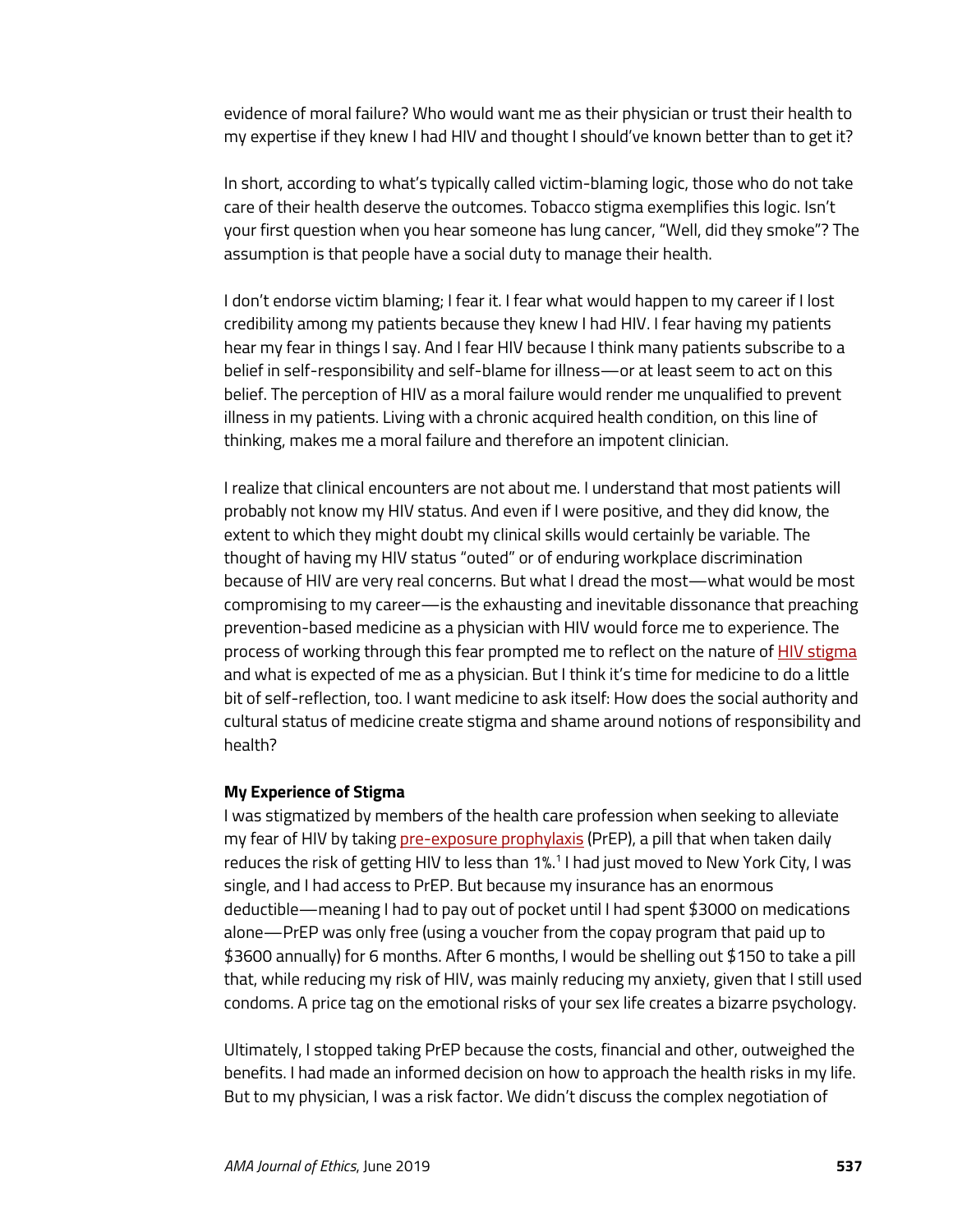evidence of moral failure? Who would want me as their physician or trust their health to my expertise if they knew I had HIV and thought I should've known better than to get it?

In short, according to what's typically called victim-blaming logic, those who do not take care of their health deserve the outcomes. Tobacco stigma exemplifies this logic. Isn't your first question when you hear someone has lung cancer, "Well, did they smoke"? The assumption is that people have a social duty to manage their health.

I don't endorse victim blaming; I fear it. I fear what would happen to my career if I lost credibility among my patients because they knew I had HIV. I fear having my patients hear my fear in things I say. And I fear HIV because I think many patients subscribe to a belief in self-responsibility and self-blame for illness—or at least seem to act on this belief. The perception of HIV as a moral failure would render me unqualified to prevent illness in my patients. Living with a chronic acquired health condition, on this line of thinking, makes me a moral failure and therefore an impotent clinician.

I realize that clinical encounters are not about me. I understand that most patients will probably not know my HIV status. And even if I were positive, and they did know, the extent to which they might doubt my clinical skills would certainly be variable. The thought of having my HIV status "outed" or of enduring workplace discrimination because of HIV are very real concerns. But what I dread the most—what would be most compromising to my career—is the exhausting and inevitable dissonance that preaching prevention-based medicine as a physician with HIV would force me to experience. The process of working through this fear prompted me to reflect on the nature of HIV stigma and what is expected of me as a physician. But I think it's time for medicine to do a little bit of self-reflection, too. I want medicine to ask itself: How does the social authority and cultural status of medicine create stigma and shame around notions of responsibility and health?

**My Experience of Stigma**

I was stigmatized by members of the health care profession when seeking to alleviate my fear of HIV by taking pre-exposure prophylaxis (PrEP), a pill that when taken daily reduces the risk of getting HIV to less than 1%.[1] I had just moved to New York City, I was single, and I had access to PrEP. But because my insurance has an enormous deductible—meaning I had to pay out of pocket until I had spent $3000 on medications alone—PrEP was only free (using a voucher from the copay program that paid up to $3600 annually) for 6 months. After 6 months, I would be shelling out $150 to take a pill that, while reducing my risk of HIV, was mainly reducing my anxiety, given that I still used condoms. A price tag on the emotional risks of your sex life creates a bizarre psychology.

Ultimately, I stopped taking PrEP because the costs, financial and other, outweighed the benefits. I had made an informed decision on how to approach the health risks in my life. But to my physician, I was a risk factor. We didn't discuss the complex negotiation of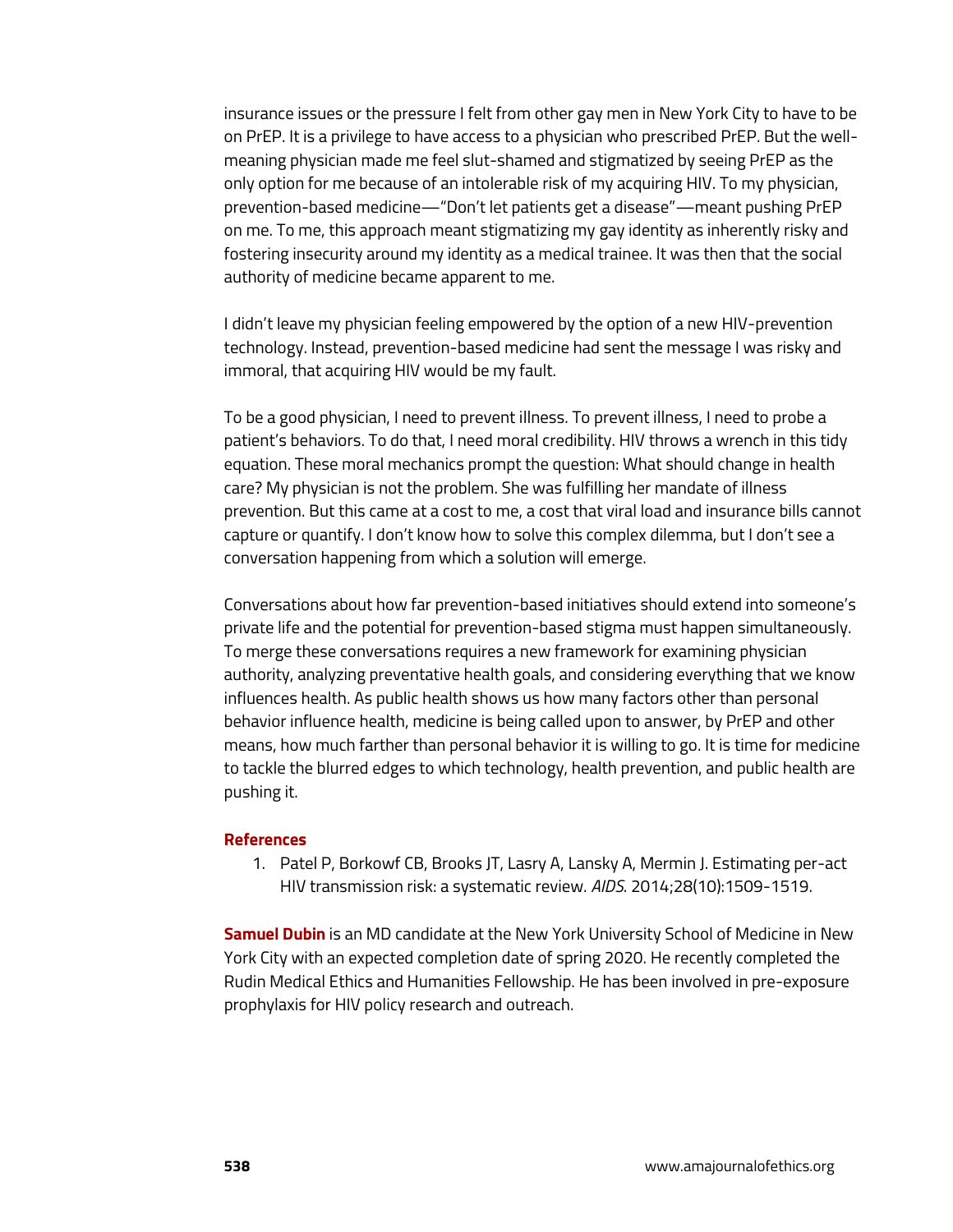insurance issues or the pressure I felt from other gay men in New York City to have to be on PrEP. It is a privilege to have access to a physician who prescribed PrEP. But the well-meaning physician made me feel slut-shamed and stigmatized by seeing PrEP as the only option for me because of an intolerable risk of my acquiring HIV. To my physician, prevention-based medicine—"Don't let patients get a disease"—meant pushing PrEP on me. To me, this approach meant stigmatizing my gay identity as inherently risky and fostering insecurity around my identity as a medical trainee. It was then that the social authority of medicine became apparent to me.

I didn't leave my physician feeling empowered by the option of a new HIV-prevention technology. Instead, prevention-based medicine had sent the message I was risky and immoral, that acquiring HIV would be my fault.

To be a good physician, I need to prevent illness. To prevent illness, I need to probe a patient's behaviors. To do that, I need moral credibility. HIV throws a wrench in this tidy equation. These moral mechanics prompt the question: What should change in health care? My physician is not the problem. She was fulfilling her mandate of illness prevention. But this came at a cost to me, a cost that viral load and insurance bills cannot capture or quantify. I don't know how to solve this complex dilemma, but I don't see a conversation happening from which a solution will emerge.

Conversations about how far prevention-based initiatives should extend into someone's private life and the potential for prevention-based stigma must happen simultaneously. To merge these conversations requires a new framework for examining physician authority, analyzing preventative health goals, and considering everything that we know influences health. As public health shows us how many factors other than personal behavior influence health, medicine is being called upon to answer, by PrEP and other means, how much farther than personal behavior it is willing to go. It is time for medicine to tackle the blurred edges to which technology, health prevention, and public health are pushing it.

## References

1. Patel P, Borkowf CB, Brooks JT, Lasry A, Lansky A, Mermin J. Estimating per-act HIV transmission risk: a systematic review. *AIDS*. 2014;28(10):1509-1519.

**Samuel Dubin** is an MD candidate at the New York University School of Medicine in New York City with an expected completion date of spring 2020. He recently completed the Rudin Medical Ethics and Humanities Fellowship. He has been involved in pre-exposure prophylaxis for HIV policy research and outreach.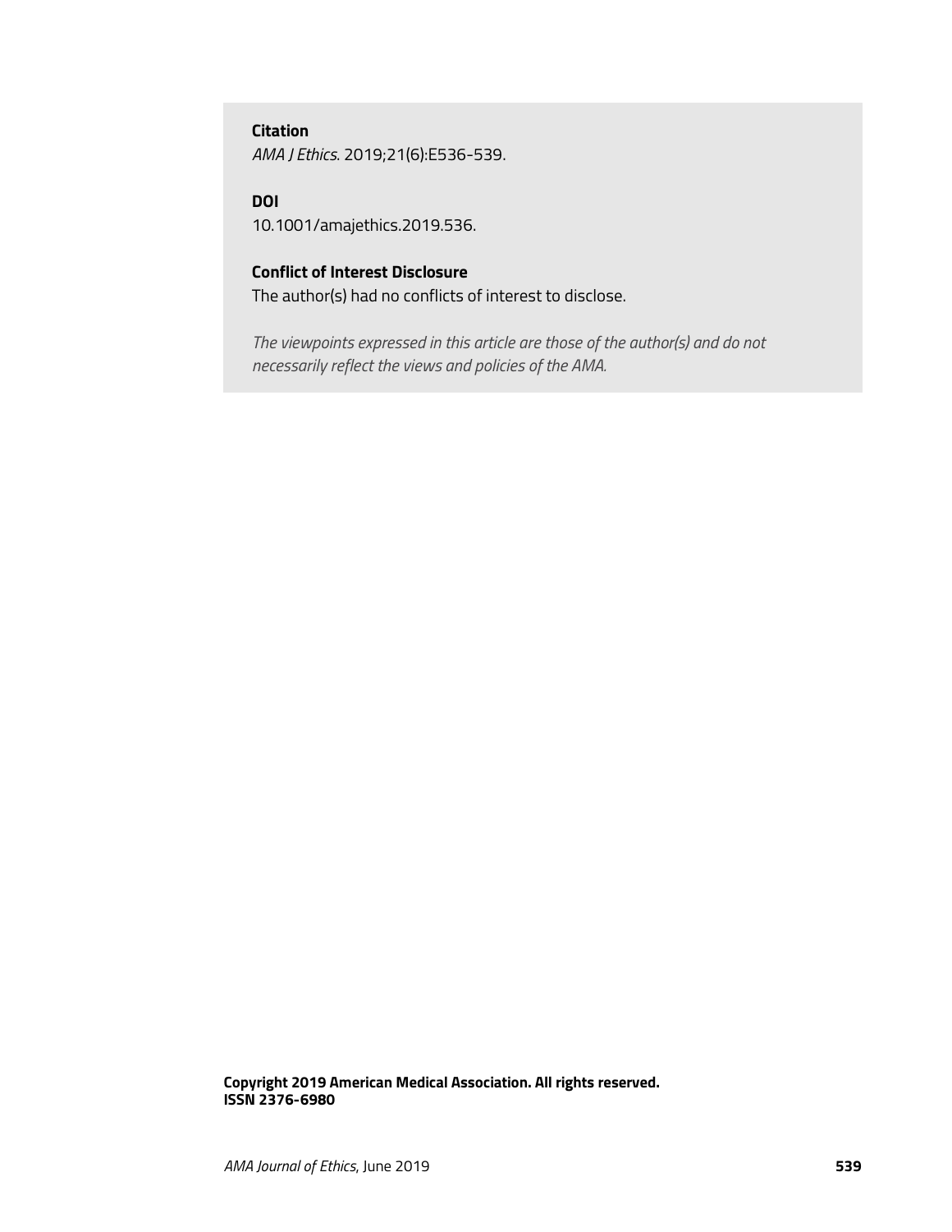**Citation**
*AMA J Ethics*. 2019;21(6):E536-539.

**DOI**
10.1001/amajethics.2019.536.

**Conflict of Interest Disclosure**
The author(s) had no conflicts of interest to disclose.

*The viewpoints expressed in this article are those of the author(s) and do not necessarily reflect the views and policies of the AMA.*

**Copyright 2019 American Medical Association. All rights reserved.**
**ISSN 2376-6980**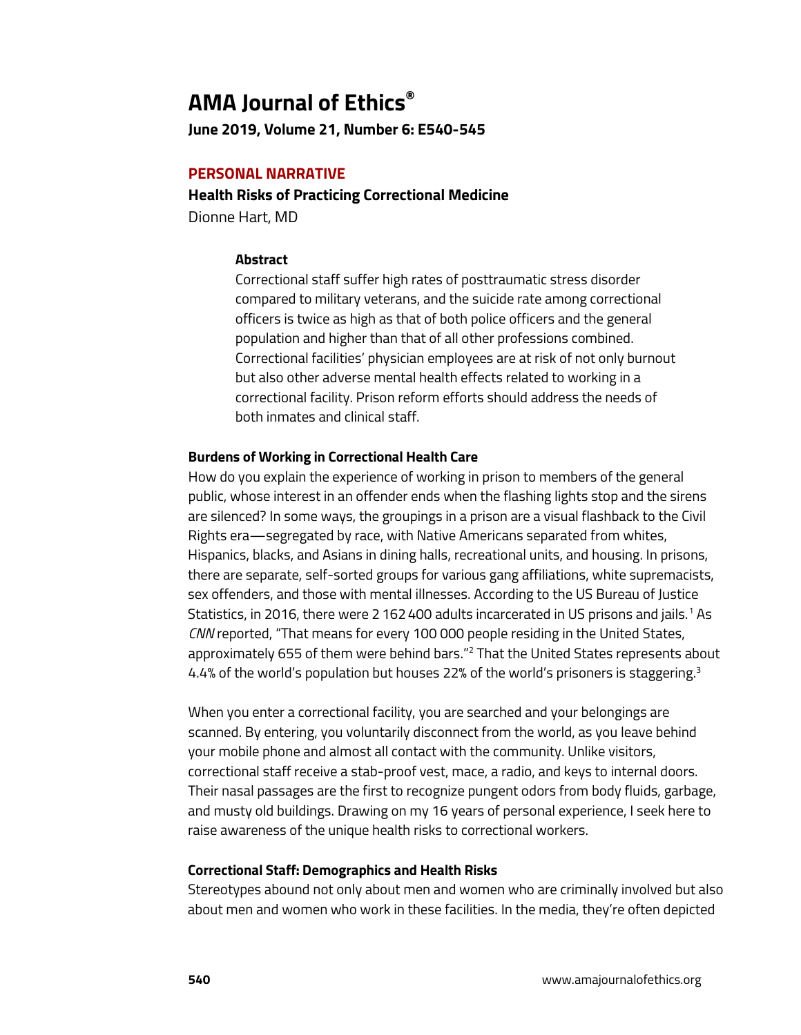# AMA Journal of Ethics®

**June 2019, Volume 21, Number 6: E540-545**

**PERSONAL NARRATIVE**

## Health Risks of Practicing Correctional Medicine

Dionne Hart, MD

### Abstract

Correctional staff suffer high rates of posttraumatic stress disorder compared to military veterans, and the suicide rate among correctional officers is twice as high as that of both police officers and the general population and higher than that of all other professions combined. Correctional facilities' physician employees are at risk of not only burnout but also other adverse mental health effects related to working in a correctional facility. Prison reform efforts should address the needs of both inmates and clinical staff.

### Burdens of Working in Correctional Health Care

How do you explain the experience of working in prison to members of the general public, whose interest in an offender ends when the flashing lights stop and the sirens are silenced? In some ways, the groupings in a prison are a visual flashback to the Civil Rights era—segregated by race, with Native Americans separated from whites, Hispanics, blacks, and Asians in dining halls, recreational units, and housing. In prisons, there are separate, self-sorted groups for various gang affiliations, white supremacists, sex offenders, and those with mental illnesses. According to the US Bureau of Justice Statistics, in 2016, there were 2 162 400 adults incarcerated in US prisons and jails.[1] As *CNN* reported, "That means for every 100 000 people residing in the United States, approximately 655 of them were behind bars."[2] That the United States represents about 4.4% of the world's population but houses 22% of the world's prisoners is staggering.[3]

When you enter a correctional facility, you are searched and your belongings are scanned. By entering, you voluntarily disconnect from the world, as you leave behind your mobile phone and almost all contact with the community. Unlike visitors, correctional staff receive a stab-proof vest, mace, a radio, and keys to internal doors. Their nasal passages are the first to recognize pungent odors from body fluids, garbage, and musty old buildings. Drawing on my 16 years of personal experience, I seek here to raise awareness of the unique health risks to correctional workers.

### Correctional Staff: Demographics and Health Risks

Stereotypes abound not only about men and women who are criminally involved but also about men and women who work in these facilities. In the media, they're often depicted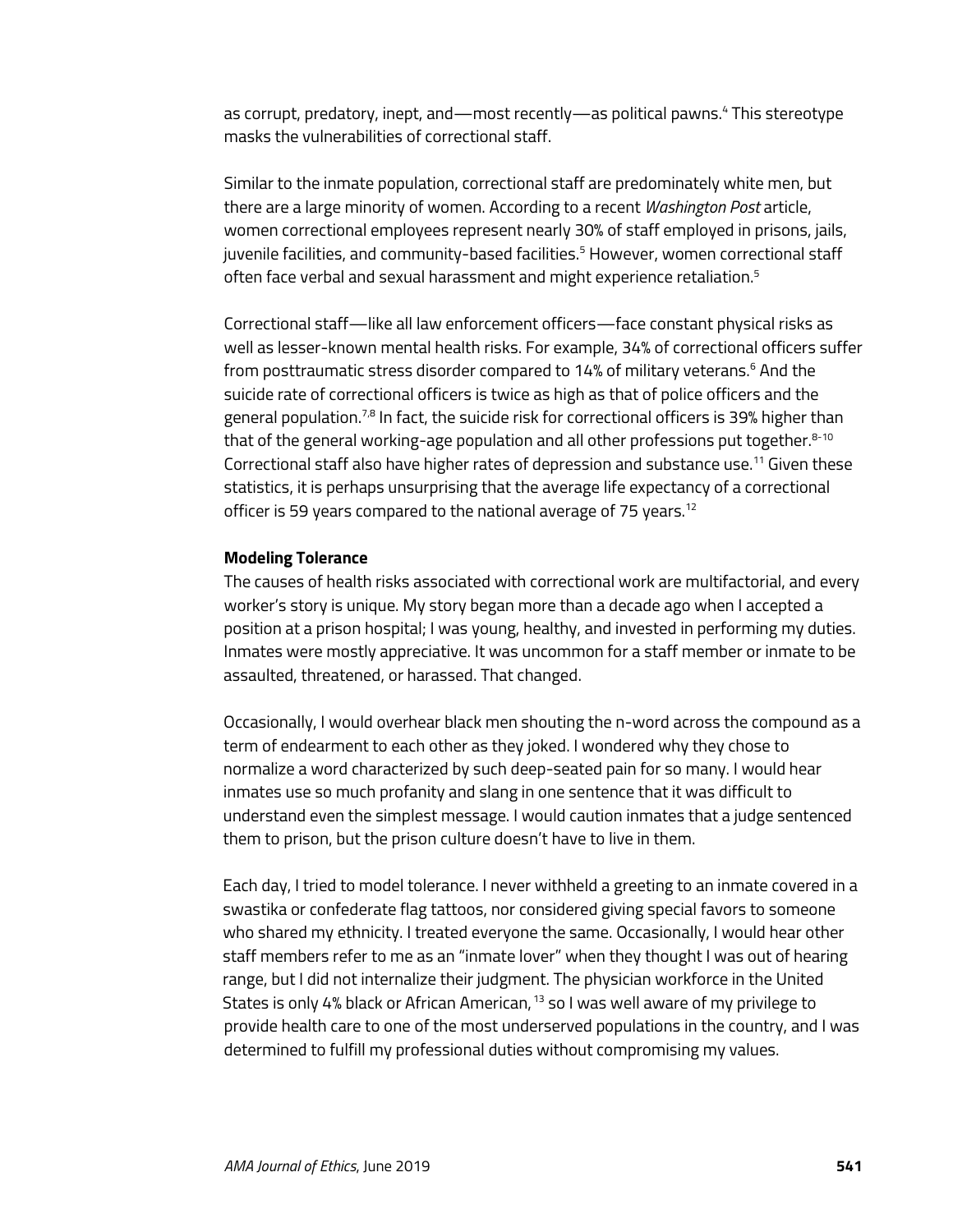as corrupt, predatory, inept, and—most recently—as political pawns.[4] This stereotype masks the vulnerabilities of correctional staff.

Similar to the inmate population, correctional staff are predominately white men, but there are a large minority of women. According to a recent *Washington Post* article, women correctional employees represent nearly 30% of staff employed in prisons, jails, juvenile facilities, and community-based facilities.[5] However, women correctional staff often face verbal and sexual harassment and might experience retaliation.[5]

Correctional staff—like all law enforcement officers—face constant physical risks as well as lesser-known mental health risks. For example, 34% of correctional officers suffer from posttraumatic stress disorder compared to 14% of military veterans.[6] And the suicide rate of correctional officers is twice as high as that of police officers and the general population.[7,8] In fact, the suicide risk for correctional officers is 39% higher than that of the general working-age population and all other professions put together.[8-10] Correctional staff also have higher rates of depression and substance use.[11] Given these statistics, it is perhaps unsurprising that the average life expectancy of a correctional officer is 59 years compared to the national average of 75 years.[12]

**Modeling Tolerance**

The causes of health risks associated with correctional work are multifactorial, and every worker's story is unique. My story began more than a decade ago when I accepted a position at a prison hospital; I was young, healthy, and invested in performing my duties. Inmates were mostly appreciative. It was uncommon for a staff member or inmate to be assaulted, threatened, or harassed. That changed.

Occasionally, I would overhear black men shouting the n-word across the compound as a term of endearment to each other as they joked. I wondered why they chose to normalize a word characterized by such deep-seated pain for so many. I would hear inmates use so much profanity and slang in one sentence that it was difficult to understand even the simplest message. I would caution inmates that a judge sentenced them to prison, but the prison culture doesn't have to live in them.

Each day, I tried to model tolerance. I never withheld a greeting to an inmate covered in a swastika or confederate flag tattoos, nor considered giving special favors to someone who shared my ethnicity. I treated everyone the same. Occasionally, I would hear other staff members refer to me as an "inmate lover" when they thought I was out of hearing range, but I did not internalize their judgment. The physician workforce in the United States is only 4% black or African American,[13] so I was well aware of my privilege to provide health care to one of the most underserved populations in the country, and I was determined to fulfill my professional duties without compromising my values.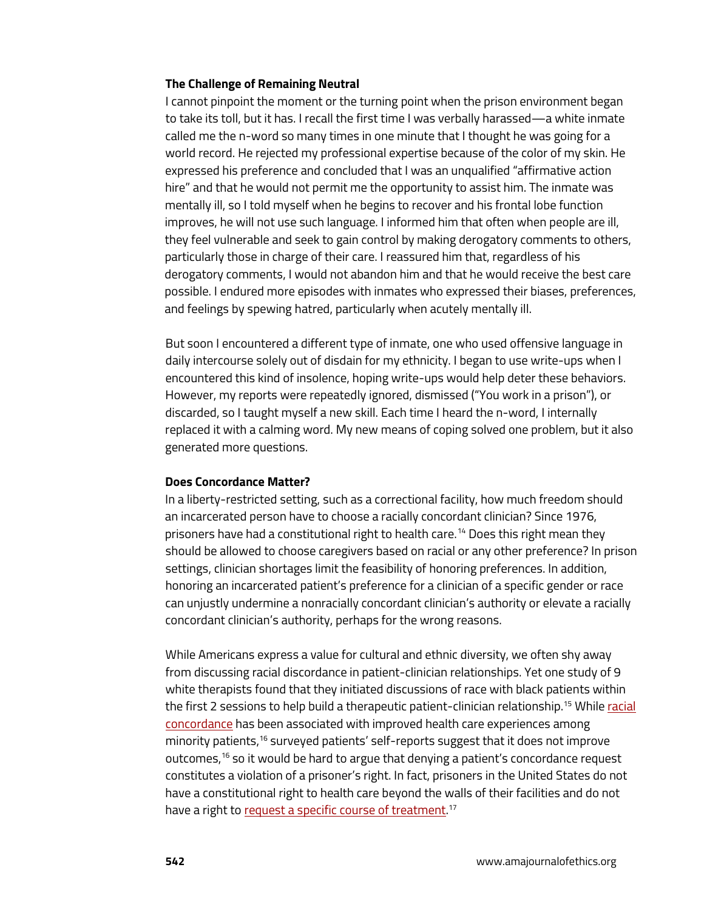### The Challenge of Remaining Neutral

I cannot pinpoint the moment or the turning point when the prison environment began to take its toll, but it has. I recall the first time I was verbally harassed—a white inmate called me the n-word so many times in one minute that I thought he was going for a world record. He rejected my professional expertise because of the color of my skin. He expressed his preference and concluded that I was an unqualified "affirmative action hire" and that he would not permit me the opportunity to assist him. The inmate was mentally ill, so I told myself when he begins to recover and his frontal lobe function improves, he will not use such language. I informed him that often when people are ill, they feel vulnerable and seek to gain control by making derogatory comments to others, particularly those in charge of their care. I reassured him that, regardless of his derogatory comments, I would not abandon him and that he would receive the best care possible. I endured more episodes with inmates who expressed their biases, preferences, and feelings by spewing hatred, particularly when acutely mentally ill.

But soon I encountered a different type of inmate, one who used offensive language in daily intercourse solely out of disdain for my ethnicity. I began to use write-ups when I encountered this kind of insolence, hoping write-ups would help deter these behaviors. However, my reports were repeatedly ignored, dismissed ("You work in a prison"), or discarded, so I taught myself a new skill. Each time I heard the n-word, I internally replaced it with a calming word. My new means of coping solved one problem, but it also generated more questions.

### Does Concordance Matter?

In a liberty-restricted setting, such as a correctional facility, how much freedom should an incarcerated person have to choose a racially concordant clinician? Since 1976, prisoners have had a constitutional right to health care.[14] Does this right mean they should be allowed to choose caregivers based on racial or any other preference? In prison settings, clinician shortages limit the feasibility of honoring preferences. In addition, honoring an incarcerated patient's preference for a clinician of a specific gender or race can unjustly undermine a nonracially concordant clinician's authority or elevate a racially concordant clinician's authority, perhaps for the wrong reasons.

While Americans express a value for cultural and ethnic diversity, we often shy away from discussing racial discordance in patient-clinician relationships. Yet one study of 9 white therapists found that they initiated discussions of race with black patients within the first 2 sessions to help build a therapeutic patient-clinician relationship.[15] While racial concordance has been associated with improved health care experiences among minority patients,[16] surveyed patients' self-reports suggest that it does not improve outcomes,[16] so it would be hard to argue that denying a patient's concordance request constitutes a violation of a prisoner's right. In fact, prisoners in the United States do not have a constitutional right to health care beyond the walls of their facilities and do not have a right to request a specific course of treatment.[17]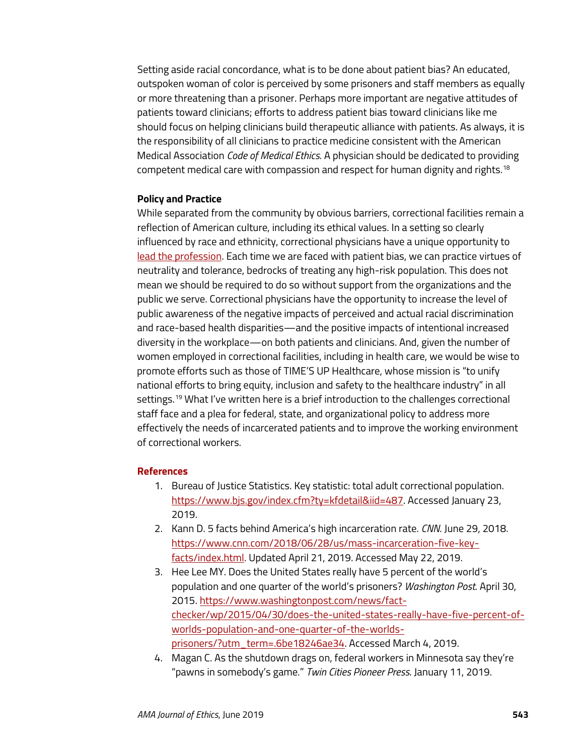Setting aside racial concordance, what is to be done about patient bias? An educated, outspoken woman of color is perceived by some prisoners and staff members as equally or more threatening than a prisoner. Perhaps more important are negative attitudes of patients toward clinicians; efforts to address patient bias toward clinicians like me should focus on helping clinicians build therapeutic alliance with patients. As always, it is the responsibility of all clinicians to practice medicine consistent with the American Medical Association *Code of Medical Ethics*. A physician should be dedicated to providing competent medical care with compassion and respect for human dignity and rights.[18]

**Policy and Practice**

While separated from the community by obvious barriers, correctional facilities remain a reflection of American culture, including its ethical values. In a setting so clearly influenced by race and ethnicity, correctional physicians have a unique opportunity to lead the profession. Each time we are faced with patient bias, we can practice virtues of neutrality and tolerance, bedrocks of treating any high-risk population. This does not mean we should be required to do so without support from the organizations and the public we serve. Correctional physicians have the opportunity to increase the level of public awareness of the negative impacts of perceived and actual racial discrimination and race-based health disparities—and the positive impacts of intentional increased diversity in the workplace—on both patients and clinicians. And, given the number of women employed in correctional facilities, including in health care, we would be wise to promote efforts such as those of TIME'S UP Healthcare, whose mission is "to unify national efforts to bring equity, inclusion and safety to the healthcare industry" in all settings.[19] What I've written here is a brief introduction to the challenges correctional staff face and a plea for federal, state, and organizational policy to address more effectively the needs of incarcerated patients and to improve the working environment of correctional workers.

**References**

1. Bureau of Justice Statistics. Key statistic: total adult correctional population. https://www.bjs.gov/index.cfm?ty=kfdetail&iid=487. Accessed January 23, 2019.
2. Kann D. 5 facts behind America's high incarceration rate. *CNN*. June 29, 2018. https://www.cnn.com/2018/06/28/us/mass-incarceration-five-key-facts/index.html. Updated April 21, 2019. Accessed May 22, 2019.
3. Hee Lee MY. Does the United States really have 5 percent of the world's population and one quarter of the world's prisoners? *Washington Post*. April 30, 2015. https://www.washingtonpost.com/news/fact-checker/wp/2015/04/30/does-the-united-states-really-have-five-percent-of-worlds-population-and-one-quarter-of-the-worlds-prisoners/?utm_term=.6be18246ae34. Accessed March 4, 2019.
4. Magan C. As the shutdown drags on, federal workers in Minnesota say they're "pawns in somebody's game." *Twin Cities Pioneer Press*. January 11, 2019.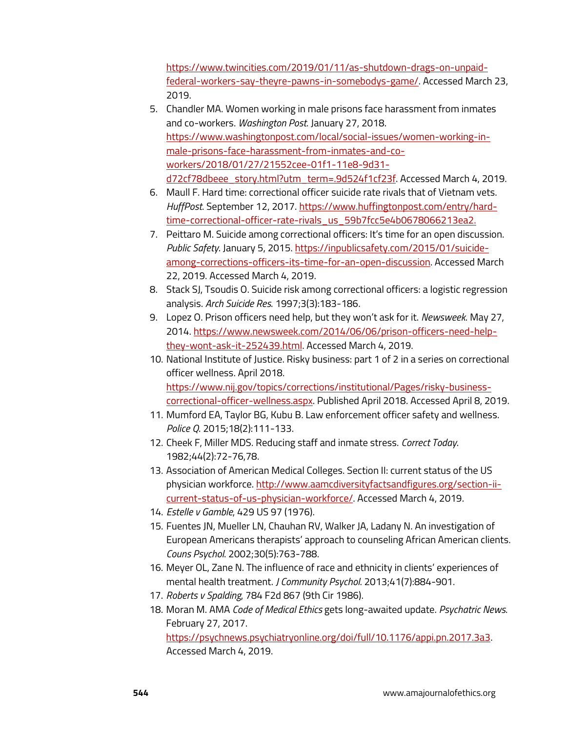https://www.twincities.com/2019/01/11/as-shutdown-drags-on-unpaid-federal-workers-say-theyre-pawns-in-somebodys-game/. Accessed March 23, 2019.

5. Chandler MA. Women working in male prisons face harassment from inmates and co-workers. *Washington Post*. January 27, 2018. https://www.washingtonpost.com/local/social-issues/women-working-in-male-prisons-face-harassment-from-inmates-and-co-workers/2018/01/27/21552cee-01f1-11e8-9d31-d72cf78dbeee_story.html?utm_term=.9d524f1cf23f. Accessed March 4, 2019.
6. Maull F. Hard time: correctional officer suicide rate rivals that of Vietnam vets. *HuffPost*. September 12, 2017. https://www.huffingtonpost.com/entry/hard-time-correctional-officer-rate-rivals_us_59b7fcc5e4b0678066213ea2.
7. Peittaro M. Suicide among correctional officers: It's time for an open discussion. *Public Safety*. January 5, 2015. https://inpublicsafety.com/2015/01/suicide-among-corrections-officers-its-time-for-an-open-discussion. Accessed March 22, 2019. Accessed March 4, 2019.
8. Stack SJ, Tsoudis O. Suicide risk among correctional officers: a logistic regression analysis. *Arch Suicide Res*. 1997;3(3):183-186.
9. Lopez O. Prison officers need help, but they won't ask for it. *Newsweek*. May 27, 2014. https://www.newsweek.com/2014/06/06/prison-officers-need-help-they-wont-ask-it-252439.html. Accessed March 4, 2019.
10. National Institute of Justice. Risky business: part 1 of 2 in a series on correctional officer wellness. April 2018. https://www.nij.gov/topics/corrections/institutional/Pages/risky-business-correctional-officer-wellness.aspx. Published April 2018. Accessed April 8, 2019.
11. Mumford EA, Taylor BG, Kubu B. Law enforcement officer safety and wellness. *Police Q*. 2015;18(2):111-133.
12. Cheek F, Miller MDS. Reducing staff and inmate stress. *Correct Today*. 1982;44(2):72-76,78.
13. Association of American Medical Colleges. Section II: current status of the US physician workforce. http://www.aamcdiversityfactsandfigures.org/section-ii-current-status-of-us-physician-workforce/. Accessed March 4, 2019.
14. *Estelle v Gamble*, 429 US 97 (1976).
15. Fuentes JN, Mueller LN, Chauhan RV, Walker JA, Ladany N. An investigation of European Americans therapists' approach to counseling African American clients. *Couns Psychol*. 2002;30(5):763-788.
16. Meyer OL, Zane N. The influence of race and ethnicity in clients' experiences of mental health treatment. *J Community Psychol*. 2013;41(7):884-901.
17. *Roberts v Spalding*, 784 F2d 867 (9th Cir 1986).
18. Moran M. AMA *Code of Medical Ethics* gets long-awaited update. *Psychatric News*. February 27, 2017. https://psychnews.psychiatryonline.org/doi/full/10.1176/appi.pn.2017.3a3. Accessed March 4, 2019.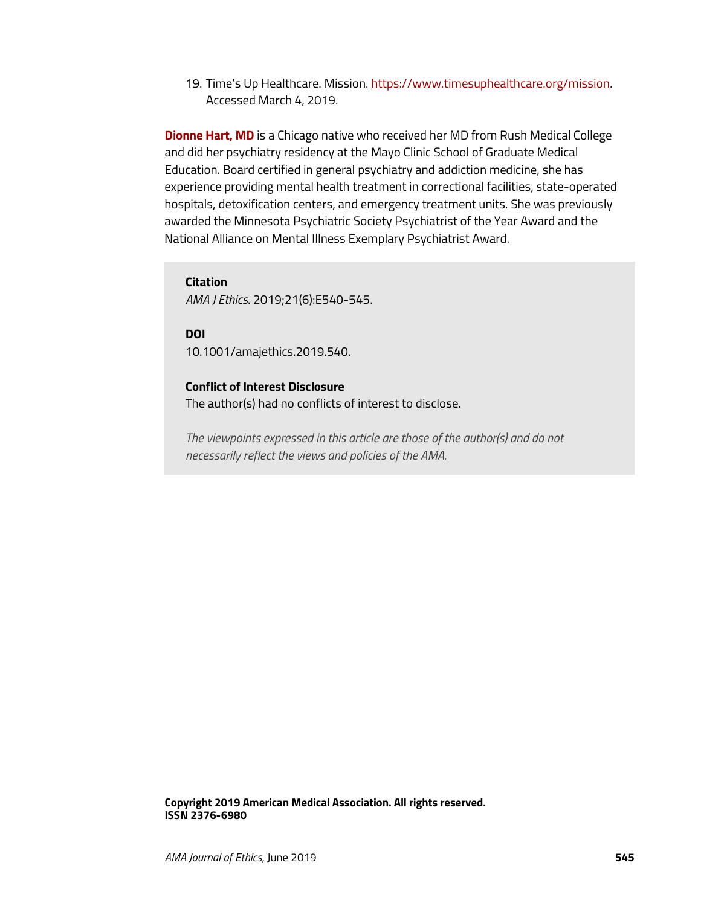19. Time's Up Healthcare. Mission. https://www.timesuphealthcare.org/mission. Accessed March 4, 2019.

**Dionne Hart, MD** is a Chicago native who received her MD from Rush Medical College and did her psychiatry residency at the Mayo Clinic School of Graduate Medical Education. Board certified in general psychiatry and addiction medicine, she has experience providing mental health treatment in correctional facilities, state-operated hospitals, detoxification centers, and emergency treatment units. She was previously awarded the Minnesota Psychiatric Society Psychiatrist of the Year Award and the National Alliance on Mental Illness Exemplary Psychiatrist Award.

**Citation**
*AMA J Ethics*. 2019;21(6):E540-545.

**DOI**
10.1001/amajethics.2019.540.

**Conflict of Interest Disclosure**
The author(s) had no conflicts of interest to disclose.

*The viewpoints expressed in this article are those of the author(s) and do not necessarily reflect the views and policies of the AMA.*

**Copyright 2019 American Medical Association. All rights reserved.**
**ISSN 2376-6980**